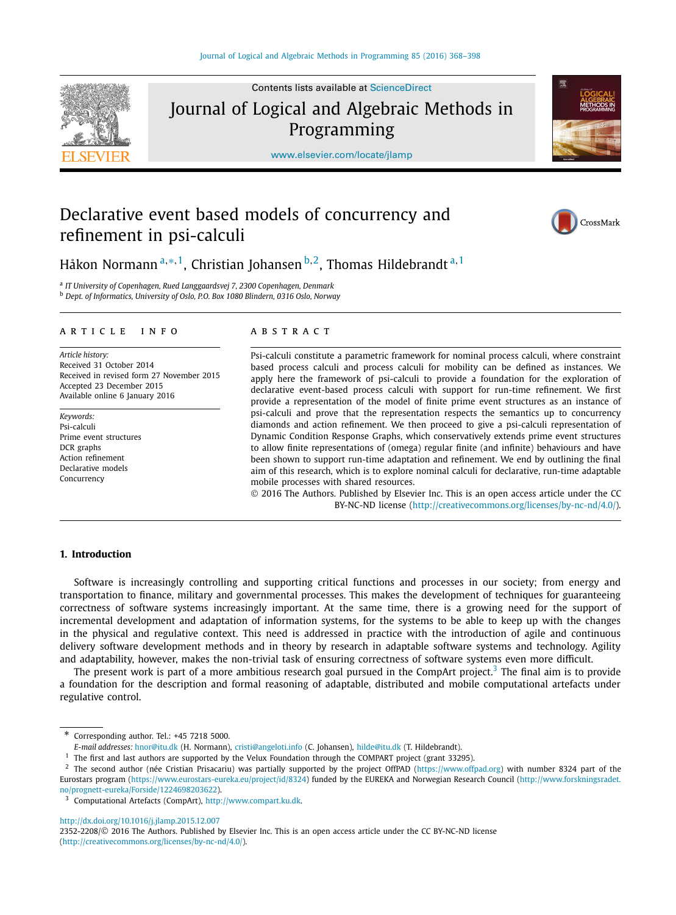# Declarative event based models of concurrency and refinement in psi-calculi

Håkon Normann [a,*,1], Christian Johansen [b,2], Thomas Hildebrandt [a,1]

[a] IT University of Copenhagen, Rued Langgaardsvej 7, 2300 Copenhagen, Denmark
[b] Dept. of Informatics, University of Oslo, P.O. Box 1080 Blindern, 0316 Oslo, Norway

## ARTICLE INFO

*Article history:*
Received 31 October 2014
Received in revised form 27 November 2015
Accepted 23 December 2015
Available online 6 January 2016

*Keywords:*
Psi-calculi
Prime event structures
DCR graphs
Action refinement
Declarative models
Concurrency

## ABSTRACT

Psi-calculi constitute a parametric framework for nominal process calculi, where constraint based process calculi and process calculi for mobility can be defined as instances. We apply here the framework of psi-calculi to provide a foundation for the exploration of declarative event-based process calculi with support for run-time refinement. We first provide a representation of the model of finite prime event structures as an instance of psi-calculi and prove that the representation respects the semantics up to concurrency diamonds and action refinement. We then proceed to give a psi-calculi representation of Dynamic Condition Response Graphs, which conservatively extends prime event structures to allow finite representations of (omega) regular finite (and infinite) behaviours and have been shown to support run-time adaptation and refinement. We end by outlining the final aim of this research, which is to explore nominal calculi for declarative, run-time adaptable mobile processes with shared resources.

© 2016 The Authors. Published by Elsevier Inc. This is an open access article under the CC BY-NC-ND license (http://creativecommons.org/licenses/by-nc-nd/4.0/).

## 1. Introduction

Software is increasingly controlling and supporting critical functions and processes in our society; from energy and transportation to finance, military and governmental processes. This makes the development of techniques for guaranteeing correctness of software systems increasingly important. At the same time, there is a growing need for the support of incremental development and adaptation of information systems, for the systems to be able to keep up with the changes in the physical and regulative context. This need is addressed in practice with the introduction of agile and continuous delivery software development methods and in theory by research in adaptable software systems and technology. Agility and adaptability, however, makes the non-trivial task of ensuring correctness of software systems even more difficult.

The present work is part of a more ambitious research goal pursued in the CompArt project.[3] The final aim is to provide a foundation for the description and formal reasoning of adaptable, distributed and mobile computational artefacts under regulative control.

---

* Corresponding author. Tel.: +45 7218 5000.
*E-mail addresses:* hnor@itu.dk (H. Normann), cristi@angeloti.info (C. Johansen), hilde@itu.dk (T. Hildebrandt).

[1] The first and last authors are supported by the Velux Foundation through the COMPART project (grant 33295).

[2] The second author (née Cristian Prisacariu) was partially supported by the project OffPAD (https://www.offpad.org) with number 8324 part of the Eurostars program (https://www.eurostars-eureka.eu/project/id/8324) funded by the EUREKA and Norwegian Research Council (http://www.forskningsradet.no/prognett-eureka/Forside/1224698203622).

[3] Computational Artefacts (CompArt), http://www.compart.ku.dk.

http://dx.doi.org/10.1016/j.jlamp.2015.12.007
2352-2208/© 2016 The Authors. Published by Elsevier Inc. This is an open access article under the CC BY-NC-ND license (http://creativecommons.org/licenses/by-nc-nd/4.0/).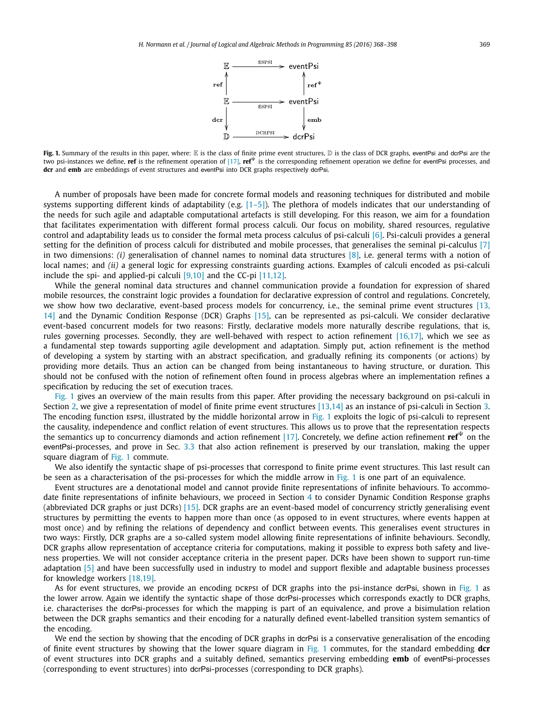$$
\begin{array}{ccc}
\mathbb{E} & \xrightarrow{\text{ESPSI}} & \mathsf{eventPsi} \\
\uparrow{\scriptstyle \mathbf{ref}} & & \uparrow{\scriptstyle \mathbf{ref}^{\Psi}} \\
\mathbb{E} & \xrightarrow{\text{ESPSI}} & \mathsf{eventPsi} \\
\downarrow{\scriptstyle \mathbf{dcr}} & & \downarrow{\scriptstyle \mathbf{emb}} \\
\mathbb{D} & \xrightarrow{\text{DCRPSI}} & \mathsf{dcrPsi}
\end{array}
$$

**Fig. 1.** Summary of the results in this paper, where: $\mathbb{E}$ is the class of finite prime event structures, $\mathbb{D}$ is the class of DCR graphs, eventPsi and dcrPsi are the two psi-instances we define, **ref** is the refinement operation of [17], $\mathbf{ref}^{\Psi}$ is the corresponding refinement operation we define for eventPsi processes, and **dcr** and **emb** are embeddings of event structures and eventPsi into DCR graphs respectively dcrPsi.

A number of proposals have been made for concrete formal models and reasoning techniques for distributed and mobile systems supporting different kinds of adaptability (e.g. [1–5]). The plethora of models indicates that our understanding of the needs for such agile and adaptable computational artefacts is still developing. For this reason, we aim for a foundation that facilitates experimentation with different formal process calculi. Our focus on mobility, shared resources, regulative control and adaptability leads us to consider the formal meta process calculus of psi-calculi [6]. Psi-calculi provides a general setting for the definition of process calculi for distributed and mobile processes, that generalises the seminal pi-calculus [7] in two dimensions: *(i)* generalisation of channel names to nominal data structures [8], i.e. general terms with a notion of local names; and *(ii)* a general logic for expressing constraints guarding actions. Examples of calculi encoded as psi-calculi include the spi- and applied-pi calculi [9,10] and the CC-pi [11,12].

While the general nominal data structures and channel communication provide a foundation for expression of shared mobile resources, the constraint logic provides a foundation for declarative expression of control and regulations. Concretely, we show how two declarative, event-based process models for concurrency, i.e., the seminal prime event structures [13,14] and the Dynamic Condition Response (DCR) Graphs [15], can be represented as psi-calculi. We consider declarative event-based concurrent models for two reasons: Firstly, declarative models more naturally describe regulations, that is, rules governing processes. Secondly, they are well-behaved with respect to action refinement [16,17], which we see as a fundamental step towards supporting agile development and adaptation. Simply put, action refinement is the method of developing a system by starting with an abstract specification, and gradually refining its components (or actions) by providing more details. Thus an action can be changed from being instantaneous to having structure, or duration. This should not be confused with the notion of refinement often found in process algebras where an implementation refines a specification by reducing the set of execution traces.

Fig. 1 gives an overview of the main results from this paper. After providing the necessary background on psi-calculi in Section 2, we give a representation of model of finite prime event structures [13,14] as an instance of psi-calculi in Section 3. The encoding function ESPSI, illustrated by the middle horizontal arrow in Fig. 1 exploits the logic of psi-calculi to represent the causality, independence and conflict relation of event structures. This allows us to prove that the representation respects the semantics up to concurrency diamonds and action refinement [17]. Concretely, we define action refinement $\mathbf{ref}^{\Psi}$ on the eventPsi-processes, and prove in Sec. 3.3 that also action refinement is preserved by our translation, making the upper square diagram of Fig. 1 commute.

We also identify the syntactic shape of psi-processes that correspond to finite prime event structures. This last result can be seen as a characterisation of the psi-processes for which the middle arrow in Fig. 1 is one part of an equivalence.

Event structures are a denotational model and cannot provide finite representations of infinite behaviours. To accommodate finite representations of infinite behaviours, we proceed in Section 4 to consider Dynamic Condition Response graphs (abbreviated DCR graphs or just DCRs) [15]. DCR graphs are an event-based model of concurrency strictly generalising event structures by permitting the events to happen more than once (as opposed to in event structures, where events happen at most once) and by refining the relations of dependency and conflict between events. This generalises event structures in two ways: Firstly, DCR graphs are a so-called system model allowing finite representations of infinite behaviours. Secondly, DCR graphs allow representation of acceptance criteria for computations, making it possible to express both safety and liveness properties. We will not consider acceptance criteria in the present paper. DCRs have been shown to support run-time adaptation [5] and have been successfully used in industry to model and support flexible and adaptable business processes for knowledge workers [18,19].

As for event structures, we provide an encoding DCRPSI of DCR graphs into the psi-instance dcrPsi, shown in Fig. 1 as the lower arrow. Again we identify the syntactic shape of those dcrPsi-processes which corresponds exactly to DCR graphs, i.e. characterises the dcrPsi-processes for which the mapping is part of an equivalence, and prove a bisimulation relation between the DCR graphs semantics and their encoding for a naturally defined event-labelled transition system semantics of the encoding.

We end the section by showing that the encoding of DCR graphs in dcrPsi is a conservative generalisation of the encoding of finite event structures by showing that the lower square diagram in Fig. 1 commutes, for the standard embedding **dcr** of event structures into DCR graphs and a suitably defined, semantics preserving embedding **emb** of eventPsi-processes (corresponding to event structures) into dcrPsi-processes (corresponding to DCR graphs).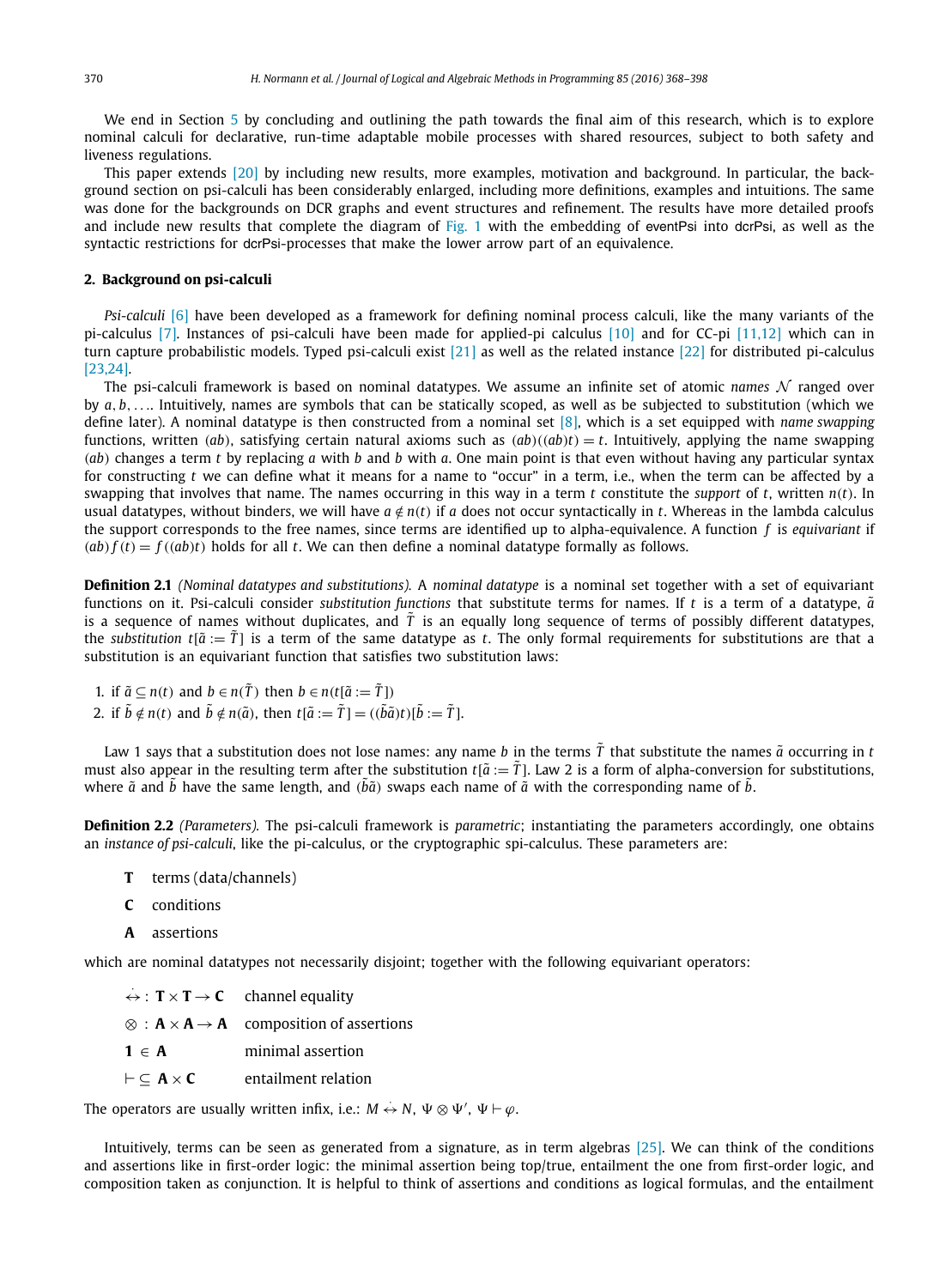We end in Section 5 by concluding and outlining the path towards the final aim of this research, which is to explore nominal calculi for declarative, run-time adaptable mobile processes with shared resources, subject to both safety and liveness regulations.

This paper extends [20] by including new results, more examples, motivation and background. In particular, the background section on psi-calculi has been considerably enlarged, including more definitions, examples and intuitions. The same was done for the backgrounds on DCR graphs and event structures and refinement. The results have more detailed proofs and include new results that complete the diagram of Fig. 1 with the embedding of eventPsi into dcrPsi, as well as the syntactic restrictions for dcrPsi-processes that make the lower arrow part of an equivalence.

## 2. Background on psi-calculi

*Psi-calculi* [6] have been developed as a framework for defining nominal process calculi, like the many variants of the pi-calculus [7]. Instances of psi-calculi have been made for applied-pi calculus [10] and for CC-pi [11,12] which can in turn capture probabilistic models. Typed psi-calculi exist [21] as well as the related instance [22] for distributed pi-calculus [23,24].

The psi-calculi framework is based on nominal datatypes. We assume an infinite set of atomic *names* $\mathcal{N}$ ranged over by $a, b, \ldots$. Intuitively, names are symbols that can be statically scoped, as well as be subjected to substitution (which we define later). A nominal datatype is then constructed from a nominal set [8], which is a set equipped with *name swapping* functions, written $(ab)$, satisfying certain natural axioms such as $(ab)((ab)t) = t$. Intuitively, applying the name swapping $(ab)$ changes a term $t$ by replacing $a$ with $b$ and $b$ with $a$. One main point is that even without having any particular syntax for constructing $t$ we can define what it means for a name to "occur" in a term, i.e., when the term can be affected by a swapping that involves that name. The names occurring in this way in a term $t$ constitute the *support* of $t$, written $n(t)$. In usual datatypes, without binders, we will have $a \notin n(t)$ if $a$ does not occur syntactically in $t$. Whereas in the lambda calculus the support corresponds to the free names, since terms are identified up to alpha-equivalence. A function $f$ is *equivariant* if $(ab)f(t) = f((ab)t)$ holds for all $t$. We can then define a nominal datatype formally as follows.

**Definition 2.1** *(Nominal datatypes and substitutions).* A *nominal datatype* is a nominal set together with a set of equivariant functions on it. Psi-calculi consider *substitution functions* that substitute terms for names. If $t$ is a term of a datatype, $\tilde{a}$ is a sequence of names without duplicates, and $\tilde{T}$ is an equally long sequence of terms of possibly different datatypes, the *substitution* $t[\tilde{a} := \tilde{T}]$ is a term of the same datatype as $t$. The only formal requirements for substitutions are that a substitution is an equivariant function that satisfies two substitution laws:

1. if $\tilde{a} \subseteq n(t)$ and $b \in n(\tilde{T})$ then $b \in n(t[\tilde{a} := \tilde{T}])$
2. if $\tilde{b} \notin n(t)$ and $\tilde{b} \notin n(\tilde{a})$, then $t[\tilde{a} := \tilde{T}] = ((\tilde{b}\tilde{a})t)[\tilde{b} := \tilde{T}]$.

Law 1 says that a substitution does not lose names: any name $b$ in the terms $\tilde{T}$ that substitute the names $\tilde{a}$ occurring in $t$ must also appear in the resulting term after the substitution $t[\tilde{a} := \tilde{T}]$. Law 2 is a form of alpha-conversion for substitutions, where $\tilde{a}$ and $\tilde{b}$ have the same length, and $(\tilde{b}\tilde{a})$ swaps each name of $\tilde{a}$ with the corresponding name of $\tilde{b}$.

**Definition 2.2** *(Parameters).* The psi-calculi framework is *parametric*; instantiating the parameters accordingly, one obtains an *instance of psi-calculi*, like the pi-calculus, or the cryptographic spi-calculus. These parameters are:

- $\mathbf{T}$ terms (data/channels)
- $\mathbf{C}$ conditions
- $\mathbf{A}$ assertions

which are nominal datatypes not necessarily disjoint; together with the following equivariant operators:

- $\dot{\leftrightarrow} : \mathbf{T} \times \mathbf{T} \to \mathbf{C}$ channel equality
- $\otimes : \mathbf{A} \times \mathbf{A} \to \mathbf{A}$ composition of assertions
- $\mathbf{1} \in \mathbf{A}$ minimal assertion
- $\vdash \subseteq \mathbf{A} \times \mathbf{C}$ entailment relation

The operators are usually written infix, i.e.: $M \dot{\leftrightarrow} N$, $\Psi \otimes \Psi'$, $\Psi \vdash \varphi$.

Intuitively, terms can be seen as generated from a signature, as in term algebras [25]. We can think of the conditions and assertions like in first-order logic: the minimal assertion being top/true, entailment the one from first-order logic, and composition taken as conjunction. It is helpful to think of assertions and conditions as logical formulas, and the entailment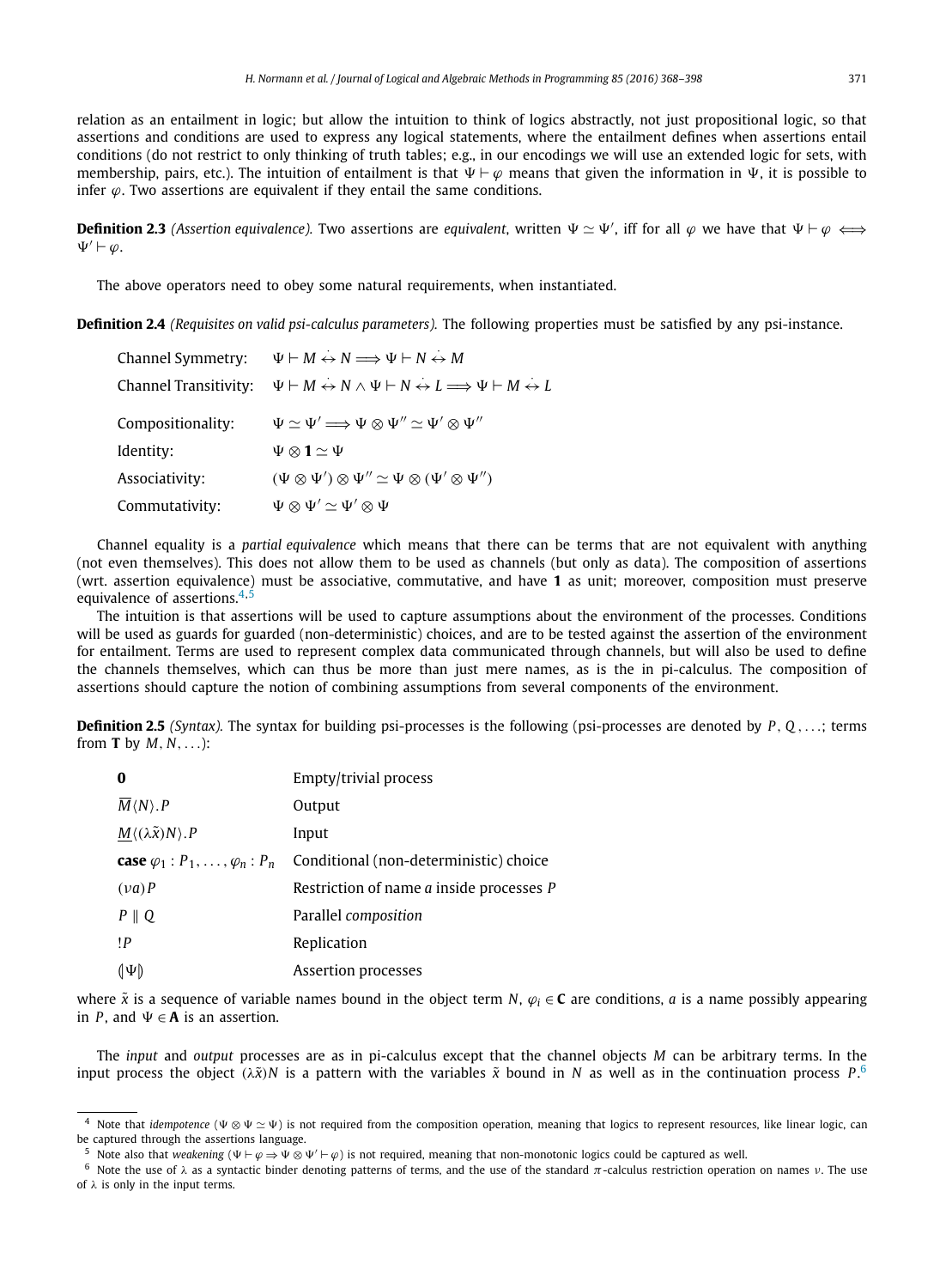relation as an entailment in logic; but allow the intuition to think of logics abstractly, not just propositional logic, so that assertions and conditions are used to express any logical statements, where the entailment defines when assertions entail conditions (do not restrict to only thinking of truth tables; e.g., in our encodings we will use an extended logic for sets, with membership, pairs, etc.). The intuition of entailment is that $\Psi \vdash \varphi$ means that given the information in $\Psi$, it is possible to infer $\varphi$. Two assertions are equivalent if they entail the same conditions.

**Definition 2.3** *(Assertion equivalence).* Two assertions are *equivalent*, written $\Psi \simeq \Psi'$, iff for all $\varphi$ we have that $\Psi \vdash \varphi \iff \Psi' \vdash \varphi$.

The above operators need to obey some natural requirements, when instantiated.

**Definition 2.4** *(Requisites on valid psi-calculus parameters).* The following properties must be satisfied by any psi-instance.

| | |
|---|---|
| Channel Symmetry: | $\Psi \vdash M \dot{\leftrightarrow} N \Longrightarrow \Psi \vdash N \dot{\leftrightarrow} M$ |
| Channel Transitivity: | $\Psi \vdash M \dot{\leftrightarrow} N \wedge \Psi \vdash N \dot{\leftrightarrow} L \Longrightarrow \Psi \vdash M \dot{\leftrightarrow} L$ |
| Compositionality: | $\Psi \simeq \Psi' \Longrightarrow \Psi \otimes \Psi'' \simeq \Psi' \otimes \Psi''$ |
| Identity: | $\Psi \otimes \mathbf{1} \simeq \Psi$ |
| Associativity: | $(\Psi \otimes \Psi') \otimes \Psi'' \simeq \Psi \otimes (\Psi' \otimes \Psi'')$ |
| Commutativity: | $\Psi \otimes \Psi' \simeq \Psi' \otimes \Psi$ |

Channel equality is a *partial equivalence* which means that there can be terms that are not equivalent with anything (not even themselves). This does not allow them to be used as channels (but only as data). The composition of assertions (wrt. assertion equivalence) must be associative, commutative, and have **1** as unit; moreover, composition must preserve equivalence of assertions.[4,5]

The intuition is that assertions will be used to capture assumptions about the environment of the processes. Conditions will be used as guards for guarded (non-deterministic) choices, and are to be tested against the assertion of the environment for entailment. Terms are used to represent complex data communicated through channels, but will also be used to define the channels themselves, which can thus be more than just mere names, as is the in pi-calculus. The composition of assertions should capture the notion of combining assumptions from several components of the environment.

**Definition 2.5** *(Syntax).* The syntax for building psi-processes is the following (psi-processes are denoted by $P, Q, \ldots$; terms from $\mathbf{T}$ by $M, N, \ldots$):

| | |
|---|---|
| $\mathbf{0}$ | Empty/trivial process |
| $\overline{M}\langle N\rangle.P$ | Output |
| $\underline{M}\langle(\lambda\tilde{x})N\rangle.P$ | Input |
| $\mathbf{case}\ \varphi_1 : P_1, \ldots, \varphi_n : P_n$ | Conditional (non-deterministic) choice |
| $(\nu a)P$ | Restriction of name $a$ inside processes $P$ |
| $P \parallel Q$ | Parallel *composition* |
| $!P$ | Replication |
| $(\!\vert\Psi\vert\!)$ | Assertion processes |

where $\tilde{x}$ is a sequence of variable names bound in the object term $N$, $\varphi_i \in \mathbf{C}$ are conditions, $a$ is a name possibly appearing in $P$, and $\Psi \in \mathbf{A}$ is an assertion.

The *input* and *output* processes are as in pi-calculus except that the channel objects $M$ can be arbitrary terms. In the input process the object $(\lambda\tilde{x})N$ is a pattern with the variables $\tilde{x}$ bound in $N$ as well as in the continuation process $P$.[6]

---

[4] Note that *idempotence* ($\Psi \otimes \Psi \simeq \Psi$) is not required from the composition operation, meaning that logics to represent resources, like linear logic, can be captured through the assertions language.

[5] Note also that *weakening* ($\Psi \vdash \varphi \Rightarrow \Psi \otimes \Psi' \vdash \varphi$) is not required, meaning that non-monotonic logics could be captured as well.

[6] Note the use of $\lambda$ as a syntactic binder denoting patterns of terms, and the use of the standard $\pi$-calculus restriction operation on names $\nu$. The use of $\lambda$ is only in the input terms.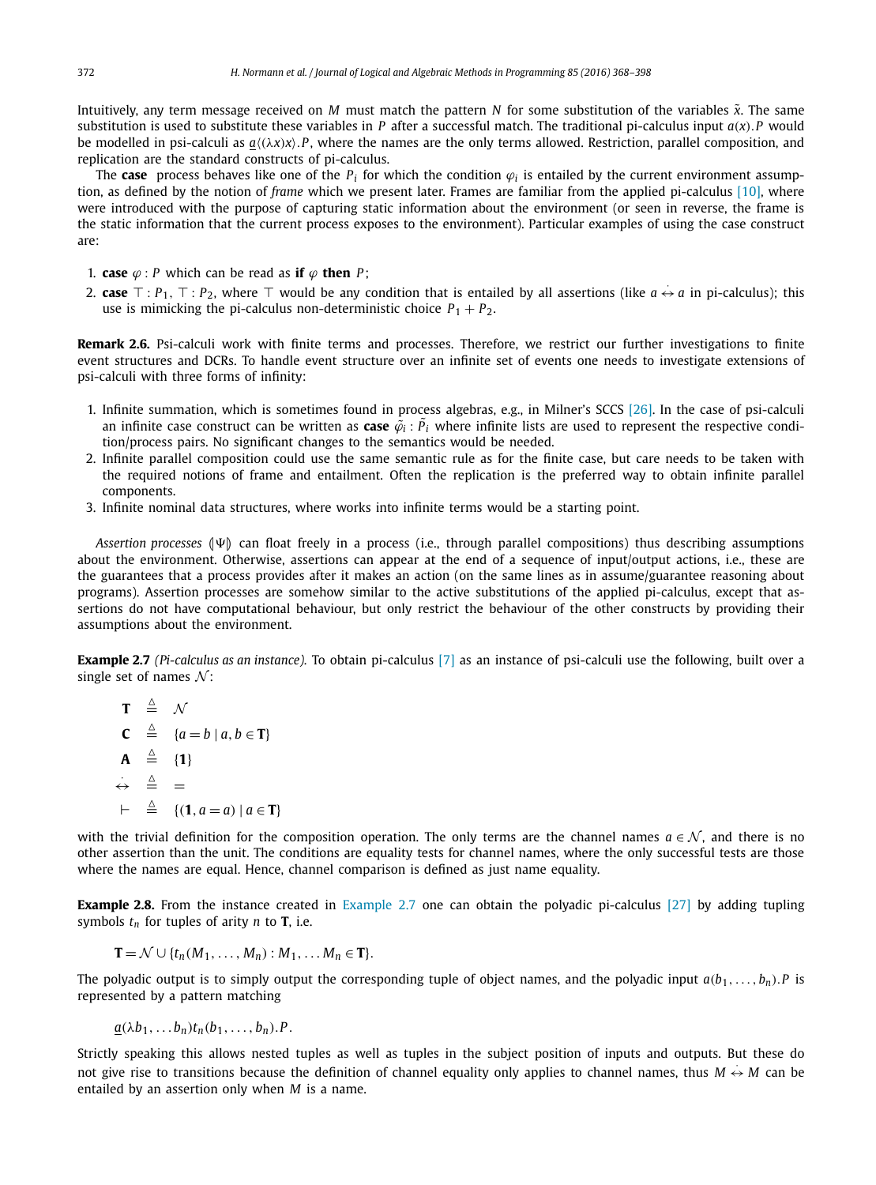Intuitively, any term message received on $M$ must match the pattern $N$ for some substitution of the variables $\tilde{x}$. The same substitution is used to substitute these variables in $P$ after a successful match. The traditional pi-calculus input $a(x).P$ would be modelled in psi-calculi as $\underline{a}\langle(\lambda x)x\rangle.P$, where the names are the only terms allowed. Restriction, parallel composition, and replication are the standard constructs of pi-calculus.

The **case** process behaves like one of the $P_i$ for which the condition $\varphi_i$ is entailed by the current environment assumption, as defined by the notion of *frame* which we present later. Frames are familiar from the applied pi-calculus [10], where were introduced with the purpose of capturing static information about the environment (or seen in reverse, the frame is the static information that the current process exposes to the environment). Particular examples of using the case construct are:

1. **case** $\varphi : P$ which can be read as **if** $\varphi$ **then** $P$;
2. **case** $\top : P_1,\ \top : P_2$, where $\top$ would be any condition that is entailed by all assertions (like $a \dot{\leftrightarrow} a$ in pi-calculus); this use is mimicking the pi-calculus non-deterministic choice $P_1 + P_2$.

**Remark 2.6.** Psi-calculi work with finite terms and processes. Therefore, we restrict our further investigations to finite event structures and DCRs. To handle event structure over an infinite set of events one needs to investigate extensions of psi-calculi with three forms of infinity:

1. Infinite summation, which is sometimes found in process algebras, e.g., in Milner's SCCS [26]. In the case of psi-calculi an infinite case construct can be written as **case** $\tilde{\varphi_i} : \tilde{P_i}$ where infinite lists are used to represent the respective condition/process pairs. No significant changes to the semantics would be needed.
2. Infinite parallel composition could use the same semantic rule as for the finite case, but care needs to be taken with the required notions of frame and entailment. Often the replication is the preferred way to obtain infinite parallel components.
3. Infinite nominal data structures, where works into infinite terms would be a starting point.

*Assertion processes* $(\!|\Psi|\!)$ can float freely in a process (i.e., through parallel compositions) thus describing assumptions about the environment. Otherwise, assertions can appear at the end of a sequence of input/output actions, i.e., these are the guarantees that a process provides after it makes an action (on the same lines as in assume/guarantee reasoning about programs). Assertion processes are somehow similar to the active substitutions of the applied pi-calculus, except that assertions do not have computational behaviour, but only restrict the behaviour of the other constructs by providing their assumptions about the environment.

**Example 2.7** *(Pi-calculus as an instance).* To obtain pi-calculus [7] as an instance of psi-calculi use the following, built over a single set of names $\mathcal{N}$:

$$
\begin{aligned}
\mathbf{T} &\triangleq \mathcal{N} \\
\mathbf{C} &\triangleq \{a = b \mid a, b \in \mathbf{T}\} \\
\mathbf{A} &\triangleq \{\mathbf{1}\} \\
\dot{\leftrightarrow} &\triangleq = \\
\vdash &\triangleq \{(\mathbf{1}, a = a) \mid a \in \mathbf{T}\}
\end{aligned}
$$

with the trivial definition for the composition operation. The only terms are the channel names $a \in \mathcal{N}$, and there is no other assertion than the unit. The conditions are equality tests for channel names, where the only successful tests are those where the names are equal. Hence, channel comparison is defined as just name equality.

**Example 2.8.** From the instance created in Example 2.7 one can obtain the polyadic pi-calculus [27] by adding tupling symbols $t_n$ for tuples of arity $n$ to $\mathbf{T}$, i.e.

$$\mathbf{T} = \mathcal{N} \cup \{t_n(M_1, \ldots, M_n) : M_1, \ldots M_n \in \mathbf{T}\}.$$

The polyadic output is to simply output the corresponding tuple of object names, and the polyadic input $a(b_1, \ldots, b_n).P$ is represented by a pattern matching

$$\underline{a}(\lambda b_1, \ldots b_n)t_n(b_1, \ldots, b_n).P.$$

Strictly speaking this allows nested tuples as well as tuples in the subject position of inputs and outputs. But these do not give rise to transitions because the definition of channel equality only applies to channel names, thus $M \dot{\leftrightarrow} M$ can be entailed by an assertion only when $M$ is a name.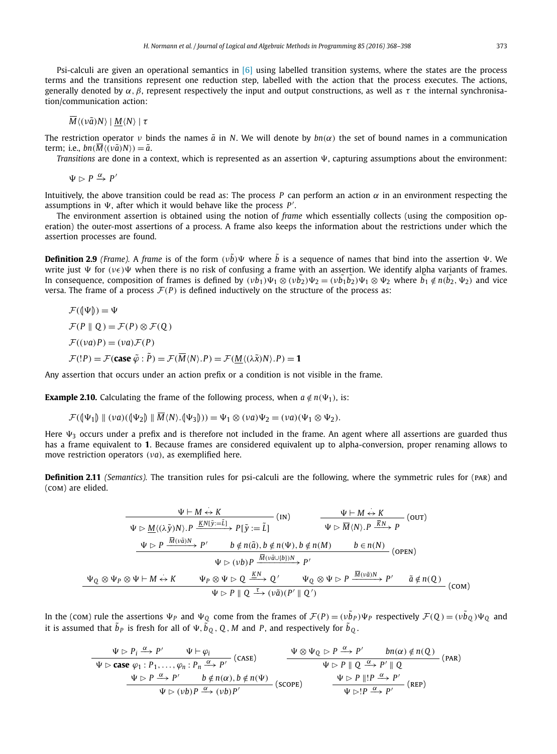Psi-calculi are given an operational semantics in [6] using labelled transition systems, where the states are the process terms and the transitions represent one reduction step, labelled with the action that the process executes. The actions, generally denoted by $\alpha, \beta$, represent respectively the input and output constructions, as well as $\tau$ the internal synchronisation/communication action:

$$\overline{M}\langle(\nu\tilde{a})N\rangle \mid \underline{M}\langle N\rangle \mid \tau$$

The restriction operator $\nu$ binds the names $\tilde{a}$ in $N$. We will denote by $bn(\alpha)$ the set of bound names in a communication term; i.e., $bn(\overline{M}\langle(\nu\tilde{a})N\rangle) = \tilde{a}$.

*Transitions* are done in a context, which is represented as an assertion $\Psi$, capturing assumptions about the environment:

$$\Psi \rhd P \xrightarrow{\alpha} P'$$

Intuitively, the above transition could be read as: The process $P$ can perform an action $\alpha$ in an environment respecting the assumptions in $\Psi$, after which it would behave like the process $P'$.

The environment assertion is obtained using the notion of *frame* which essentially collects (using the composition operation) the outer-most assertions of a process. A frame also keeps the information about the restrictions under which the assertion processes are found.

**Definition 2.9** *(Frame).* A *frame* is of the form $(\nu\tilde{b})\Psi$ where $\tilde{b}$ is a sequence of names that bind into the assertion $\Psi$. We write just $\Psi$ for $(\nu\epsilon)\Psi$ when there is no risk of confusing a frame with an assertion. We identify alpha variants of frames. In consequence, composition of frames is defined by $(\nu\tilde{b_1})\Psi_1 \otimes (\nu\tilde{b_2})\Psi_2 = (\nu\tilde{b_1}\tilde{b_2})\Psi_1 \otimes \Psi_2$ where $\tilde{b_1} \notin n(\tilde{b_2}, \Psi_2)$ and vice versa. The frame of a process $\mathcal{F}(P)$ is defined inductively on the structure of the process as:

$$\mathcal{F}((\!|\Psi|\!)) = \Psi$$

$$\mathcal{F}(P \parallel Q) = \mathcal{F}(P) \otimes \mathcal{F}(Q)$$

$$\mathcal{F}((\nu a)P) = (\nu a)\mathcal{F}(P)$$

$$\mathcal{F}(!P) = \mathcal{F}(\textbf{case } \tilde{\varphi} : \tilde{P}) = \mathcal{F}(\overline{M}\langle N\rangle.P) = \mathcal{F}(\underline{M}\langle(\lambda\tilde{x})N\rangle.P) = \mathbf{1}$$

Any assertion that occurs under an action prefix or a condition is not visible in the frame.

**Example 2.10.** Calculating the frame of the following process, when $a \notin n(\Psi_1)$, is:

$$\mathcal{F}((\!|\Psi_1|\!) \parallel (\nu a)((\!|\Psi_2|\!) \parallel \overline{M}\langle N\rangle.(\!|\Psi_3|\!))) = \Psi_1 \otimes (\nu a)\Psi_2 = (\nu a)(\Psi_1 \otimes \Psi_2).$$

Here $\Psi_3$ occurs under a prefix and is therefore not included in the frame. An agent where all assertions are guarded thus has a frame equivalent to $\mathbf{1}$. Because frames are considered equivalent up to alpha-conversion, proper renaming allows to move restriction operators $(\nu a)$, as exemplified here.

**Definition 2.11** *(Semantics).* The transition rules for psi-calculi are the following, where the symmetric rules for (PAR) and (COM) are elided.

$$\frac{\Psi \vdash M \dot{\leftrightarrow} K}{\Psi \rhd \underline{M}\langle(\lambda\tilde{y})N\rangle.P \xrightarrow{\underline{K}N[\tilde{y}:=\tilde{L}]} P[\tilde{y} := \tilde{L}]}\ (\text{IN}) \qquad \frac{\Psi \vdash M \dot{\leftrightarrow} K}{\Psi \rhd \overline{M}\langle N\rangle.P \xrightarrow{\overline{K}N} P}\ (\text{OUT})$$

$$\frac{\Psi \rhd P \xrightarrow{\overline{M}(\nu\tilde{a})N} P' \qquad b \notin n(\tilde{a}), b \notin n(\Psi), b \notin n(M) \qquad b \in n(N)}{\Psi \rhd (\nu b)P \xrightarrow{\overline{M}(\nu\tilde{a}\cup\{b\})N} P'}\ (\text{OPEN})$$

$$\frac{\Psi_Q \otimes \Psi_P \otimes \Psi \vdash M \dot{\leftrightarrow} K \qquad \Psi_P \otimes \Psi \rhd Q \xrightarrow{\underline{K}N} Q' \qquad \Psi_Q \otimes \Psi \rhd P \xrightarrow{\overline{M}(\nu\tilde{a})N} P' \qquad \tilde{a} \notin n(Q)}{\Psi \rhd P \parallel Q \xrightarrow{\tau} (\nu\tilde{a})(P' \parallel Q')}\ (\text{COM})$$

In the (COM) rule the assertions $\Psi_P$ and $\Psi_Q$ come from the frames of $\mathcal{F}(P) = (\nu\tilde{b}_P)\Psi_P$ respectively $\mathcal{F}(Q) = (\nu\tilde{b}_Q)\Psi_Q$ and it is assumed that $\tilde{b}_P$ is fresh for all of $\Psi, \tilde{b}_Q, Q, M$ and $P$, and respectively for $\tilde{b}_Q$.

$$\frac{\Psi \rhd P_i \xrightarrow{\alpha} P' \qquad \Psi \vdash \varphi_i}{\Psi \rhd \textbf{case } \varphi_1 : P_1, \ldots, \varphi_n : P_n \xrightarrow{\alpha} P'}\ (\text{CASE}) \qquad \frac{\Psi \otimes \Psi_Q \rhd P \xrightarrow{\alpha} P' \qquad bn(\alpha) \notin n(Q)}{\Psi \rhd P \parallel Q \xrightarrow{\alpha} P' \parallel Q}\ (\text{PAR})$$

$$\frac{\Psi \rhd P \xrightarrow{\alpha} P' \qquad b \notin n(\alpha), b \notin n(\Psi)}{\Psi \rhd (\nu b)P \xrightarrow{\alpha} (\nu b)P'}\ (\text{SCOPE}) \qquad \frac{\Psi \rhd P \parallel !P \xrightarrow{\alpha} P'}{\Psi \rhd !P \xrightarrow{\alpha} P'}\ (\text{REP})$$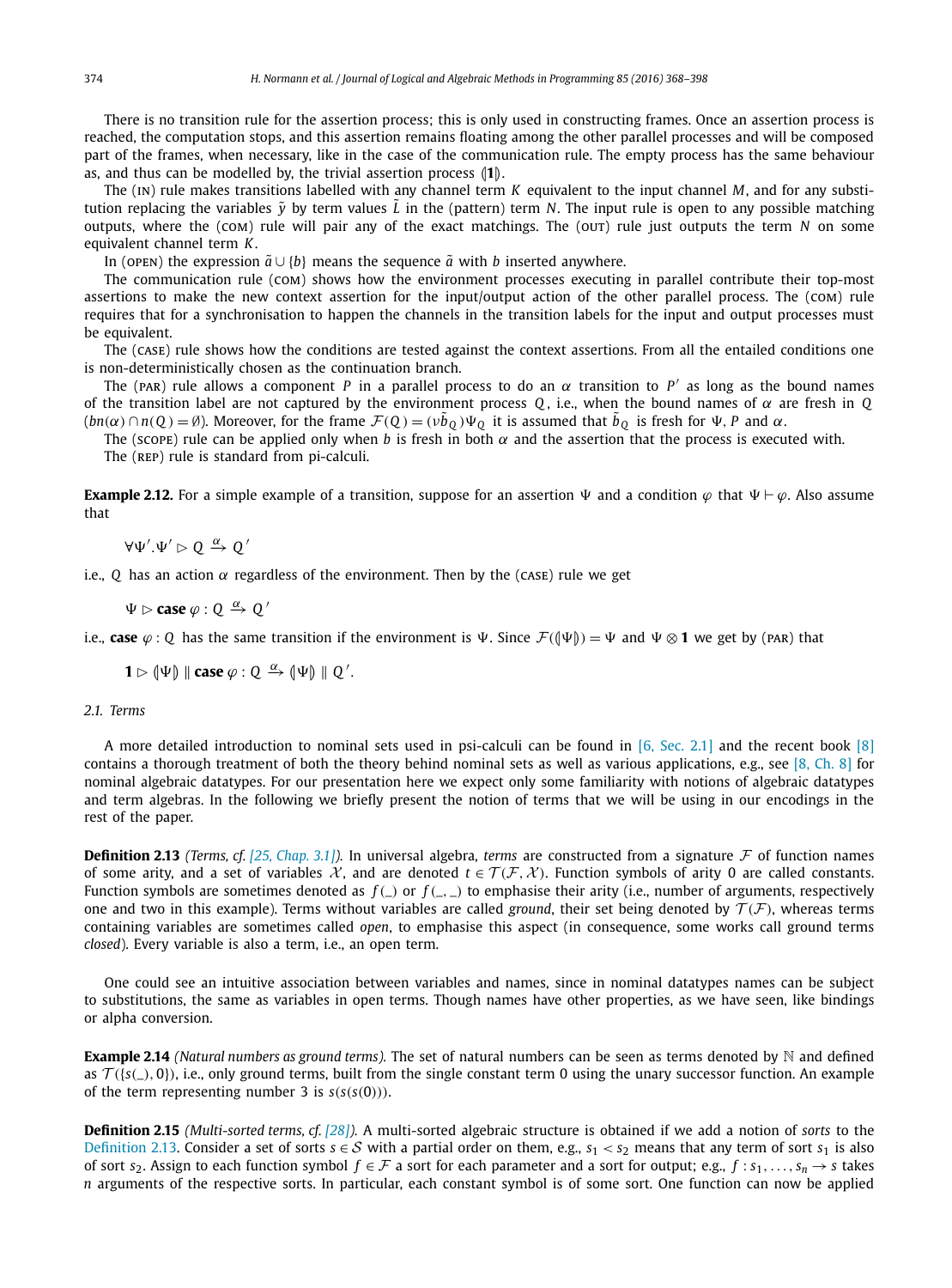There is no transition rule for the assertion process; this is only used in constructing frames. Once an assertion process is reached, the computation stops, and this assertion remains floating among the other parallel processes and will be composed part of the frames, when necessary, like in the case of the communication rule. The empty process has the same behaviour as, and thus can be modelled by, the trivial assertion process $(\!|\mathbf{1}|\!)$.

The (IN) rule makes transitions labelled with any channel term $K$ equivalent to the input channel $M$, and for any substitution replacing the variables $\tilde{y}$ by term values $\tilde{L}$ in the (pattern) term $N$. The input rule is open to any possible matching outputs, where the (COM) rule will pair any of the exact matchings. The (OUT) rule just outputs the term $N$ on some equivalent channel term $K$.

In (OPEN) the expression $\tilde{a} \cup \{b\}$ means the sequence $\tilde{a}$ with $b$ inserted anywhere.

The communication rule (COM) shows how the environment processes executing in parallel contribute their top-most assertions to make the new context assertion for the input/output action of the other parallel process. The (COM) rule requires that for a synchronisation to happen the channels in the transition labels for the input and output processes must be equivalent.

The (CASE) rule shows how the conditions are tested against the context assertions. From all the entailed conditions one is non-deterministically chosen as the continuation branch.

The (PAR) rule allows a component $P$ in a parallel process to do an $\alpha$ transition to $P'$ as long as the bound names of the transition label are not captured by the environment process $Q$, i.e., when the bound names of $\alpha$ are fresh in $Q$ ($bn(\alpha) \cap n(Q) = \emptyset$). Moreover, for the frame $\mathcal{F}(Q) = (\nu \tilde{b}_Q)\Psi_Q$ it is assumed that $\tilde{b}_Q$ is fresh for $\Psi$, $P$ and $\alpha$.

The (SCOPE) rule can be applied only when $b$ is fresh in both $\alpha$ and the assertion that the process is executed with.

The (REP) rule is standard from pi-calculi.

**Example 2.12.** For a simple example of a transition, suppose for an assertion $\Psi$ and a condition $\varphi$ that $\Psi \vdash \varphi$. Also assume that

$$\forall \Psi'.\Psi' \rhd Q \xrightarrow{\alpha} Q'$$

i.e., $Q$ has an action $\alpha$ regardless of the environment. Then by the (CASE) rule we get

$$\Psi \rhd \textbf{case}\ \varphi : Q \xrightarrow{\alpha} Q'$$

i.e., **case** $\varphi : Q$ has the same transition if the environment is $\Psi$. Since $\mathcal{F}((\!|\Psi|\!)) = \Psi$ and $\Psi \otimes \mathbf{1}$ we get by (PAR) that

$$\mathbf{1} \rhd (\!|\Psi|\!) \parallel \textbf{case}\ \varphi : Q \xrightarrow{\alpha} (\!|\Psi|\!) \parallel Q'.$$

### 2.1. Terms

A more detailed introduction to nominal sets used in psi-calculi can be found in [6, Sec. 2.1] and the recent book [8] contains a thorough treatment of both the theory behind nominal sets as well as various applications, e.g., see [8, Ch. 8] for nominal algebraic datatypes. For our presentation here we expect only some familiarity with notions of algebraic datatypes and term algebras. In the following we briefly present the notion of terms that we will be using in our encodings in the rest of the paper.

**Definition 2.13** *(Terms, cf. [25, Chap. 3.1]).* In universal algebra, *terms* are constructed from a signature $\mathcal{F}$ of function names of some arity, and a set of variables $\mathcal{X}$, and are denoted $t \in \mathcal{T}(\mathcal{F}, \mathcal{X})$. Function symbols of arity 0 are called constants. Function symbols are sometimes denoted as $f(\_)$ or $f(\_,\_)$ to emphasise their arity (i.e., number of arguments, respectively one and two in this example). Terms without variables are called *ground*, their set being denoted by $\mathcal{T}(\mathcal{F})$, whereas terms containing variables are sometimes called *open*, to emphasise this aspect (in consequence, some works call ground terms *closed*). Every variable is also a term, i.e., an open term.

One could see an intuitive association between variables and names, since in nominal datatypes names can be subject to substitutions, the same as variables in open terms. Though names have other properties, as we have seen, like bindings or alpha conversion.

**Example 2.14** *(Natural numbers as ground terms).* The set of natural numbers can be seen as terms denoted by $\mathbb{N}$ and defined as $\mathcal{T}(\{s(\_), 0\})$, i.e., only ground terms, built from the single constant term 0 using the unary successor function. An example of the term representing number 3 is $s(s(s(0)))$.

**Definition 2.15** *(Multi-sorted terms, cf. [28]).* A multi-sorted algebraic structure is obtained if we add a notion of *sorts* to the Definition 2.13. Consider a set of sorts $s \in \mathcal{S}$ with a partial order on them, e.g., $s_1 < s_2$ means that any term of sort $s_1$ is also of sort $s_2$. Assign to each function symbol $f \in \mathcal{F}$ a sort for each parameter and a sort for output; e.g., $f : s_1, \ldots, s_n \to s$ takes $n$ arguments of the respective sorts. In particular, each constant symbol is of some sort. One function can now be applied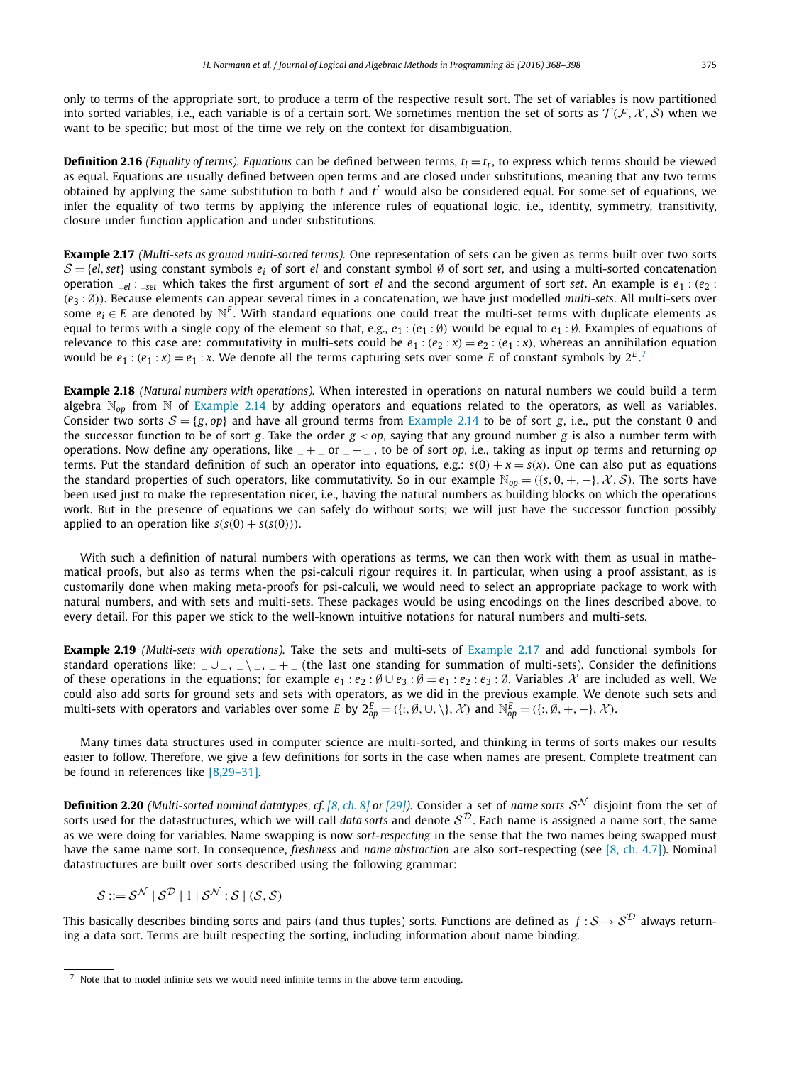only to terms of the appropriate sort, to produce a term of the respective result sort. The set of variables is now partitioned into sorted variables, i.e., each variable is of a certain sort. We sometimes mention the set of sorts as $\mathcal{T}(\mathcal{F}, \mathcal{X}, \mathcal{S})$ when we want to be specific; but most of the time we rely on the context for disambiguation.

**Definition 2.16** *(Equality of terms). Equations* can be defined between terms, $t_l = t_r$, to express which terms should be viewed as equal. Equations are usually defined between open terms and are closed under substitutions, meaning that any two terms obtained by applying the same substitution to both $t$ and $t'$ would also be considered equal. For some set of equations, we infer the equality of two terms by applying the inference rules of equational logic, i.e., identity, symmetry, transitivity, closure under function application and under substitutions.

**Example 2.17** *(Multi-sets as ground multi-sorted terms).* One representation of sets can be given as terms built over two sorts $\mathcal{S} = \{el, set\}$ using constant symbols $e_i$ of sort *el* and constant symbol $\emptyset$ of sort *set*, and using a multi-sorted concatenation operation $\_{el} : \_{set}$ which takes the first argument of sort *el* and the second argument of sort *set*. An example is $e_1 : (e_2 : (e_3 : \emptyset))$. Because elements can appear several times in a concatenation, we have just modelled *multi-sets*. All multi-sets over some $e_i \in E$ are denoted by $\mathbb{N}^E$. With standard equations one could treat the multi-set terms with duplicate elements as equal to terms with a single copy of the element so that, e.g., $e_1 : (e_1 : \emptyset)$ would be equal to $e_1 : \emptyset$. Examples of equations of relevance to this case are: commutativity in multi-sets could be $e_1 : (e_2 : x) = e_2 : (e_1 : x)$, whereas an annihilation equation would be $e_1 : (e_1 : x) = e_1 : x$. We denote all the terms capturing sets over some $E$ of constant symbols by $2^E$.[7]

**Example 2.18** *(Natural numbers with operations).* When interested in operations on natural numbers we could build a term algebra $\mathbb{N}_{op}$ from $\mathbb{N}$ of Example 2.14 by adding operators and equations related to the operators, as well as variables. Consider two sorts $\mathcal{S} = \{g, op\}$ and have all ground terms from Example 2.14 to be of sort $g$, i.e., put the constant 0 and the successor function to be of sort $g$. Take the order $g < op$, saying that any ground number $g$ is also a number term with operations. Now define any operations, like $\_ + \_$ or $\_ - \_$, to be of sort *op*, i.e., taking as input *op* terms and returning *op* terms. Put the standard definition of such an operator into equations, e.g.: $s(0) + x = s(x)$. One can also put as equations the standard properties of such operators, like commutativity. So in our example $\mathbb{N}_{op} = (\{s, 0, +, -\}, \mathcal{X}, \mathcal{S})$. The sorts have been used just to make the representation nicer, i.e., having the natural numbers as building blocks on which the operations work. But in the presence of equations we can safely do without sorts; we will just have the successor function possibly applied to an operation like $s(s(0) + s(s(0)))$.

With such a definition of natural numbers with operations as terms, we can then work with them as usual in mathematical proofs, but also as terms when the psi-calculi rigour requires it. In particular, when using a proof assistant, as is customarily done when making meta-proofs for psi-calculi, we would need to select an appropriate package to work with natural numbers, and with sets and multi-sets. These packages would be using encodings on the lines described above, to every detail. For this paper we stick to the well-known intuitive notations for natural numbers and multi-sets.

**Example 2.19** *(Multi-sets with operations).* Take the sets and multi-sets of Example 2.17 and add functional symbols for standard operations like: $\_ \cup \_$, $\_ \setminus \_$, $\_ + \_$ (the last one standing for summation of multi-sets). Consider the definitions of these operations in the equations; for example $e_1 : e_2 : \emptyset \cup e_3 : \emptyset = e_1 : e_2 : e_3 : \emptyset$. Variables $\mathcal{X}$ are included as well. We could also add sorts for ground sets and sets with operators, as we did in the previous example. We denote such sets and multi-sets with operators and variables over some $E$ by $2^E_{op} = (\{:, \emptyset, \cup, \setminus\}, \mathcal{X})$ and $\mathbb{N}^E_{op} = (\{:, \emptyset, +, -\}, \mathcal{X})$.

Many times data structures used in computer science are multi-sorted, and thinking in terms of sorts makes our results easier to follow. Therefore, we give a few definitions for sorts in the case when names are present. Complete treatment can be found in references like [8,29–31].

**Definition 2.20** *(Multi-sorted nominal datatypes, cf. [8, ch. 8] or [29]).* Consider a set of *name sorts* $\mathcal{S}^{\mathcal{N}}$ disjoint from the set of sorts used for the datastructures, which we will call *data sorts* and denote $\mathcal{S}^{\mathcal{D}}$. Each name is assigned a name sort, the same as we were doing for variables. Name swapping is now *sort-respecting* in the sense that the two names being swapped must have the same name sort. In consequence, *freshness* and *name abstraction* are also sort-respecting (see [8, ch. 4.7]). Nominal datastructures are built over sorts described using the following grammar:

$$\mathcal{S} ::= \mathcal{S}^{\mathcal{N}} \mid \mathcal{S}^{\mathcal{D}} \mid 1 \mid \mathcal{S}^{\mathcal{N}} : \mathcal{S} \mid (\mathcal{S}, \mathcal{S})$$

This basically describes binding sorts and pairs (and thus tuples) sorts. Functions are defined as $f : \mathcal{S} \to \mathcal{S}^{\mathcal{D}}$ always returning a data sort. Terms are built respecting the sorting, including information about name binding.

[7] Note that to model infinite sets we would need infinite terms in the above term encoding.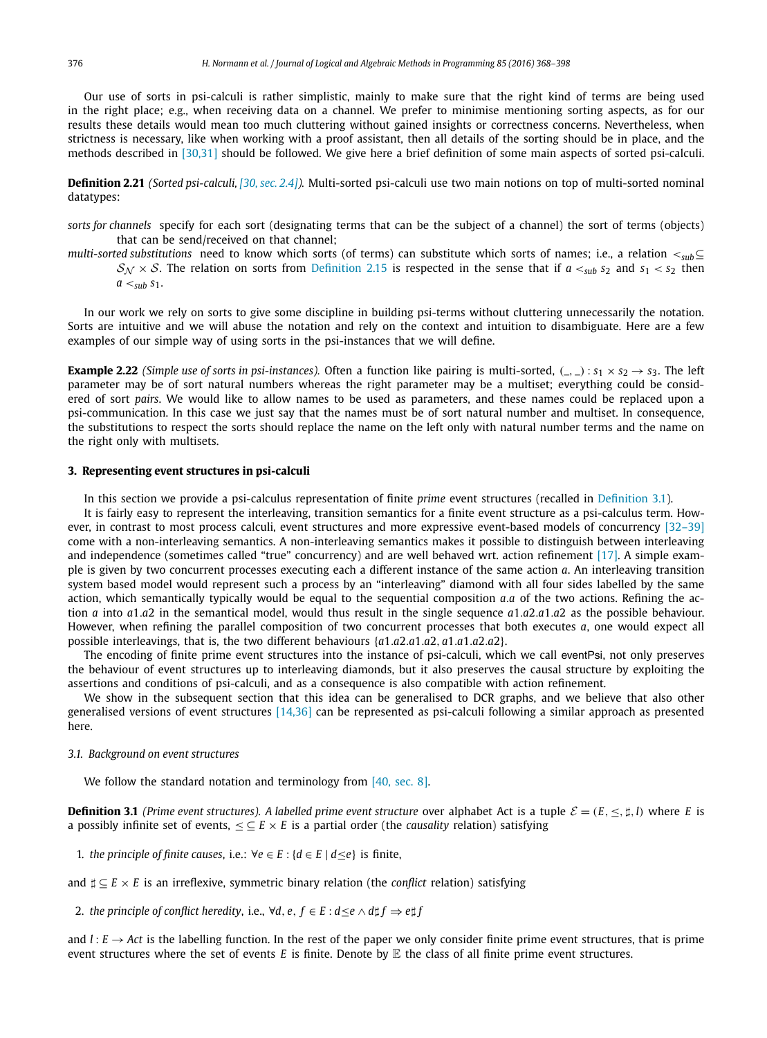Our use of sorts in psi-calculi is rather simplistic, mainly to make sure that the right kind of terms are being used in the right place; e.g., when receiving data on a channel. We prefer to minimise mentioning sorting aspects, as for our results these details would mean too much cluttering without gained insights or correctness concerns. Nevertheless, when strictness is necessary, like when working with a proof assistant, then all details of the sorting should be in place, and the methods described in [30,31] should be followed. We give here a brief definition of some main aspects of sorted psi-calculi.

**Definition 2.21** *(Sorted psi-calculi, [30, sec. 2.4]).* Multi-sorted psi-calculi use two main notions on top of multi-sorted nominal datatypes:

*sorts for channels* specify for each sort (designating terms that can be the subject of a channel) the sort of terms (objects) that can be send/received on that channel;

*multi-sorted substitutions* need to know which sorts (of terms) can substitute which sorts of names; i.e., a relation $<_{sub} \subseteq \mathcal{S}_{\mathcal{N}} \times \mathcal{S}$. The relation on sorts from Definition 2.15 is respected in the sense that if $a <_{sub} s_2$ and $s_1 < s_2$ then $a <_{sub} s_1$.

In our work we rely on sorts to give some discipline in building psi-terms without cluttering unnecessarily the notation. Sorts are intuitive and we will abuse the notation and rely on the context and intuition to disambiguate. Here are a few examples of our simple way of using sorts in the psi-instances that we will define.

**Example 2.22** *(Simple use of sorts in psi-instances).* Often a function like pairing is multi-sorted, $(\_,\_) : s_1 \times s_2 \to s_3$. The left parameter may be of sort natural numbers whereas the right parameter may be a multiset; everything could be considered of sort *pairs*. We would like to allow names to be used as parameters, and these names could be replaced upon a psi-communication. In this case we just say that the names must be of sort natural number and multiset. In consequence, the substitutions to respect the sorts should replace the name on the left only with natural number terms and the name on the right only with multisets.

## 3. Representing event structures in psi-calculi

In this section we provide a psi-calculus representation of finite *prime* event structures (recalled in Definition 3.1).

It is fairly easy to represent the interleaving, transition semantics for a finite event structure as a psi-calculus term. However, in contrast to most process calculi, event structures and more expressive event-based models of concurrency [32–39] come with a non-interleaving semantics. A non-interleaving semantics makes it possible to distinguish between interleaving and independence (sometimes called "true" concurrency) and are well behaved wrt. action refinement [17]. A simple example is given by two concurrent processes executing each a different instance of the same action $a$. An interleaving transition system based model would represent such a process by an "interleaving" diamond with all four sides labelled by the same action, which semantically typically would be equal to the sequential composition $a.a$ of the two actions. Refining the action $a$ into $a1.a2$ in the semantical model, would thus result in the single sequence $a1.a2.a1.a2$ as the possible behaviour. However, when refining the parallel composition of two concurrent processes that both executes $a$, one would expect all possible interleavings, that is, the two different behaviours $\{a1.a2.a1.a2, a1.a1.a2.a2\}$.

The encoding of finite prime event structures into the instance of psi-calculi, which we call eventPsi, not only preserves the behaviour of event structures up to interleaving diamonds, but it also preserves the causal structure by exploiting the assertions and conditions of psi-calculi, and as a consequence is also compatible with action refinement.

We show in the subsequent section that this idea can be generalised to DCR graphs, and we believe that also other generalised versions of event structures [14,36] can be represented as psi-calculi following a similar approach as presented here.

### 3.1. Background on event structures

We follow the standard notation and terminology from [40, sec. 8].

**Definition 3.1** *(Prime event structures). A labelled prime event structure* over alphabet Act is a tuple $\mathcal{E} = (E, \leq, \sharp, l)$ where $E$ is a possibly infinite set of events, $\leq \subseteq E \times E$ is a partial order (the *causality* relation) satisfying

1. *the principle of finite causes*, i.e.: $\forall e \in E : \{d \in E \mid d \leq e\}$ is finite,

and $\sharp \subseteq E \times E$ is an irreflexive, symmetric binary relation (the *conflict* relation) satisfying

2. *the principle of conflict heredity*, i.e., $\forall d, e, f \in E : d \leq e \wedge d \sharp f \Rightarrow e \sharp f$

and $l : E \to Act$ is the labelling function. In the rest of the paper we only consider finite prime event structures, that is prime event structures where the set of events $E$ is finite. Denote by $\mathbb{E}$ the class of all finite prime event structures.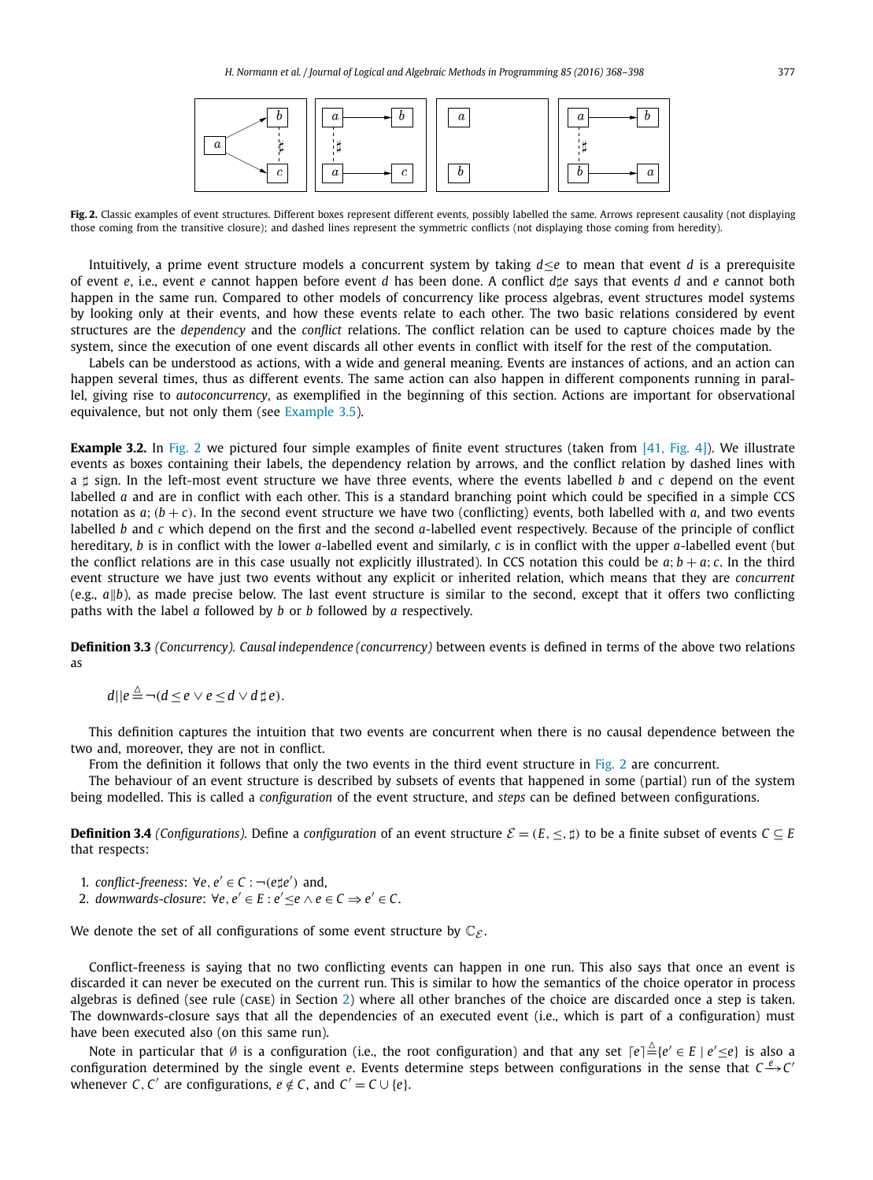**Fig. 2.** Classic examples of event structures. Different boxes represent different events, possibly labelled the same. Arrows represent causality (not displaying those coming from the transitive closure); and dashed lines represent the symmetric conflicts (not displaying those coming from heredity).

Intuitively, a prime event structure models a concurrent system by taking $d \leq e$ to mean that event $d$ is a prerequisite of event $e$, i.e., event $e$ cannot happen before event $d$ has been done. A conflict $d \sharp e$ says that events $d$ and $e$ cannot both happen in the same run. Compared to other models of concurrency like process algebras, event structures model systems by looking only at their events, and how these events relate to each other. The two basic relations considered by event structures are the *dependency* and the *conflict* relations. The conflict relation can be used to capture choices made by the system, since the execution of one event discards all other events in conflict with itself for the rest of the computation.

Labels can be understood as actions, with a wide and general meaning. Events are instances of actions, and an action can happen several times, thus as different events. The same action can also happen in different components running in parallel, giving rise to *autoconcurrency*, as exemplified in the beginning of this section. Actions are important for observational equivalence, but not only them (see Example 3.5).

**Example 3.2.** In Fig. 2 we pictured four simple examples of finite event structures (taken from [41, Fig. 4]). We illustrate events as boxes containing their labels, the dependency relation by arrows, and the conflict relation by dashed lines with a $\sharp$ sign. In the left-most event structure we have three events, where the events labelled $b$ and $c$ depend on the event labelled $a$ and are in conflict with each other. This is a standard branching point which could be specified in a simple CCS notation as $a; (b + c)$. In the second event structure we have two (conflicting) events, both labelled with $a$, and two events labelled $b$ and $c$ which depend on the first and the second $a$-labelled event respectively. Because of the principle of conflict hereditary, $b$ is in conflict with the lower $a$-labelled event and similarly, $c$ is in conflict with the upper $a$-labelled event (but the conflict relations are in this case usually not explicitly illustrated). In CCS notation this could be $a; b + a; c$. In the third event structure we have just two events without any explicit or inherited relation, which means that they are *concurrent* (e.g., $a \| b$), as made precise below. The last event structure is similar to the second, except that it offers two conflicting paths with the label $a$ followed by $b$ or $b$ followed by $a$ respectively.

**Definition 3.3** *(Concurrency). Causal independence (concurrency)* between events is defined in terms of the above two relations as

$$d || e \triangleq \neg(d \leq e \vee e \leq d \vee d \sharp e).$$

This definition captures the intuition that two events are concurrent when there is no causal dependence between the two and, moreover, they are not in conflict.

From the definition it follows that only the two events in the third event structure in Fig. 2 are concurrent.

The behaviour of an event structure is described by subsets of events that happened in some (partial) run of the system being modelled. This is called a *configuration* of the event structure, and *steps* can be defined between configurations.

**Definition 3.4** *(Configurations).* Define a *configuration* of an event structure $\mathcal{E} = (E, \leq, \sharp)$ to be a finite subset of events $C \subseteq E$ that respects:

1. *conflict-freeness*: $\forall e, e' \in C : \neg(e \sharp e')$ and,
2. *downwards-closure*: $\forall e, e' \in E : e' \leq e \wedge e \in C \Rightarrow e' \in C$.

We denote the set of all configurations of some event structure by $\mathbb{C}_{\mathcal{E}}$.

Conflict-freeness is saying that no two conflicting events can happen in one run. This also says that once an event is discarded it can never be executed on the current run. This is similar to how the semantics of the choice operator in process algebras is defined (see rule (CASE) in Section 2) where all other branches of the choice are discarded once a step is taken. The downwards-closure says that all the dependencies of an executed event (i.e., which is part of a configuration) must have been executed also (on this same run).

Note in particular that $\emptyset$ is a configuration (i.e., the root configuration) and that any set $\lceil e \rceil \triangleq \{e' \in E \mid e' \leq e\}$ is also a configuration determined by the single event $e$. Events determine steps between configurations in the sense that $C \xrightarrow{e} C'$ whenever $C, C'$ are configurations, $e \notin C$, and $C' = C \cup \{e\}$.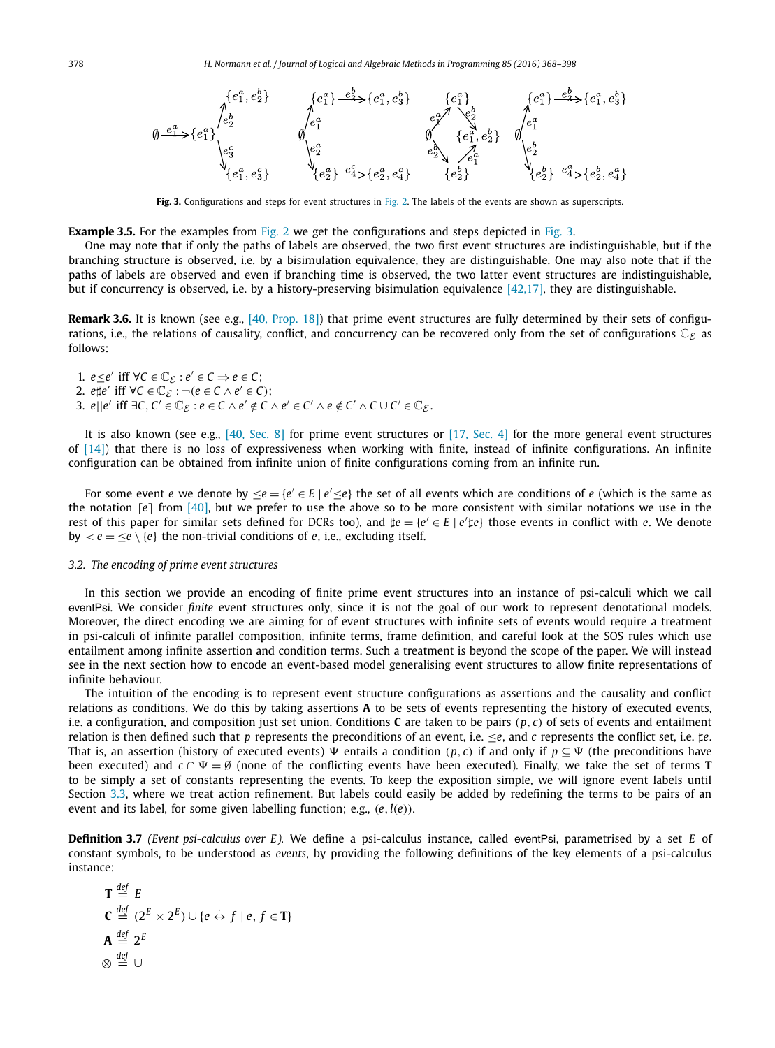$$\emptyset \xrightarrow{e_1^a} \{e_1^a\} \quad \{e_1^a\} \xrightarrow{e_2^b} \{e_1^a, e_2^b\} \quad \{e_1^a\} \xrightarrow{e_3^c} \{e_1^a, e_3^c\}$$

$$\emptyset \xrightarrow{e_1^a} \{e_1^a\} \xrightarrow{e_3^b} \{e_1^a, e_3^b\} \quad \emptyset \xrightarrow{e_2^a} \{e_2^a\} \xrightarrow{e_4^c} \{e_2^a, e_4^c\}$$

$$\emptyset \xrightarrow{e_1^a} \{e_1^a\} \xrightarrow{e_2^b} \{e_1^a, e_2^b\} \quad \emptyset \xrightarrow{e_2^b} \{e_2^b\} \xrightarrow{e_1^a} \{e_1^a, e_2^b\}$$

$$\emptyset \xrightarrow{e_1^a} \{e_1^a\} \xrightarrow{e_3^b} \{e_1^a, e_3^b\} \quad \emptyset \xrightarrow{e_2^b} \{e_2^b\} \xrightarrow{e_4^a} \{e_2^b, e_4^a\}$$

**Fig. 3.** Configurations and steps for event structures in Fig. 2. The labels of the events are shown as superscripts.

**Example 3.5.** For the examples from Fig. 2 we get the configurations and steps depicted in Fig. 3.

One may note that if only the paths of labels are observed, the two first event structures are indistinguishable, but if the branching structure is observed, i.e. by a bisimulation equivalence, they are distinguishable. One may also note that if the paths of labels are observed and even if branching time is observed, the two latter event structures are indistinguishable, but if concurrency is observed, i.e. by a history-preserving bisimulation equivalence [42,17], they are distinguishable.

**Remark 3.6.** It is known (see e.g., [40, Prop. 18]) that prime event structures are fully determined by their sets of configurations, i.e., the relations of causality, conflict, and concurrency can be recovered only from the set of configurations $\mathbb{C}_{\mathcal{E}}$ as follows:

1. $e \leq e'$ iff $\forall C \in \mathbb{C}_{\mathcal{E}} : e' \in C \Rightarrow e \in C$;
2. $e \sharp e'$ iff $\forall C \in \mathbb{C}_{\mathcal{E}} : \neg(e \in C \land e' \in C)$;
3. $e || e'$ iff $\exists C, C' \in \mathbb{C}_{\mathcal{E}} : e \in C \land e' \notin C \land e' \in C' \land e \notin C' \land C \cup C' \in \mathbb{C}_{\mathcal{E}}$.

It is also known (see e.g., [40, Sec. 8] for prime event structures or [17, Sec. 4] for the more general event structures of [14]) that there is no loss of expressiveness when working with finite, instead of infinite configurations. An infinite configuration can be obtained from infinite union of finite configurations coming from an infinite run.

For some event $e$ we denote by $\leq e = \{e' \in E \mid e' \leq e\}$ the set of all events which are conditions of $e$ (which is the same as the notation $\lceil e \rceil$ from [40], but we prefer to use the above so to be more consistent with similar notations we use in the rest of this paper for similar sets defined for DCRs too), and $\sharp e = \{e' \in E \mid e' \sharp e\}$ those events in conflict with $e$. We denote by $< e = \leq e \setminus \{e\}$ the non-trivial conditions of $e$, i.e., excluding itself.

### 3.2. The encoding of prime event structures

In this section we provide an encoding of finite prime event structures into an instance of psi-calculi which we call eventPsi. We consider *finite* event structures only, since it is not the goal of our work to represent denotational models. Moreover, the direct encoding we are aiming for of event structures with infinite sets of events would require a treatment in psi-calculi of infinite parallel composition, infinite terms, frame definition, and careful look at the SOS rules which use entailment among infinite assertion and condition terms. Such a treatment is beyond the scope of the paper. We will instead see in the next section how to encode an event-based model generalising event structures to allow finite representations of infinite behaviour.

The intuition of the encoding is to represent event structure configurations as assertions and the causality and conflict relations as conditions. We do this by taking assertions **A** to be sets of events representing the history of executed events, i.e. a configuration, and composition just set union. Conditions **C** are taken to be pairs $(p, c)$ of sets of events and entailment relation is then defined such that $p$ represents the preconditions of an event, i.e. $\leq e$, and $c$ represents the conflict set, i.e. $\sharp e$. That is, an assertion (history of executed events) $\Psi$ entails a condition $(p, c)$ if and only if $p \subseteq \Psi$ (the preconditions have been executed) and $c \cap \Psi = \emptyset$ (none of the conflicting events have been executed). Finally, we take the set of terms **T** to be simply a set of constants representing the events. To keep the exposition simple, we will ignore event labels until Section 3.3, where we treat action refinement. But labels could easily be added by redefining the terms to be pairs of an event and its label, for some given labelling function; e.g., $(e, l(e))$.

**Definition 3.7** *(Event psi-calculus over E).* We define a psi-calculus instance, called eventPsi, parametrised by a set $E$ of constant symbols, to be understood as *events*, by providing the following definitions of the key elements of a psi-calculus instance:

$$\mathbf{T} \stackrel{def}{=} E$$

$$\mathbf{C} \stackrel{def}{=} (2^E \times 2^E) \cup \{e \stackrel{.}{\leftrightarrow} f \mid e, f \in \mathbf{T}\}$$

$$\mathbf{A} \stackrel{def}{=} 2^E$$

$$\otimes \stackrel{def}{=} \cup$$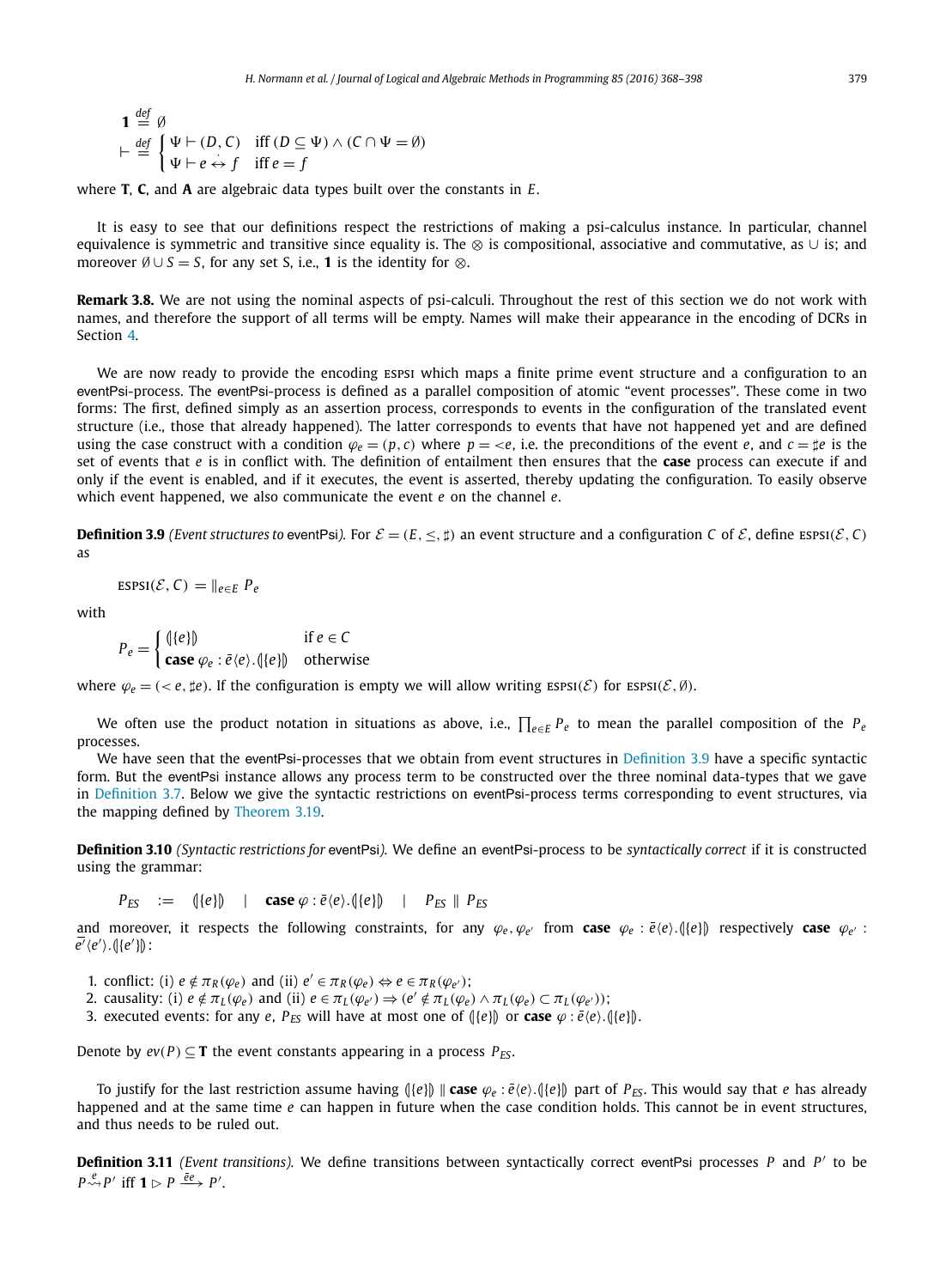$$\mathbf{1} \stackrel{def}{=} \emptyset$$

$$\vdash \stackrel{def}{=} \begin{cases} \Psi \vdash (D, C) & \text{iff } (D \subseteq \Psi) \wedge (C \cap \Psi = \emptyset) \\ \Psi \vdash e \dot{\leftrightarrow} f & \text{iff } e = f \end{cases}$$

where **T**, **C**, and **A** are algebraic data types built over the constants in $E$.

It is easy to see that our definitions respect the restrictions of making a psi-calculus instance. In particular, channel equivalence is symmetric and transitive since equality is. The $\otimes$ is compositional, associative and commutative, as $\cup$ is; and moreover $\emptyset \cup S = S$, for any set S, i.e., $\mathbf{1}$ is the identity for $\otimes$.

**Remark 3.8.** We are not using the nominal aspects of psi-calculi. Throughout the rest of this section we do not work with names, and therefore the support of all terms will be empty. Names will make their appearance in the encoding of DCRs in Section 4.

We are now ready to provide the encoding ESPSI which maps a finite prime event structure and a configuration to an eventPsi-process. The eventPsi-process is defined as a parallel composition of atomic "event processes". These come in two forms: The first, defined simply as an assertion process, corresponds to events in the configuration of the translated event structure (i.e., those that already happened). The latter corresponds to events that have not happened yet and are defined using the case construct with a condition $\varphi_e = (p, c)$ where $p = {<}e$, i.e. the preconditions of the event $e$, and $c = \sharp e$ is the set of events that $e$ is in conflict with. The definition of entailment then ensures that the **case** process can execute if and only if the event is enabled, and if it executes, the event is asserted, thereby updating the configuration. To easily observe which event happened, we also communicate the event $e$ on the channel $e$.

**Definition 3.9** *(Event structures to* eventPsi*).* For $\mathcal{E} = (E, \leq, \sharp)$ an event structure and a configuration $C$ of $\mathcal{E}$, define ESPSI$(\mathcal{E}, C)$ as

$$\text{ESPSI}(\mathcal{E}, C) = \|_{e \in E} \, P_e$$

with

$$P_e = \begin{cases} (\!|\{e\}|\!) & \text{if } e \in C \\ \textbf{case } \varphi_e : \bar{e}\langle e \rangle.(\!|\{e\}|\!) & \text{otherwise} \end{cases}$$

where $\varphi_e = ({<}\,e, \sharp e)$. If the configuration is empty we will allow writing ESPSI$(\mathcal{E})$ for ESPSI$(\mathcal{E}, \emptyset)$.

We often use the product notation in situations as above, i.e., $\prod_{e \in E} P_e$ to mean the parallel composition of the $P_e$ processes.

We have seen that the eventPsi-processes that we obtain from event structures in Definition 3.9 have a specific syntactic form. But the eventPsi instance allows any process term to be constructed over the three nominal data-types that we gave in Definition 3.7. Below we give the syntactic restrictions on eventPsi-process terms corresponding to event structures, via the mapping defined by Theorem 3.19.

**Definition 3.10** *(Syntactic restrictions for* eventPsi*).* We define an eventPsi-process to be *syntactically correct* if it is constructed using the grammar:

$$P_{ES} \quad := \quad (\!|\{e\}|\!) \quad | \quad \textbf{case } \varphi : \bar{e}\langle e \rangle.(\!|\{e\}|\!) \quad | \quad P_{ES} \parallel P_{ES}$$

and moreover, it respects the following constraints, for any $\varphi_e, \varphi_{e'}$ from **case** $\varphi_e : \bar{e}\langle e \rangle.(\!|\{e\}|\!)$ respectively **case** $\varphi_{e'} : \overline{e'}\langle e' \rangle.(\!|\{e'\}|\!)$:

1. conflict: (i) $e \notin \pi_R(\varphi_e)$ and (ii) $e' \in \pi_R(\varphi_e) \Leftrightarrow e \in \pi_R(\varphi_{e'})$;
2. causality: (i) $e \notin \pi_L(\varphi_e)$ and (ii) $e \in \pi_L(\varphi_{e'}) \Rightarrow (e' \notin \pi_L(\varphi_e) \wedge \pi_L(\varphi_e) \subset \pi_L(\varphi_{e'}))$;
3. executed events: for any $e$, $P_{ES}$ will have at most one of $(\!|\{e\}|\!)$ or **case** $\varphi : \bar{e}\langle e \rangle.(\!|\{e\}|\!)$.

Denote by $ev(P) \subseteq \mathbf{T}$ the event constants appearing in a process $P_{ES}$.

To justify for the last restriction assume having $(\!|\{e\}|\!) \parallel \textbf{case } \varphi_e : \bar{e}\langle e \rangle.(\!|\{e\}|\!)$ part of $P_{ES}$. This would say that $e$ has already happened and at the same time $e$ can happen in future when the case condition holds. This cannot be in event structures, and thus needs to be ruled out.

**Definition 3.11** *(Event transitions).* We define transitions between syntactically correct eventPsi processes $P$ and $P'$ to be $P \overset{e}{\rightsquigarrow} P'$ iff $\mathbf{1} \rhd P \xrightarrow{\bar{e}e} P'$.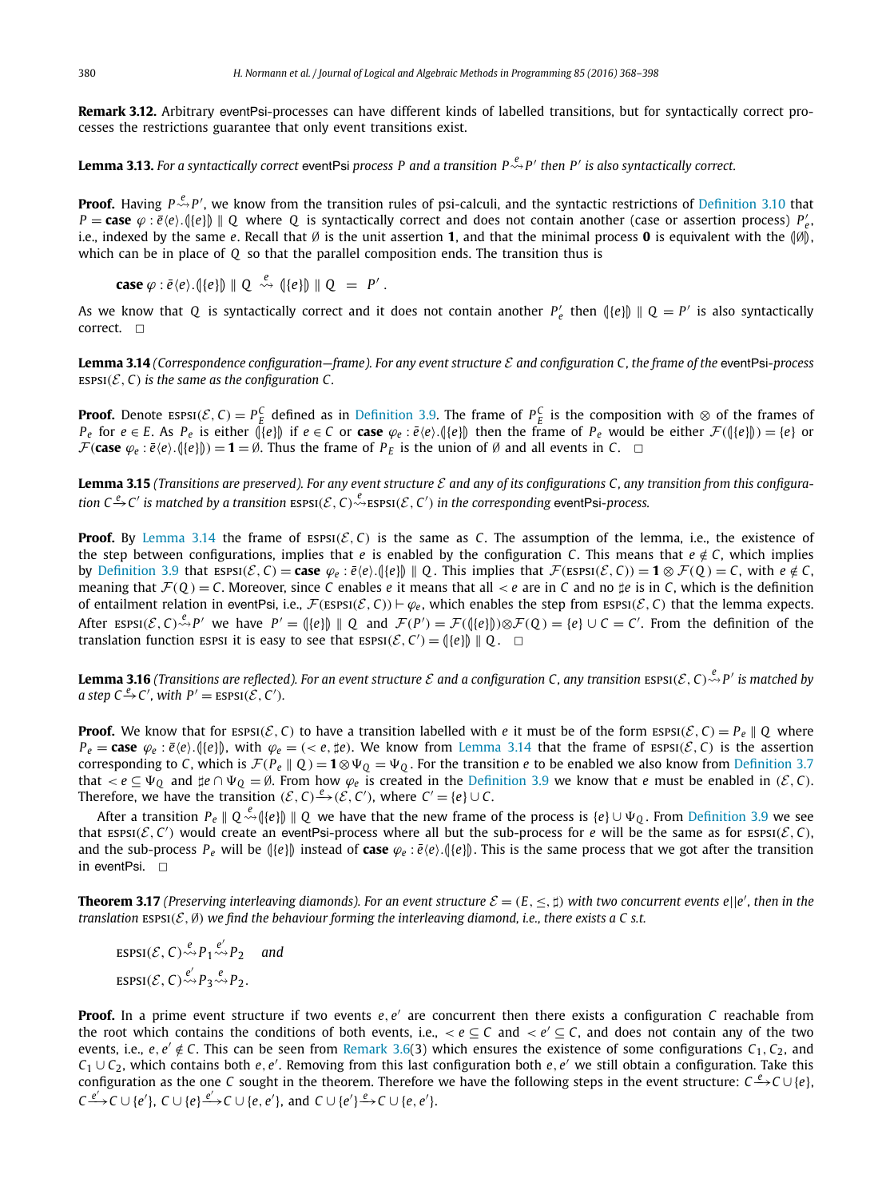**Remark 3.12.** Arbitrary eventPsi-processes can have different kinds of labelled transitions, but for syntactically correct processes the restrictions guarantee that only event transitions exist.

**Lemma 3.13.** *For a syntactically correct* eventPsi *process $P$ and a transition $P \overset{e}{\rightsquigarrow} P'$ then $P'$ is also syntactically correct.*

**Proof.** Having $P \overset{e}{\rightsquigarrow} P'$, we know from the transition rules of psi-calculi, and the syntactic restrictions of Definition 3.10 that $P = \mathbf{case}\ \varphi : \bar{e}\langle e\rangle.(\!|\{e\}|\!) \parallel Q$ where $Q$ is syntactically correct and does not contain another (case or assertion process) $P'_e$, i.e., indexed by the same $e$. Recall that $\emptyset$ is the unit assertion $\mathbf{1}$, and that the minimal process $\mathbf{0}$ is equivalent with the $(\!|\emptyset|\!)$, which can be in place of $Q$ so that the parallel composition ends. The transition thus is

$$\mathbf{case}\ \varphi : \bar{e}\langle e\rangle.(\!|\{e\}|\!) \parallel Q \overset{e}{\rightsquigarrow} (\!|\{e\}|\!) \parallel Q \;=\; P'.$$

As we know that $Q$ is syntactically correct and it does not contain another $P'_e$ then $(\!|\{e\}|\!) \parallel Q = P'$ is also syntactically correct. $\square$

**Lemma 3.14** *(Correspondence configuration—frame). For any event structure $\mathcal{E}$ and configuration $C$, the frame of the* eventPsi*-process* $\text{ESPSI}(\mathcal{E}, C)$ *is the same as the configuration $C$.*

**Proof.** Denote $\text{ESPSI}(\mathcal{E}, C) = P^C_E$ defined as in Definition 3.9. The frame of $P^C_E$ is the composition with $\otimes$ of the frames of $P_e$ for $e \in E$. As $P_e$ is either $(\!|\{e\}|\!)$ if $e \in C$ or $\mathbf{case}\ \varphi_e : \bar{e}\langle e\rangle.(\!|\{e\}|\!)$ then the frame of $P_e$ would be either $\mathcal{F}((\!|\{e\}|\!)) = \{e\}$ or $\mathcal{F}(\mathbf{case}\ \varphi_e : \bar{e}\langle e\rangle.(\!|\{e\}|\!)) = \mathbf{1} = \emptyset$. Thus the frame of $P_E$ is the union of $\emptyset$ and all events in $C$. $\square$

**Lemma 3.15** *(Transitions are preserved). For any event structure $\mathcal{E}$ and any of its configurations $C$, any transition from this configuration $C \xrightarrow{e} C'$ is matched by a transition $\text{ESPSI}(\mathcal{E}, C) \overset{e}{\rightsquigarrow} \text{ESPSI}(\mathcal{E}, C')$ in the corresponding* eventPsi*-process.*

**Proof.** By Lemma 3.14 the frame of $\text{ESPSI}(\mathcal{E}, C)$ is the same as $C$. The assumption of the lemma, i.e., the existence of the step between configurations, implies that $e$ is enabled by the configuration $C$. This means that $e \notin C$, which implies by Definition 3.9 that $\text{ESPSI}(\mathcal{E}, C) = \mathbf{case}\ \varphi_e : \bar{e}\langle e\rangle.(\!|\{e\}|\!) \parallel Q$. This implies that $\mathcal{F}(\text{ESPSI}(\mathcal{E}, C)) = \mathbf{1} \otimes \mathcal{F}(Q) = C$, with $e \notin C$, meaning that $\mathcal{F}(Q) = C$. Moreover, since $C$ enables $e$ it means that all $< e$ are in $C$ and no $\sharp e$ is in $C$, which is the definition of entailment relation in eventPsi, i.e., $\mathcal{F}(\text{ESPSI}(\mathcal{E}, C)) \vdash \varphi_e$, which enables the step from $\text{ESPSI}(\mathcal{E}, C)$ that the lemma expects. After $\text{ESPSI}(\mathcal{E}, C) \overset{e}{\rightsquigarrow} P'$ we have $P' = (\!|\{e\}|\!) \parallel Q$ and $\mathcal{F}(P') = \mathcal{F}((\!|\{e\}|\!)) \otimes \mathcal{F}(Q) = \{e\} \cup C = C'$. From the definition of the translation function ESPSI it is easy to see that $\text{ESPSI}(\mathcal{E}, C') = (\!|\{e\}|\!) \parallel Q$. $\square$

**Lemma 3.16** *(Transitions are reflected). For an event structure $\mathcal{E}$ and a configuration $C$, any transition $\text{ESPSI}(\mathcal{E}, C) \overset{e}{\rightsquigarrow} P'$ is matched by a step $C \xrightarrow{e} C'$, with $P' = \text{ESPSI}(\mathcal{E}, C')$.*

**Proof.** We know that for $\text{ESPSI}(\mathcal{E}, C)$ to have a transition labelled with $e$ it must be of the form $\text{ESPSI}(\mathcal{E}, C) = P_e \parallel Q$ where $P_e = \mathbf{case}\ \varphi_e : \bar{e}\langle e\rangle.(\!|\{e\}|\!)$, with $\varphi_e = (< e, \sharp e)$. We know from Lemma 3.14 that the frame of $\text{ESPSI}(\mathcal{E}, C)$ is the assertion corresponding to $C$, i.e., $\mathcal{F}(P_e \parallel Q) = \mathbf{1} \otimes \Psi_Q = \Psi_Q$. For the transition $e$ to be enabled we know from Definition 3.7 that $< e \subseteq \Psi_Q$ and $\sharp e \cap \Psi_Q = \emptyset$. From how $\varphi_e$ is created in the Definition 3.9 we know that $e$ must be enabled in $(\mathcal{E}, C)$. Therefore, we have the transition $(\mathcal{E}, C) \xrightarrow{e} (\mathcal{E}, C')$, where $C' = \{e\} \cup C$.

After a transition $P_e \parallel Q \overset{e}{\rightsquigarrow} (\!|\{e\}|\!) \parallel Q$ we have that the new frame of the process is $\{e\} \cup \Psi_Q$. From Definition 3.9 we see that $\text{ESPSI}(\mathcal{E}, C')$ would create an eventPsi-process where all but the sub-process for $e$ will be the same as for $\text{ESPSI}(\mathcal{E}, C)$, and the sub-process $P_e$ will be $(\!|\{e\}|\!)$ instead of $\mathbf{case}\ \varphi_e : \bar{e}\langle e\rangle.(\!|\{e\}|\!)$. This is the same process that we got after the transition in eventPsi. $\square$

**Theorem 3.17** *(Preserving interleaving diamonds). For an event structure $\mathcal{E} = (E, \leq, \sharp)$ with two concurrent events $e||e'$, then in the translation $\text{ESPSI}(\mathcal{E}, \emptyset)$ we find the behaviour forming the interleaving diamond, i.e., there exists a $C$ s.t.*

$$\text{ESPSI}(\mathcal{E}, C) \overset{e}{\rightsquigarrow} P_1 \overset{e'}{\rightsquigarrow} P_2 \quad \textit{and}$$
$$\text{ESPSI}(\mathcal{E}, C) \overset{e'}{\rightsquigarrow} P_3 \overset{e}{\rightsquigarrow} P_2.$$

**Proof.** In a prime event structure if two events $e, e'$ are concurrent then there exists a configuration $C$ reachable from the root which contains the conditions of both events, i.e., $< e \subseteq C$ and $< e' \subseteq C$, and does not contain any of the two events, i.e., $e, e' \notin C$. This can be seen from Remark 3.6(3) which ensures the existence of some configurations $C_1, C_2$, and $C_1 \cup C_2$, which contains both $e, e'$. Removing from this last configuration both $e, e'$ we still obtain a configuration. Take this configuration as the one $C$ sought in the theorem. Therefore we have the following steps in the event structure: $C \xrightarrow{e} C \cup \{e\}$, $C \xrightarrow{e'} C \cup \{e'\}$, $C \cup \{e\} \xrightarrow{e'} C \cup \{e, e'\}$, and $C \cup \{e'\} \xrightarrow{e} C \cup \{e, e'\}$.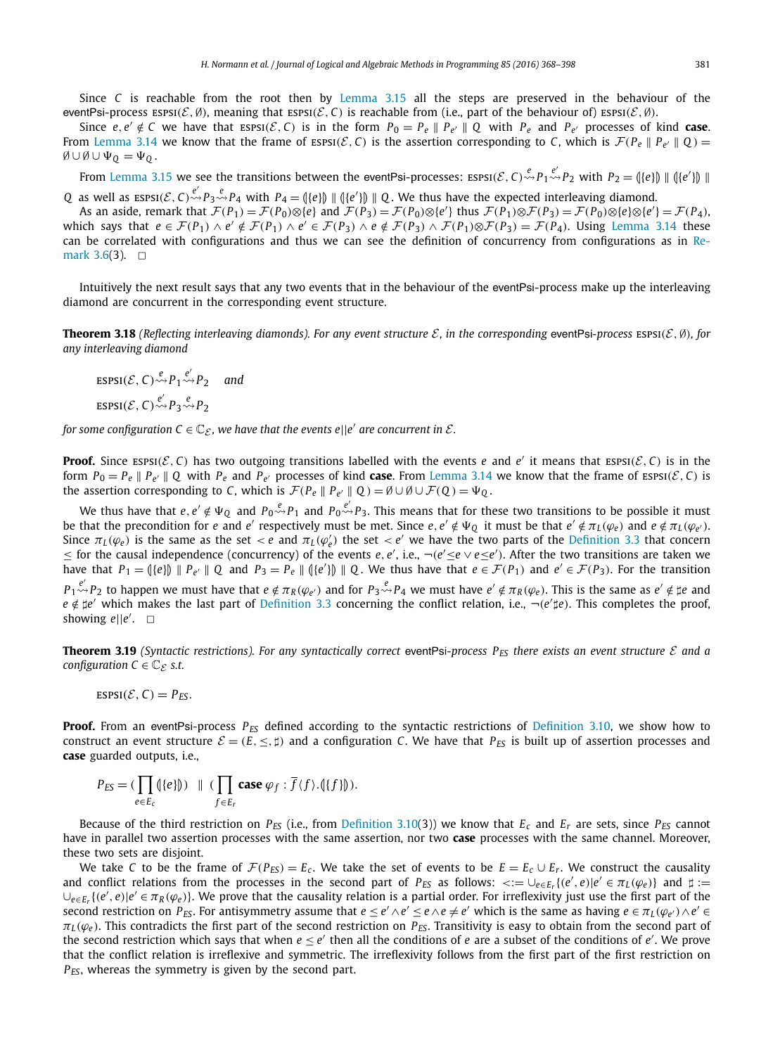Since $C$ is reachable from the root then by Lemma 3.15 all the steps are preserved in the behaviour of the eventPsi-process $\text{ESPSI}(\mathcal{E}, \emptyset)$, meaning that $\text{ESPSI}(\mathcal{E}, C)$ is reachable from (i.e., part of the behaviour of) $\text{ESPSI}(\mathcal{E}, \emptyset)$.

Since $e, e' \notin C$ we have that $\text{ESPSI}(\mathcal{E}, C)$ is in the form $P_0 = P_e \parallel P_{e'} \parallel Q$ with $P_e$ and $P_{e'}$ processes of kind **case**. From Lemma 3.14 we know that the frame of $\text{ESPSI}(\mathcal{E}, C)$ is the assertion corresponding to $C$, which is $\mathcal{F}(P_e \parallel P_{e'} \parallel Q) = \emptyset \cup \emptyset \cup \Psi_Q = \Psi_Q$.

From Lemma 3.15 we see the transitions between the eventPsi-processes: $\text{ESPSI}(\mathcal{E}, C) \overset{e}{\rightsquigarrow} P_1 \overset{e'}{\rightsquigarrow} P_2$ with $P_2 = (\!|\{e\}|\!) \parallel (\!|\{e'\}|\!) \parallel Q$ as well as $\text{ESPSI}(\mathcal{E}, C) \overset{e'}{\rightsquigarrow} P_3 \overset{e}{\rightsquigarrow} P_4$ with $P_4 = (\!|\{e\}|\!) \parallel (\!|\{e'\}|\!) \parallel Q$. We thus have the expected interleaving diamond.

As an aside, remark that $\mathcal{F}(P_1) = \mathcal{F}(P_0) \otimes \{e\}$ and $\mathcal{F}(P_3) = \mathcal{F}(P_0) \otimes \{e'\}$ thus $\mathcal{F}(P_1) \otimes \mathcal{F}(P_3) = \mathcal{F}(P_0) \otimes \{e\} \otimes \{e'\} = \mathcal{F}(P_4)$, which says that $e \in \mathcal{F}(P_1) \wedge e' \notin \mathcal{F}(P_1) \wedge e' \in \mathcal{F}(P_3) \wedge e \notin \mathcal{F}(P_3) \wedge \mathcal{F}(P_1) \otimes \mathcal{F}(P_3) = \mathcal{F}(P_4)$. Using Lemma 3.14 these can be correlated with configurations and thus we can see the definition of concurrency from configurations as in Remark 3.6(3). $\square$

Intuitively the next result says that any two events that in the behaviour of the eventPsi-process make up the interleaving diamond are concurrent in the corresponding event structure.

**Theorem 3.18** *(Reflecting interleaving diamonds). For any event structure $\mathcal{E}$, in the corresponding eventPsi-process $\text{ESPSI}(\mathcal{E}, \emptyset)$, for any interleaving diamond*

$$\text{ESPSI}(\mathcal{E}, C) \overset{e}{\rightsquigarrow} P_1 \overset{e'}{\rightsquigarrow} P_2 \quad \textit{and}$$

$$\text{ESPSI}(\mathcal{E}, C) \overset{e'}{\rightsquigarrow} P_3 \overset{e}{\rightsquigarrow} P_2$$

*for some configuration $C \in \mathbb{C}_{\mathcal{E}}$, we have that the events $e||e'$ are concurrent in $\mathcal{E}$.*

**Proof.** Since $\text{ESPSI}(\mathcal{E}, C)$ has two outgoing transitions labelled with the events $e$ and $e'$ it means that $\text{ESPSI}(\mathcal{E}, C)$ is in the form $P_0 = P_e \parallel P_{e'} \parallel Q$ with $P_e$ and $P_{e'}$ processes of kind **case**. From Lemma 3.14 we know that the frame of $\text{ESPSI}(\mathcal{E}, C)$ is the assertion corresponding to $C$, which is $\mathcal{F}(P_e \parallel P_{e'} \parallel Q) = \emptyset \cup \emptyset \cup \mathcal{F}(Q) = \Psi_Q$.

We thus have that $e, e' \notin \Psi_Q$ and $P_0 \overset{e}{\rightsquigarrow} P_1$ and $P_0 \overset{e'}{\rightsquigarrow} P_3$. This means that for these two transitions to be possible it must be that the precondition for $e$ and $e'$ respectively must be met. Since $e, e' \notin \Psi_Q$ it must be that $e' \notin \pi_L(\varphi_e)$ and $e \notin \pi_L(\varphi_{e'})$. Since $\pi_L(\varphi_e)$ is the same as the set $< e$ and $\pi_L(\varphi_e')$ the set $< e'$ we have the two parts of the Definition 3.3 that concern $\leq$ for the causal independence (concurrency) of the events $e, e'$, i.e., $\neg(e' \leq e \vee e \leq e')$. After the two transitions are taken we have that $P_1 = (\!|\{e\}|\!) \parallel P_{e'} \parallel Q$ and $P_3 = P_e \parallel (\!|\{e'\}|\!) \parallel Q$. We thus have that $e \in \mathcal{F}(P_1)$ and $e' \in \mathcal{F}(P_3)$. For the transition $P_1 \overset{e'}{\rightsquigarrow} P_2$ to happen we must have that $e \notin \pi_R(\varphi_{e'})$ and for $P_3 \overset{e}{\rightsquigarrow} P_4$ we must have $e' \notin \pi_R(\varphi_e)$. This is the same as $e' \notin \sharp e$ and $e \notin \sharp e'$ which makes the last part of Definition 3.3 concerning the conflict relation, i.e., $\neg(e' \sharp e)$. This completes the proof, showing $e||e'$. $\square$

**Theorem 3.19** *(Syntactic restrictions). For any syntactically correct eventPsi-process $P_{ES}$ there exists an event structure $\mathcal{E}$ and a configuration $C \in \mathbb{C}_{\mathcal{E}}$ s.t.*

$$\text{ESPSI}(\mathcal{E}, C) = P_{ES}.$$

**Proof.** From an eventPsi-process $P_{ES}$ defined according to the syntactic restrictions of Definition 3.10, we show how to construct an event structure $\mathcal{E} = (E, \leq, \sharp)$ and a configuration $C$. We have that $P_{ES}$ is built up of assertion processes and **case** guarded outputs, i.e.,

$$P_{ES} = (\prod_{e \in E_c} (\!|\{e\}|\!)) \;\parallel\; (\prod_{f \in E_r} \textbf{case}\ \varphi_f : \overline{f}\langle f \rangle.(\!|\{f\}|\!)).$$

Because of the third restriction on $P_{ES}$ (i.e., from Definition 3.10(3)) we know that $E_c$ and $E_r$ are sets, since $P_{ES}$ cannot have in parallel two assertion processes with the same assertion, nor two **case** processes with the same channel. Moreover, these two sets are disjoint.

We take $C$ to be the frame of $\mathcal{F}(P_{ES}) = E_c$. We take the set of events to be $E = E_c \cup E_r$. We construct the causality and conflict relations from the processes in the second part of $P_{ES}$ as follows: $< := \cup_{e \in E_r} \{(e', e) | e' \in \pi_L(\varphi_e)\}$ and $\sharp := \cup_{e \in E_r} \{(e', e) | e' \in \pi_R(\varphi_e)\}$. We prove that the causality relation is a partial order. For irreflexivity just use the first part of the second restriction on $P_{ES}$. For antisymmetry assume that $e \leq e' \wedge e' \leq e \wedge e \neq e'$ which is the same as having $e \in \pi_L(\varphi_{e'}) \wedge e' \in \pi_L(\varphi_e)$. This contradicts the first part of the second restriction on $P_{ES}$. Transitivity is easy to obtain from the second part of the second restriction which says that when $e \leq e'$ then all the conditions of $e$ are a subset of the conditions of $e'$. We prove that the conflict relation is irreflexive and symmetric. The irreflexivity follows from the first part of the first restriction on $P_{ES}$, whereas the symmetry is given by the second part.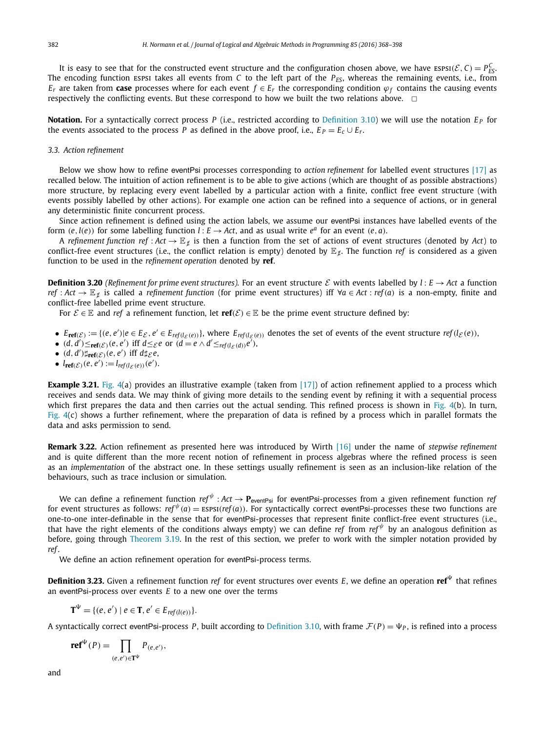It is easy to see that for the constructed event structure and the configuration chosen above, we have $\text{ESPSI}(\mathcal{E}, C) = P^C_{ES}$. The encoding function ESPSI takes all events from $C$ to the left part of the $P_{ES}$, whereas the remaining events, i.e., from $E_r$ are taken from **case** processes where for each event $f \in E_r$ the corresponding condition $\varphi_f$ contains the causing events respectively the conflicting events. But these correspond to how we built the two relations above. $\square$

**Notation.** For a syntactically correct process $P$ (i.e., restricted according to Definition 3.10) we will use the notation $E_P$ for the events associated to the process $P$ as defined in the above proof, i.e., $E_P = E_c \cup E_r$.

### 3.3. Action refinement

Below we show how to refine eventPsi processes corresponding to *action refinement* for labelled event structures [17] as recalled below. The intuition of action refinement is to be able to give actions (which are thought of as possible abstractions) more structure, by replacing every event labelled by a particular action with a finite, conflict free event structure (with events possibly labelled by other actions). For example one action can be refined into a sequence of actions, or in general any deterministic finite concurrent process.

Since action refinement is defined using the action labels, we assume our eventPsi instances have labelled events of the form $(e, l(e))$ for some labelling function $l : E \to Act$, and as usual write $e^a$ for an event $(e, a)$.

A *refinement function* $ref : Act \to \mathbb{E}_{\not\sharp}$ is then a function from the set of actions of event structures (denoted by $Act$) to conflict-free event structures (i.e., the conflict relation is empty) denoted by $\mathbb{E}_{\not\sharp}$. The function $ref$ is considered as a given function to be used in the *refinement operation* denoted by $\mathbf{ref}$.

**Definition 3.20** *(Refinement for prime event structures).* For an event structure $\mathcal{E}$ with events labelled by $l : E \to Act$ a function $ref : Act \to \mathbb{E}_{\not\sharp}$ is called a *refinement function* (for prime event structures) iff $\forall a \in Act : ref(a)$ is a non-empty, finite and conflict-free labelled prime event structure.

For $\mathcal{E} \in \mathbb{E}$ and $ref$ a refinement function, let $\mathbf{ref}(\mathcal{E}) \in \mathbb{E}$ be the prime event structure defined by:

- $E_{\mathbf{ref}(\mathcal{E})} := \{(e, e') | e \in E_{\mathcal{E}}, e' \in E_{ref(l_{\mathcal{E}}(e))}\}$, where $E_{ref(l_{\mathcal{E}}(e))}$ denotes the set of events of the event structure $ref(l_{\mathcal{E}}(e))$,
- $(d, d') \leq_{\mathbf{ref}(\mathcal{E})} (e, e')$ iff $d \leq_{\mathcal{E}} e$ or $(d = e \wedge d' \leq_{ref(l_{\mathcal{E}}(d))} e')$,
- $(d, d') \sharp_{\mathbf{ref}(\mathcal{E})} (e, e')$ iff $d \sharp_{\mathcal{E}} e$,
- $l_{\mathbf{ref}(\mathcal{E})}(e, e') := l_{ref(l_{\mathcal{E}}(e))}(e')$.

**Example 3.21.** Fig. 4(a) provides an illustrative example (taken from [17]) of action refinement applied to a process which receives and sends data. We may think of giving more details to the sending event by refining it with a sequential process which first prepares the data and then carries out the actual sending. This refined process is shown in Fig. 4(b). In turn, Fig. 4(c) shows a further refinement, where the preparation of data is refined by a process which in parallel formats the data and asks permission to send.

**Remark 3.22.** Action refinement as presented here was introduced by Wirth [16] under the name of *stepwise refinement* and is quite different than the more recent notion of refinement in process algebras where the refined process is seen as an *implementation* of the abstract one. In these settings usually refinement is seen as an inclusion-like relation of the behaviours, such as trace inclusion or simulation.

We can define a refinement function $ref^{\psi} : Act \to \mathbf{P}_{\text{eventPsi}}$ for eventPsi-processes from a given refinement function $ref$ for event structures as follows: $ref^{\psi}(a) = \text{ESPSI}(ref(a))$. For syntactically correct eventPsi-processes these two functions are one-to-one inter-definable in the sense that for eventPsi-processes that represent finite conflict-free event structures (i.e., that have the right elements of the conditions always empty) we can define $ref$ from $ref^{\psi}$ by an analogous definition as before, going through Theorem 3.19. In the rest of this section, we prefer to work with the simpler notation provided by $ref$.

We define an action refinement operation for eventPsi-process terms.

**Definition 3.23.** Given a refinement function $ref$ for event structures over events $E$, we define an operation $\mathbf{ref}^{\Psi}$ that refines an eventPsi-process over events $E$ to a new one over the terms

$$\mathbf{T}^{\Psi} = \{(e, e') \mid e \in \mathbf{T}, e' \in E_{ref(l(e))}\}.$$

A syntactically correct eventPsi-process $P$, built according to Definition 3.10, with frame $\mathcal{F}(P) = \Psi_P$, is refined into a process

$$\mathbf{ref}^{\Psi}(P) = \prod_{(e,e') \in \mathbf{T}^{\Psi}} P_{(e,e')},$$

and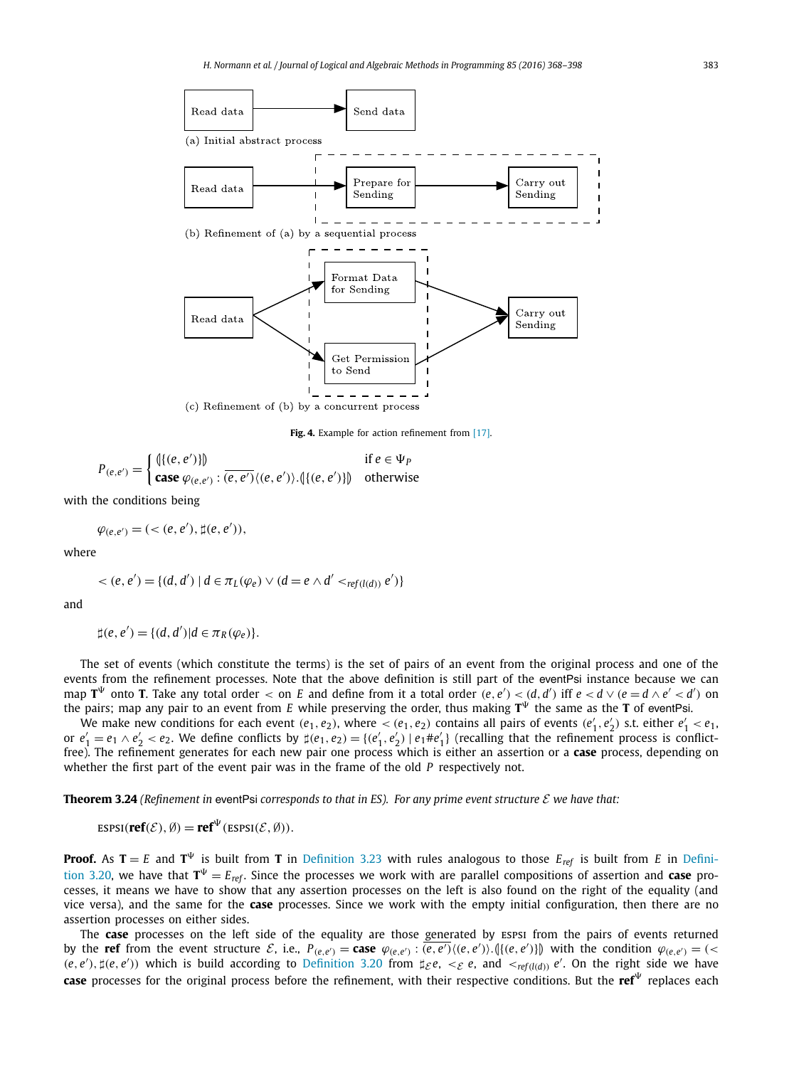Read data → Send data

(a) Initial abstract process

Read data → Prepare for Sending → Carry out Sending

(b) Refinement of (a) by a sequential process

Read data → Format Data for Sending / Get Permission to Send → Carry out Sending

(c) Refinement of (b) by a concurrent process

**Fig. 4.** Example for action refinement from [17].

$$P_{(e,e')} = \begin{cases} (\!|\{(e,e')\}|\!) & \text{if } e \in \Psi_P \\ \textbf{case } \varphi_{(e,e')} : \overline{(e,e')}\langle(e,e')\rangle.(\!|\{(e,e')\}|\!) & \text{otherwise} \end{cases}$$

with the conditions being

$$\varphi_{(e,e')} = (<(e,e'), \sharp(e,e')),$$

where

$$<(e,e') = \{(d,d') \mid d \in \pi_L(\varphi_e) \vee (d = e \wedge d' <_{ref(l(d))} e')\}$$

and

$$\sharp(e,e') = \{(d,d') | d \in \pi_R(\varphi_e)\}.$$

The set of events (which constitute the terms) is the set of pairs of an event from the original process and one of the events from the refinement processes. Note that the above definition is still part of the eventPsi instance because we can map $\mathbf{T}^{\Psi}$ onto $\mathbf{T}$. Take any total order $<$ on $E$ and define from it a total order $(e,e') < (d,d')$ iff $e < d \vee (e = d \wedge e' < d')$ on the pairs; map any pair to an event from $E$ while preserving the order, thus making $\mathbf{T}^{\Psi}$ the same as the $\mathbf{T}$ of eventPsi.

We make new conditions for each event $(e_1, e_2)$, where $<(e_1,e_2)$ contains all pairs of events $(e_1', e_2')$ s.t. either $e_1' < e_1$, or $e_1' = e_1 \wedge e_2' < e_2$. We define conflicts by $\sharp(e_1,e_2) = \{(e_1', e_2') \mid e_1 \# e_1'\}$ (recalling that the refinement process is conflict-free). The refinement generates for each new pair one process which is either an assertion or a **case** process, depending on whether the first part of the event pair was in the frame of the old $P$ respectively not.

**Theorem 3.24** *(Refinement in* eventPsi *corresponds to that in ES). For any prime event structure $\mathcal{E}$ we have that:*

$$\text{ESPSI}(\mathbf{ref}(\mathcal{E}), \emptyset) = \mathbf{ref}^{\Psi}(\text{ESPSI}(\mathcal{E}, \emptyset)).$$

**Proof.** As $\mathbf{T} = E$ and $\mathbf{T}^{\Psi}$ is built from $\mathbf{T}$ in Definition 3.23 with rules analogous to those $E_{ref}$ is built from $E$ in Definition 3.20, we have that $\mathbf{T}^{\Psi} = E_{ref}$. Since the processes we work with are parallel compositions of assertion and **case** processes, it means we have to show that any assertion processes on the left is also found on the right of the equality (and vice versa), and the same for the **case** processes. Since we work with the empty initial configuration, then there are no assertion processes on either sides.

The **case** processes on the left side of the equality are those generated by ESPSI from the pairs of events returned by the **ref** from the event structure $\mathcal{E}$, i.e., $P_{(e,e')} = \textbf{case } \varphi_{(e,e')} : \overline{(e,e')}\langle(e,e')\rangle.(\!|\{(e,e')\}|\!)$ with the condition $\varphi_{(e,e')} = (<(e,e'), \sharp(e,e'))$ which is build according to Definition 3.20 from $\sharp_{\mathcal{E}} e$, $<_{\mathcal{E}} e$, and $<_{ref(l(d))} e'$. On the right side we have **case** processes for the original process before the refinement, with their respective conditions. But the $\mathbf{ref}^{\Psi}$ replaces each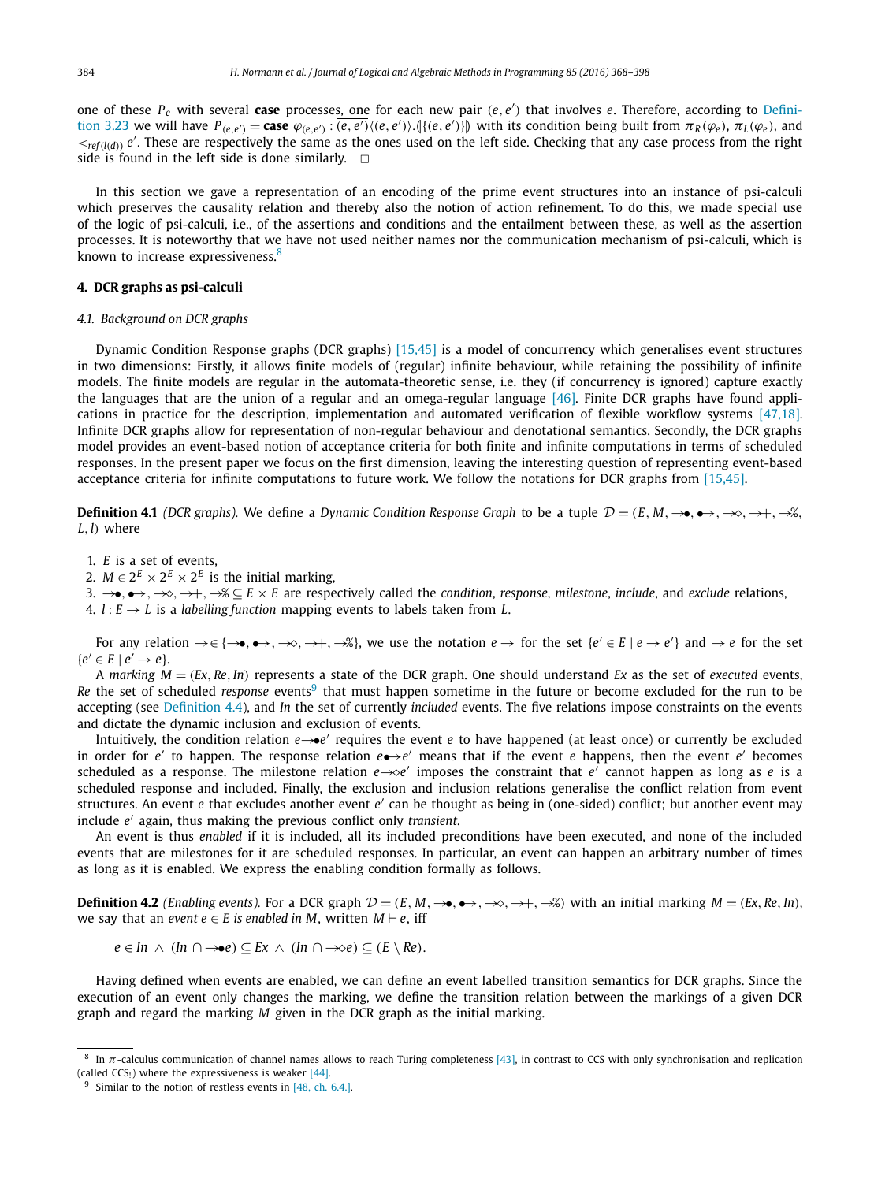one of these $P_e$ with several **case** processes, one for each new pair $(e, e')$ that involves $e$. Therefore, according to Definition 3.23 we will have $P_{(e,e')} = \textbf{case } \varphi_{(e,e')} : \overline{(e,e')}\langle(e,e')\rangle.(\!|\{(e,e')\}|\!)$ with its condition being built from $\pi_R(\varphi_e)$, $\pi_L(\varphi_e)$, and $<_{ref(l(d))} e'$. These are respectively the same as the ones used on the left side. Checking that any case process from the right side is found in the left side is done similarly. $\square$

In this section we gave a representation of an encoding of the prime event structures into an instance of psi-calculi which preserves the causality relation and thereby also the notion of action refinement. To do this, we made special use of the logic of psi-calculi, i.e., of the assertions and conditions and the entailment between these, as well as the assertion processes. It is noteworthy that we have not used neither names nor the communication mechanism of psi-calculi, which is known to increase expressiveness.[8]

## 4. DCR graphs as psi-calculi

### 4.1. Background on DCR graphs

Dynamic Condition Response graphs (DCR graphs) [15,45] is a model of concurrency which generalises event structures in two dimensions: Firstly, it allows finite models of (regular) infinite behaviour, while retaining the possibility of infinite models. The finite models are regular in the automata-theoretic sense, i.e. they (if concurrency is ignored) capture exactly the languages that are the union of a regular and an omega-regular language [46]. Finite DCR graphs have found applications in practice for the description, implementation and automated verification of flexible workflow systems [47,18]. Infinite DCR graphs allow for representation of non-regular behaviour and denotational semantics. Secondly, the DCR graphs model provides an event-based notion of acceptance criteria for both finite and infinite computations in terms of scheduled responses. In the present paper we focus on the first dimension, leaving the interesting question of representing event-based acceptance criteria for infinite computations to future work. We follow the notations for DCR graphs from [15,45].

**Definition 4.1** *(DCR graphs).* We define a *Dynamic Condition Response Graph* to be a tuple $\mathcal{D} = (E, M, \rightarrow\!\bullet, \bullet\!\rightarrow, \rightarrow\!\diamond, \rightarrow\!+, \rightarrow\!\%, L, l)$ where

1. $E$ is a set of events,
2. $M \in 2^E \times 2^E \times 2^E$ is the initial marking,
3. $\rightarrow\!\bullet, \bullet\!\rightarrow, \rightarrow\!\diamond, \rightarrow\!+, \rightarrow\!\% \subseteq E \times E$ are respectively called the *condition*, *response*, *milestone*, *include*, and *exclude* relations,
4. $l : E \rightarrow L$ is a *labelling function* mapping events to labels taken from $L$.

For any relation $\rightarrow \in \{\rightarrow\!\bullet, \bullet\!\rightarrow, \rightarrow\!\diamond, \rightarrow\!+, \rightarrow\!\%\}$, we use the notation $e \rightarrow$ for the set $\{e' \in E \mid e \rightarrow e'\}$ and $\rightarrow e$ for the set $\{e' \in E \mid e' \rightarrow e\}$.

A *marking* $M = (Ex, Re, In)$ represents a state of the DCR graph. One should understand $Ex$ as the set of *executed* events, $Re$ the set of scheduled *response* events[9] that must happen sometime in the future or become excluded for the run to be accepting (see Definition 4.4), and $In$ the set of currently *included* events. The five relations impose constraints on the events and dictate the dynamic inclusion and exclusion of events.

Intuitively, the condition relation $e\rightarrow\!\bullet e'$ requires the event $e$ to have happened (at least once) or currently be excluded in order for $e'$ to happen. The response relation $e\bullet\!\rightarrow e'$ means that if the event $e$ happens, then the event $e'$ becomes scheduled as a response. The milestone relation $e\rightarrow\!\diamond e'$ imposes the constraint that $e'$ cannot happen as long as $e$ is a scheduled response and included. Finally, the exclusion and inclusion relations generalise the conflict relation from event structures. An event $e$ that excludes another event $e'$ can be thought as being in (one-sided) conflict; but another event may include $e'$ again, thus making the previous conflict only *transient*.

An event is thus *enabled* if it is included, all its included preconditions have been executed, and none of the included events that are milestones for it are scheduled responses. In particular, an event can happen an arbitrary number of times as long as it is enabled. We express the enabling condition formally as follows.

**Definition 4.2** *(Enabling events).* For a DCR graph $\mathcal{D} = (E, M, \rightarrow\!\bullet, \bullet\!\rightarrow, \rightarrow\!\diamond, \rightarrow\!+, \rightarrow\!\%)$ with an initial marking $M = (Ex, Re, In)$, we say that an *event* $e \in E$ *is enabled in* $M$, written $M \vdash e$, iff

$$e \in In \;\wedge\; (In \cap \rightarrow\!\bullet e) \subseteq Ex \;\wedge\; (In \cap \rightarrow\!\diamond e) \subseteq (E \setminus Re).$$

Having defined when events are enabled, we can define an event labelled transition semantics for DCR graphs. Since the execution of an event only changes the marking, we define the transition relation between the markings of a given DCR graph and regard the marking $M$ given in the DCR graph as the initial marking.

---

[8] In $\pi$-calculus communication of channel names allows to reach Turing completeness [43], in contrast to CCS with only synchronisation and replication (called $\text{CCS}_!$) where the expressiveness is weaker [44].

[9] Similar to the notion of restless events in [48, ch. 6.4.].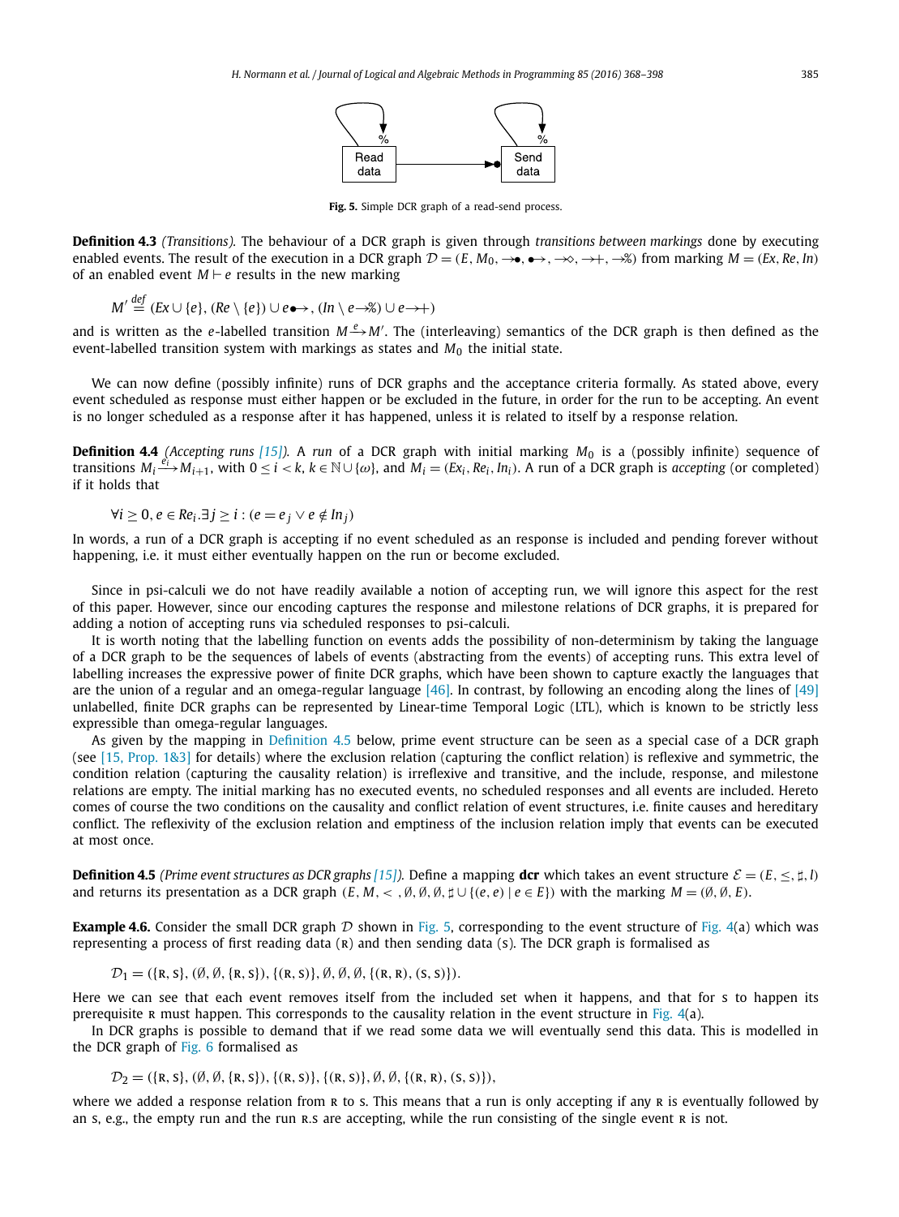**Fig. 5.** Simple DCR graph of a read-send process.

**Definition 4.3** *(Transitions).* The behaviour of a DCR graph is given through *transitions between markings* done by executing enabled events. The result of the execution in a DCR graph $\mathcal{D} = (E, M_0, \rightarrow\!\bullet, \bullet\!\rightarrow, \rightarrow\!\diamond, \rightarrow\!+, \rightarrow\!\%)$ from marking $M = (Ex, Re, In)$ of an enabled event $M \vdash e$ results in the new marking

$$M' \stackrel{def}{=} (Ex \cup \{e\}, (Re \setminus \{e\}) \cup e\bullet\!\!\rightarrow, (In \setminus e\!\rightarrow\!\%) \cup e\!\rightarrow\!+)$$

and is written as the $e$-labelled transition $M \xrightarrow{e} M'$. The (interleaving) semantics of the DCR graph is then defined as the event-labelled transition system with markings as states and $M_0$ the initial state.

We can now define (possibly infinite) runs of DCR graphs and the acceptance criteria formally. As stated above, every event scheduled as response must either happen or be excluded in the future, in order for the run to be accepting. An event is no longer scheduled as a response after it has happened, unless it is related to itself by a response relation.

**Definition 4.4** *(Accepting runs [15]).* A *run* of a DCR graph with initial marking $M_0$ is a (possibly infinite) sequence of transitions $M_i \xrightarrow{e_i} M_{i+1}$, with $0 \leq i < k$, $k \in \mathbb{N} \cup \{\omega\}$, and $M_i = (Ex_i, Re_i, In_i)$. A run of a DCR graph is *accepting* (or completed) if it holds that

$$\forall i \geq 0, e \in Re_i. \exists j \geq i : (e = e_j \vee e \notin In_j)$$

In words, a run of a DCR graph is accepting if no event scheduled as an response is included and pending forever without happening, i.e. it must either eventually happen on the run or become excluded.

Since in psi-calculi we do not have readily available a notion of accepting run, we will ignore this aspect for the rest of this paper. However, since our encoding captures the response and milestone relations of DCR graphs, it is prepared for adding a notion of accepting runs via scheduled responses to psi-calculi.

It is worth noting that the labelling function on events adds the possibility of non-determinism by taking the language of a DCR graph to be the sequences of labels of events (abstracting from the events) of accepting runs. This extra level of labelling increases the expressive power of finite DCR graphs, which have been shown to capture exactly the languages that are the union of a regular and an omega-regular language [46]. In contrast, by following an encoding along the lines of [49] unlabelled, finite DCR graphs can be represented by Linear-time Temporal Logic (LTL), which is known to be strictly less expressible than omega-regular languages.

As given by the mapping in Definition 4.5 below, prime event structure can be seen as a special case of a DCR graph (see [15, Prop. 1&3] for details) where the exclusion relation (capturing the conflict relation) is reflexive and symmetric, the condition relation (capturing the causality relation) is irreflexive and transitive, and the include, response, and milestone relations are empty. The initial marking has no executed events, no scheduled responses and all events are included. Hereto comes of course the two conditions on the causality and conflict relation of event structures, i.e. finite causes and hereditary conflict. The reflexivity of the exclusion relation and emptiness of the inclusion relation imply that events can be executed at most once.

**Definition 4.5** *(Prime event structures as DCR graphs [15]).* Define a mapping **dcr** which takes an event structure $\mathcal{E} = (E, \leq, \sharp, l)$ and returns its presentation as a DCR graph $(E, M, <, \emptyset, \emptyset, \emptyset, \sharp \cup \{(e, e) \mid e \in E\})$ with the marking $M = (\emptyset, \emptyset, E)$.

**Example 4.6.** Consider the small DCR graph $\mathcal{D}$ shown in Fig. 5, corresponding to the event structure of Fig. 4(a) which was representing a process of first reading data (R) and then sending data (S). The DCR graph is formalised as

$$\mathcal{D}_1 = (\{\text{R}, \text{S}\}, (\emptyset, \emptyset, \{\text{R}, \text{S}\}), \{(\text{R}, \text{S})\}, \emptyset, \emptyset, \emptyset, \{(\text{R}, \text{R}), (\text{S}, \text{S})\}).$$

Here we can see that each event removes itself from the included set when it happens, and that for S to happen its prerequisite R must happen. This corresponds to the causality relation in the event structure in Fig. 4(a).

In DCR graphs is possible to demand that if we read some data we will eventually send this data. This is modelled in the DCR graph of Fig. 6 formalised as

$$\mathcal{D}_2 = (\{\text{R}, \text{S}\}, (\emptyset, \emptyset, \{\text{R}, \text{S}\}), \{(\text{R}, \text{S})\}, \{(\text{R}, \text{S})\}, \emptyset, \emptyset, \{(\text{R}, \text{R}), (\text{S}, \text{S})\}),$$

where we added a response relation from R to S. This means that a run is only accepting if any R is eventually followed by an S, e.g., the empty run and the run R.S are accepting, while the run consisting of the single event R is not.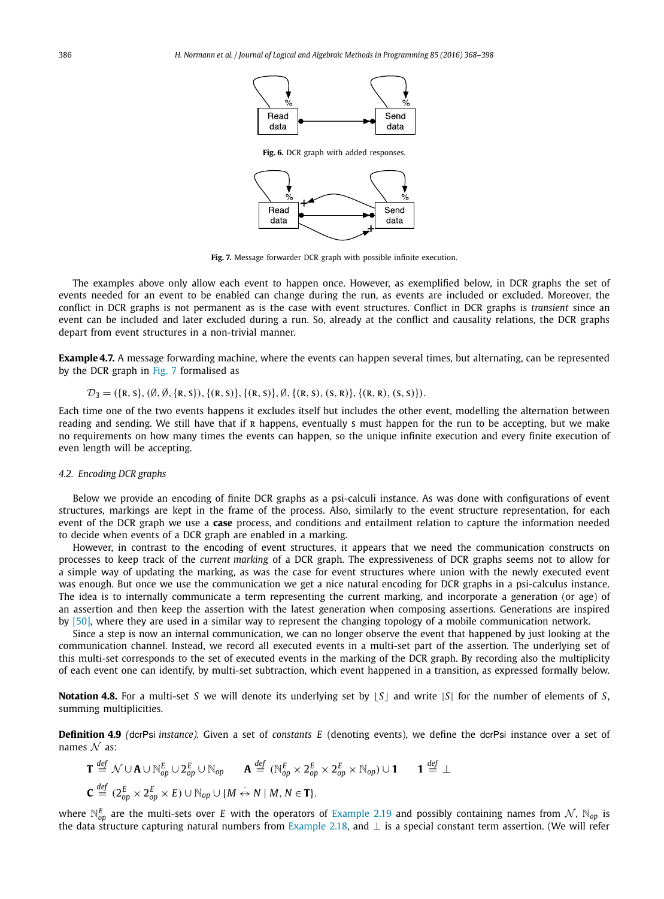Fig. 6. DCR graph with added responses.

Fig. 7. Message forwarder DCR graph with possible infinite execution.

The examples above only allow each event to happen once. However, as exemplified below, in DCR graphs the set of events needed for an event to be enabled can change during the run, as events are included or excluded. Moreover, the conflict in DCR graphs is not permanent as is the case with event structures. Conflict in DCR graphs is *transient* since an event can be included and later excluded during a run. So, already at the conflict and causality relations, the DCR graphs depart from event structures in a non-trivial manner.

**Example 4.7.** A message forwarding machine, where the events can happen several times, but alternating, can be represented by the DCR graph in Fig. 7 formalised as

$$\mathcal{D}_3 = (\{\text{R}, \text{S}\}, (\emptyset, \emptyset, \{\text{R}, \text{S}\}), \{(\text{R}, \text{S})\}, \{(\text{R}, \text{S})\}, \emptyset, \{(\text{R}, \text{S}), (\text{S}, \text{R})\}, \{(\text{R}, \text{R}), (\text{S}, \text{S})\}).$$

Each time one of the two events happens it excludes itself but includes the other event, modelling the alternation between reading and sending. We still have that if R happens, eventually S must happen for the run to be accepting, but we make no requirements on how many times the events can happen, so the unique infinite execution and every finite execution of even length will be accepting.

### 4.2. Encoding DCR graphs

Below we provide an encoding of finite DCR graphs as a psi-calculi instance. As was done with configurations of event structures, markings are kept in the frame of the process. Also, similarly to the event structure representation, for each event of the DCR graph we use a **case** process, and conditions and entailment relation to capture the information needed to decide when events of a DCR graph are enabled in a marking.

However, in contrast to the encoding of event structures, it appears that we need the communication constructs on processes to keep track of the *current marking* of a DCR graph. The expressiveness of DCR graphs seems not to allow for a simple way of updating the marking, as was the case for event structures where union with the newly executed event was enough. But once we use the communication we get a nice natural encoding for DCR graphs in a psi-calculus instance. The idea is to internally communicate a term representing the current marking, and incorporate a generation (or age) of an assertion and then keep the assertion with the latest generation when composing assertions. Generations are inspired by [50], where they are used in a similar way to represent the changing topology of a mobile communication network.

Since a step is now an internal communication, we can no longer observe the event that happened by just looking at the communication channel. Instead, we record all executed events in a multi-set part of the assertion. The underlying set of this multi-set corresponds to the set of executed events in the marking of the DCR graph. By recording also the multiplicity of each event one can identify, by multi-set subtraction, which event happened in a transition, as expressed formally below.

**Notation 4.8.** For a multi-set $S$ we will denote its underlying set by $\lfloor S \rfloor$ and write $|S|$ for the number of elements of $S$, summing multiplicities.

**Definition 4.9** *(dcrPsi instance).* Given a set of *constants* $E$ (denoting events), we define the dcrPsi instance over a set of names $\mathcal{N}$ as:

$$\mathbf{T} \stackrel{def}{=} \mathcal{N} \cup \mathbf{A} \cup \mathbb{N}^E_{op} \cup 2^E_{op} \cup \mathbb{N}_{op} \qquad \mathbf{A} \stackrel{def}{=} (\mathbb{N}^E_{op} \times 2^E_{op} \times 2^E_{op} \times \mathbb{N}_{op}) \cup \mathbf{1} \qquad \mathbf{1} \stackrel{def}{=} \bot$$

$$\mathbf{C} \stackrel{def}{=} (2^E_{op} \times 2^E_{op} \times E) \cup \mathbb{N}_{op} \cup \{M \dot{\leftrightarrow} N \mid M, N \in \mathbf{T}\}.$$

where $\mathbb{N}^E_{op}$ are the multi-sets over $E$ with the operators of Example 2.19 and possibly containing names from $\mathcal{N}$, $\mathbb{N}_{op}$ is the data structure capturing natural numbers from Example 2.18, and $\bot$ is a special constant term assertion. (We will refer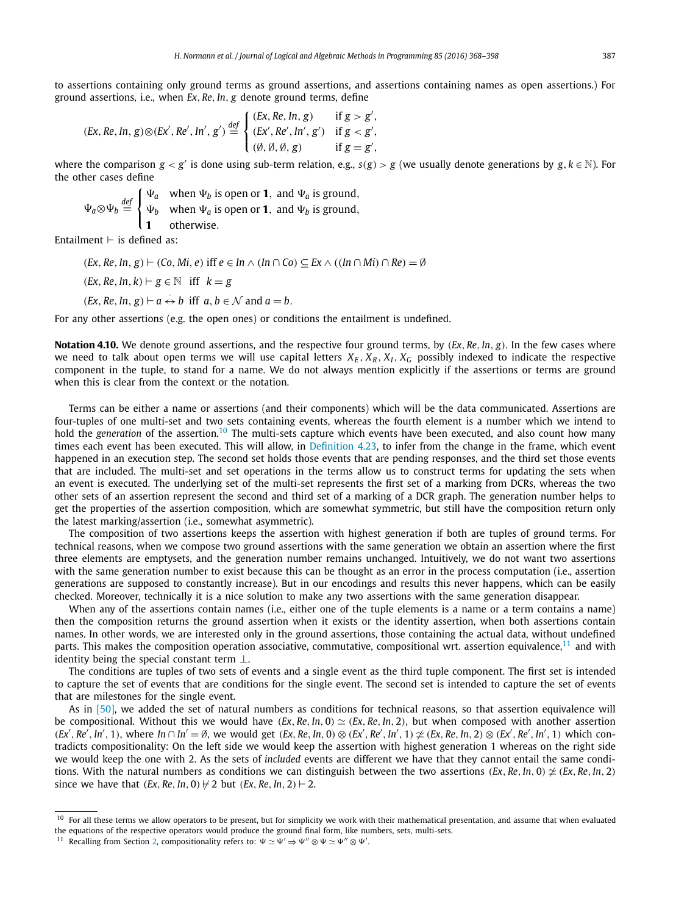to assertions containing only ground terms as ground assertions, and assertions containing names as open assertions.) For ground assertions, i.e., when $Ex, Re, In, g$ denote ground terms, define

$$(Ex, Re, In, g) \otimes (Ex', Re', In', g') \stackrel{def}{=} \begin{cases} (Ex, Re, In, g) & \text{if } g > g', \\ (Ex', Re', In', g') & \text{if } g < g', \\ (\emptyset, \emptyset, \emptyset, g) & \text{if } g = g', \end{cases}$$

where the comparison $g < g'$ is done using sub-term relation, e.g., $s(g) > g$ (we usually denote generations by $g, k \in \mathbb{N}$). For the other cases define

$$\Psi_a \otimes \Psi_b \stackrel{def}{=} \begin{cases} \Psi_a & \text{when } \Psi_b \text{ is open or } \mathbf{1}, \text{ and } \Psi_a \text{ is ground}, \\ \Psi_b & \text{when } \Psi_a \text{ is open or } \mathbf{1}, \text{ and } \Psi_b \text{ is ground}, \\ \mathbf{1} & \text{otherwise}. \end{cases}$$

Entailment $\vdash$ is defined as:

$$(Ex, Re, In, g) \vdash (Co, Mi, e) \text{ iff } e \in In \wedge (In \cap Co) \subseteq Ex \wedge ((In \cap Mi) \cap Re) = \emptyset$$

$$(Ex, Re, In, k) \vdash g \in \mathbb{N} \quad \text{iff} \quad k = g$$

$$(Ex, Re, In, g) \vdash a \dot{\leftrightarrow} b \text{ iff } a, b \in \mathcal{N} \text{ and } a = b.$$

For any other assertions (e.g. the open ones) or conditions the entailment is undefined.

**Notation 4.10.** We denote ground assertions, and the respective four ground terms, by $(Ex, Re, In, g)$. In the few cases where we need to talk about open terms we will use capital letters $X_E, X_R, X_I, X_G$ possibly indexed to indicate the respective component in the tuple, to stand for a name. We do not always mention explicitly if the assertions or terms are ground when this is clear from the context or the notation.

Terms can be either a name or assertions (and their components) which will be the data communicated. Assertions are four-tuples of one multi-set and two sets containing events, whereas the fourth element is a number which we intend to hold the *generation* of the assertion.[10] The multi-sets capture which events have been executed, and also count how many times each event has been executed. This will allow, in Definition 4.23, to infer from the change in the frame, which event happened in an execution step. The second set holds those events that are pending responses, and the third set those events that are included. The multi-set and set operations in the terms allow us to construct terms for updating the sets when an event is executed. The underlying set of the multi-set represents the first set of a marking from DCRs, whereas the two other sets of an assertion represent the second and third set of a marking of a DCR graph. The generation number helps to get the properties of the assertion composition, which are somewhat symmetric, but still have the composition return only the latest marking/assertion (i.e., somewhat asymmetric).

The composition of two assertions keeps the assertion with highest generation if both are tuples of ground terms. For technical reasons, when we compose two ground assertions with the same generation we obtain an assertion where the first three elements are emptysets, and the generation number remains unchanged. Intuitively, we do not want two assertions with the same generation number to exist because this can be thought as an error in the process computation (i.e., assertion generations are supposed to constantly increase). But in our encodings and results this never happens, which can be easily checked. Moreover, technically it is a nice solution to make any two assertions with the same generation disappear.

When any of the assertions contain names (i.e., either one of the tuple elements is a name or a term contains a name) then the composition returns the ground assertion when it exists or the identity assertion, when both assertions contain names. In other words, we are interested only in the ground assertions, those containing the actual data, without undefined parts. This makes the composition operation associative, commutative, compositional wrt. assertion equivalence,[11] and with identity being the special constant term $\perp$.

The conditions are tuples of two sets of events and a single event as the third tuple component. The first set is intended to capture the set of events that are conditions for the single event. The second set is intended to capture the set of events that are milestones for the single event.

As in [50], we added the set of natural numbers as conditions for technical reasons, so that assertion equivalence will be compositional. Without this we would have $(Ex, Re, In, 0) \simeq (Ex, Re, In, 2)$, but when composed with another assertion $(Ex', Re', In', 1)$, where $In \cap In' = \emptyset$, we would get $(Ex, Re, In, 0) \otimes (Ex', Re', In', 1) \not\simeq (Ex, Re, In, 2) \otimes (Ex', Re', In', 1)$ which contradicts compositionality: On the left side we would keep the assertion with highest generation 1 whereas on the right side we would keep the one with 2. As the sets of *included* events are different we have that they cannot entail the same conditions. With the natural numbers as conditions we can distinguish between the two assertions $(Ex, Re, In, 0) \not\simeq (Ex, Re, In, 2)$ since we have that $(Ex, Re, In, 0) \nvdash 2$ but $(Ex, Re, In, 2) \vdash 2$.

---

[10] For all these terms we allow operators to be present, but for simplicity we work with their mathematical presentation, and assume that when evaluated the equations of the respective operators would produce the ground final form, like numbers, sets, multi-sets.

[11] Recalling from Section 2, compositionality refers to: $\Psi \simeq \Psi' \Rightarrow \Psi'' \otimes \Psi \simeq \Psi'' \otimes \Psi'$.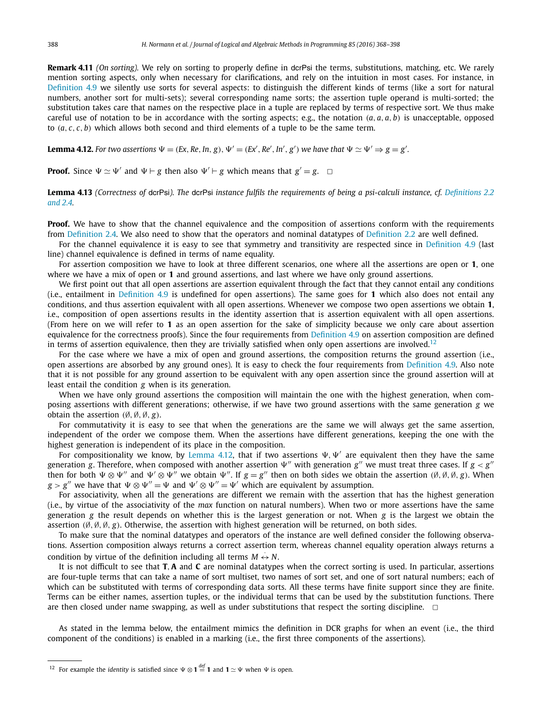**Remark 4.11** *(On sorting).* We rely on sorting to properly define in dcrPsi the terms, substitutions, matching, etc. We rarely mention sorting aspects, only when necessary for clarifications, and rely on the intuition in most cases. For instance, in Definition 4.9 we silently use sorts for several aspects: to distinguish the different kinds of terms (like a sort for natural numbers, another sort for multi-sets); several corresponding name sorts; the assertion tuple operand is multi-sorted; the substitution takes care that names on the respective place in a tuple are replaced by terms of respective sort. We thus make careful use of notation to be in accordance with the sorting aspects; e.g., the notation $(a, a, a, b)$ is unacceptable, opposed to $(a, c, c, b)$ which allows both second and third elements of a tuple to be the same term.

**Lemma 4.12.** *For two assertions $\Psi = (Ex, Re, In, g)$, $\Psi' = (Ex', Re', In', g')$ we have that $\Psi \simeq \Psi' \Rightarrow g = g'$.*

**Proof.** Since $\Psi \simeq \Psi'$ and $\Psi \vdash g$ then also $\Psi' \vdash g$ which means that $g' = g$. $\square$

**Lemma 4.13** *(Correctness of* dcrPsi*). The* dcrPsi *instance fulfils the requirements of being a psi-calculi instance, cf. Definitions 2.2 and 2.4.*

**Proof.** We have to show that the channel equivalence and the composition of assertions conform with the requirements from Definition 2.4. We also need to show that the operators and nominal datatypes of Definition 2.2 are well defined.

For the channel equivalence it is easy to see that symmetry and transitivity are respected since in Definition 4.9 (last line) channel equivalence is defined in terms of name equality.

For assertion composition we have to look at three different scenarios, one where all the assertions are open or **1**, one where we have a mix of open or **1** and ground assertions, and last where we have only ground assertions.

We first point out that all open assertions are assertion equivalent through the fact that they cannot entail any conditions (i.e., entailment in Definition 4.9 is undefined for open assertions). The same goes for **1** which also does not entail any conditions, and thus assertion equivalent with all open assertions. Whenever we compose two open assertions we obtain **1**, i.e., composition of open assertions results in the identity assertion that is assertion equivalent with all open assertions. (From here on we will refer to **1** as an open assertion for the sake of simplicity because we only care about assertion equivalence for the correctness proofs). Since the four requirements from Definition 4.9 on assertion composition are defined in terms of assertion equivalence, then they are trivially satisfied when only open assertions are involved.[12]

For the case where we have a mix of open and ground assertions, the composition returns the ground assertion (i.e., open assertions are absorbed by any ground ones). It is easy to check the four requirements from Definition 4.9. Also note that it is not possible for any ground assertion to be equivalent with any open assertion since the ground assertion will at least entail the condition $g$ when is its generation.

When we have only ground assertions the composition will maintain the one with the highest generation, when composing assertions with different generations; otherwise, if we have two ground assertions with the same generation $g$ we obtain the assertion $(\emptyset, \emptyset, \emptyset, g)$.

For commutativity it is easy to see that when the generations are the same we will always get the same assertion, independent of the order we compose them. When the assertions have different generations, keeping the one with the highest generation is independent of its place in the composition.

For compositionality we know, by Lemma 4.12, that if two assertions $\Psi, \Psi'$ are equivalent then they have the same generation $g$. Therefore, when composed with another assertion $\Psi''$ with generation $g''$ we must treat three cases. If $g < g''$ then for both $\Psi \otimes \Psi''$ and $\Psi' \otimes \Psi''$ we obtain $\Psi''$. If $g = g''$ then on both sides we obtain the assertion $(\emptyset, \emptyset, \emptyset, g)$. When $g > g''$ we have that $\Psi \otimes \Psi'' = \Psi$ and $\Psi' \otimes \Psi'' = \Psi'$ which are equivalent by assumption.

For associativity, when all the generations are different we remain with the assertion that has the highest generation (i.e., by virtue of the associativity of the *max* function on natural numbers). When two or more assertions have the same generation $g$ the result depends on whether this is the largest generation or not. When $g$ is the largest we obtain the assertion $(\emptyset, \emptyset, \emptyset, g)$. Otherwise, the assertion with highest generation will be returned, on both sides.

To make sure that the nominal datatypes and operators of the instance are well defined consider the following observations. Assertion composition always returns a correct assertion term, whereas channel equality operation always returns a condition by virtue of the definition including all terms $M \dot{\leftrightarrow} N$.

It is not difficult to see that **T**, **A** and **C** are nominal datatypes when the correct sorting is used. In particular, assertions are four-tuple terms that can take a name of sort multiset, two names of sort set, and one of sort natural numbers; each of which can be substituted with terms of corresponding data sorts. All these terms have finite support since they are finite. Terms can be either names, assertion tuples, or the individual terms that can be used by the substitution functions. There are then closed under name swapping, as well as under substitutions that respect the sorting discipline. $\square$

As stated in the lemma below, the entailment mimics the definition in DCR graphs for when an event (i.e., the third component of the conditions) is enabled in a marking (i.e., the first three components of the assertions).

[12] For example the *identity* is satisfied since $\Psi \otimes \mathbf{1} \stackrel{def}{=} \mathbf{1}$ and $\mathbf{1} \simeq \Psi$ when $\Psi$ is open.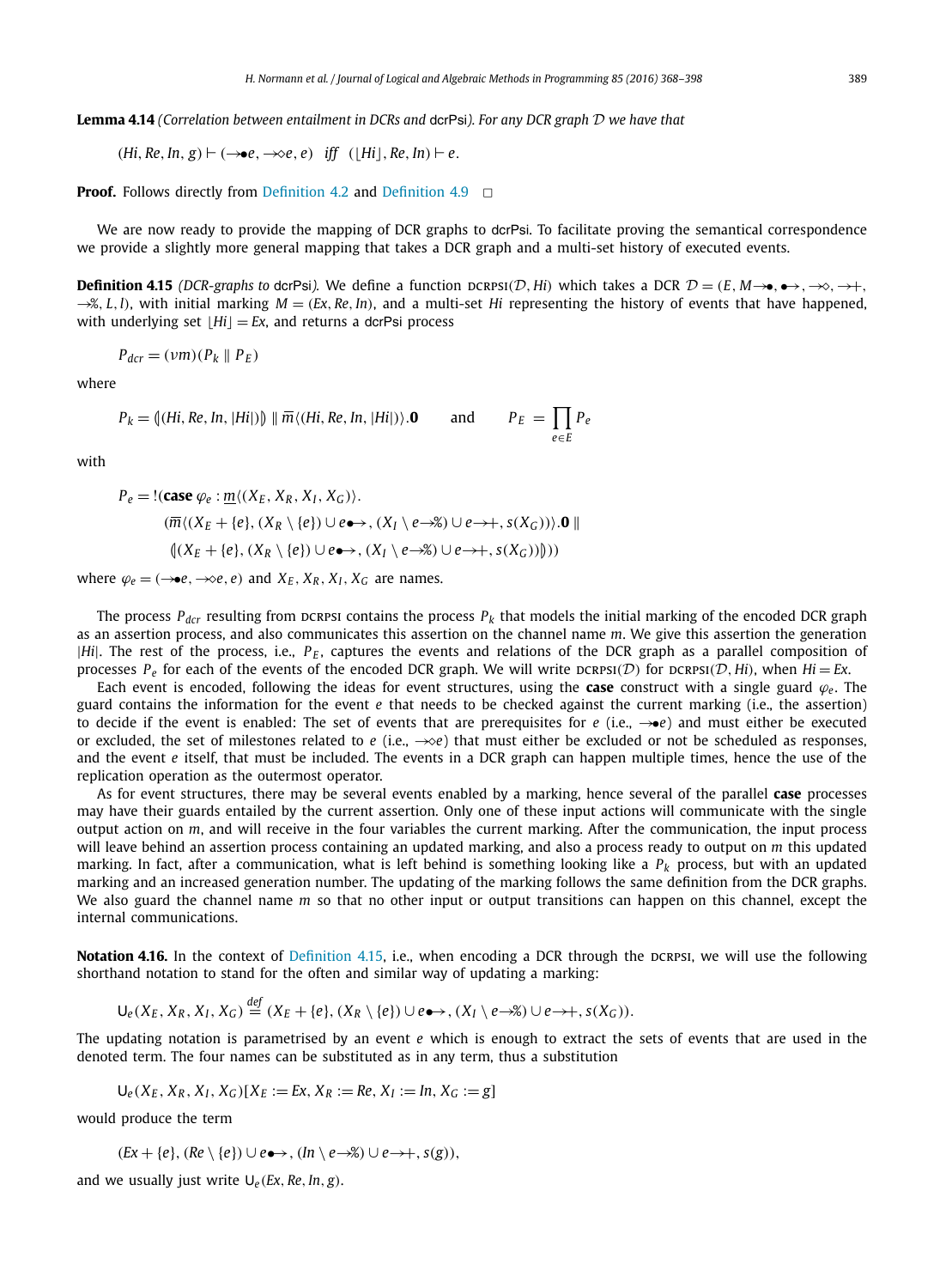**Lemma 4.14** *(Correlation between entailment in DCRs and* dcrPsi*). For any DCR graph $\mathcal{D}$ we have that*

$$(Hi, Re, In, g) \vdash (\rightarrow\!\bullet e, \rightarrow\!\diamond e, e) \quad \textit{iff} \quad (\lfloor Hi \rfloor, Re, In) \vdash e.$$

**Proof.** Follows directly from Definition 4.2 and Definition 4.9 $\square$

We are now ready to provide the mapping of DCR graphs to dcrPsi. To facilitate proving the semantical correspondence we provide a slightly more general mapping that takes a DCR graph and a multi-set history of executed events.

**Definition 4.15** *(DCR-graphs to* dcrPsi*).* We define a function DCRPSI$(\mathcal{D}, Hi)$ which takes a DCR $\mathcal{D} = (E, M \rightarrow\!\bullet, \bullet\!\rightarrow, \rightarrow\!\diamond, \rightarrow\!+, \rightarrow\!\%, L, l)$, with initial marking $M = (Ex, Re, In)$, and a multi-set $Hi$ representing the history of events that have happened, with underlying set $\lfloor Hi \rfloor = Ex$, and returns a dcrPsi process

$$P_{dcr} = (\nu m)(P_k \parallel P_E)$$

where

$$P_k = (\!|(Hi, Re, In, |Hi|)|\!) \parallel \overline{m}\langle(Hi, Re, In, |Hi|)\rangle.\mathbf{0} \qquad \text{and} \qquad P_E = \prod_{e \in E} P_e$$

with

$$\begin{aligned} P_e = !(\mathbf{case}\ \varphi_e : \underline{m}\langle(X_E, X_R, X_I, X_G)\rangle. \\ (\overline{m}\langle(X_E + \{e\}, (X_R \setminus \{e\}) \cup e\bullet\!\rightarrow, (X_I \setminus e\rightarrow\!\%) \cup e\rightarrow\!+, s(X_G))\rangle.\mathbf{0} \parallel \\ (\!|(X_E + \{e\}, (X_R \setminus \{e\}) \cup e\bullet\!\rightarrow, (X_I \setminus e\rightarrow\!\%) \cup e\rightarrow\!+, s(X_G))|\!))) \end{aligned}$$

where $\varphi_e = (\rightarrow\!\bullet e, \rightarrow\!\diamond e, e)$ and $X_E, X_R, X_I, X_G$ are names.

The process $P_{dcr}$ resulting from DCRPSI contains the process $P_k$ that models the initial marking of the encoded DCR graph as an assertion process, and also communicates this assertion on the channel name $m$. We give this assertion the generation $|Hi|$. The rest of the process, i.e., $P_E$, captures the events and relations of the DCR graph as a parallel composition of processes $P_e$ for each of the events of the encoded DCR graph. We will write DCRPSI$(\mathcal{D})$ for DCRPSI$(\mathcal{D}, Hi)$, when $Hi = Ex$.

Each event is encoded, following the ideas for event structures, using the **case** construct with a single guard $\varphi_e$. The guard contains the information for the event $e$ that needs to be checked against the current marking (i.e., the assertion) to decide if the event is enabled: The set of events that are prerequisites for $e$ (i.e., $\rightarrow\!\bullet e$) and must either be executed or excluded, the set of milestones related to $e$ (i.e., $\rightarrow\!\diamond e$) that must either be excluded or not be scheduled as responses, and the event $e$ itself, that must be included. The events in a DCR graph can happen multiple times, hence the use of the replication operation as the outermost operator.

As for event structures, there may be several events enabled by a marking, hence several of the parallel **case** processes may have their guards entailed by the current assertion. Only one of these input actions will communicate with the single output action on $m$, and will receive in the four variables the current marking. After the communication, the input process will leave behind an assertion process containing an updated marking, and also a process ready to output on $m$ this updated marking. In fact, after a communication, what is left behind is something looking like a $P_k$ process, but with an updated marking and an increased generation number. The updating of the marking follows the same definition from the DCR graphs. We also guard the channel name $m$ so that no other input or output transitions can happen on this channel, except the internal communications.

**Notation 4.16.** In the context of Definition 4.15, i.e., when encoding a DCR through the DCRPSI, we will use the following shorthand notation to stand for the often and similar way of updating a marking:

$$\mathsf{U}_e(X_E, X_R, X_I, X_G) \stackrel{def}{=} (X_E + \{e\}, (X_R \setminus \{e\}) \cup e\bullet\!\rightarrow, (X_I \setminus e\rightarrow\!\%) \cup e\rightarrow\!+, s(X_G)).$$

The updating notation is parametrised by an event $e$ which is enough to extract the sets of events that are used in the denoted term. The four names can be substituted as in any term, thus a substitution

$$\mathsf{U}_e(X_E, X_R, X_I, X_G)[X_E := Ex, X_R := Re, X_I := In, X_G := g]$$

would produce the term

$$(Ex + \{e\}, (Re \setminus \{e\}) \cup e\bullet\!\rightarrow, (In \setminus e\rightarrow\!\%) \cup e\rightarrow\!+, s(g)),$$

and we usually just write $\mathsf{U}_e(Ex, Re, In, g)$.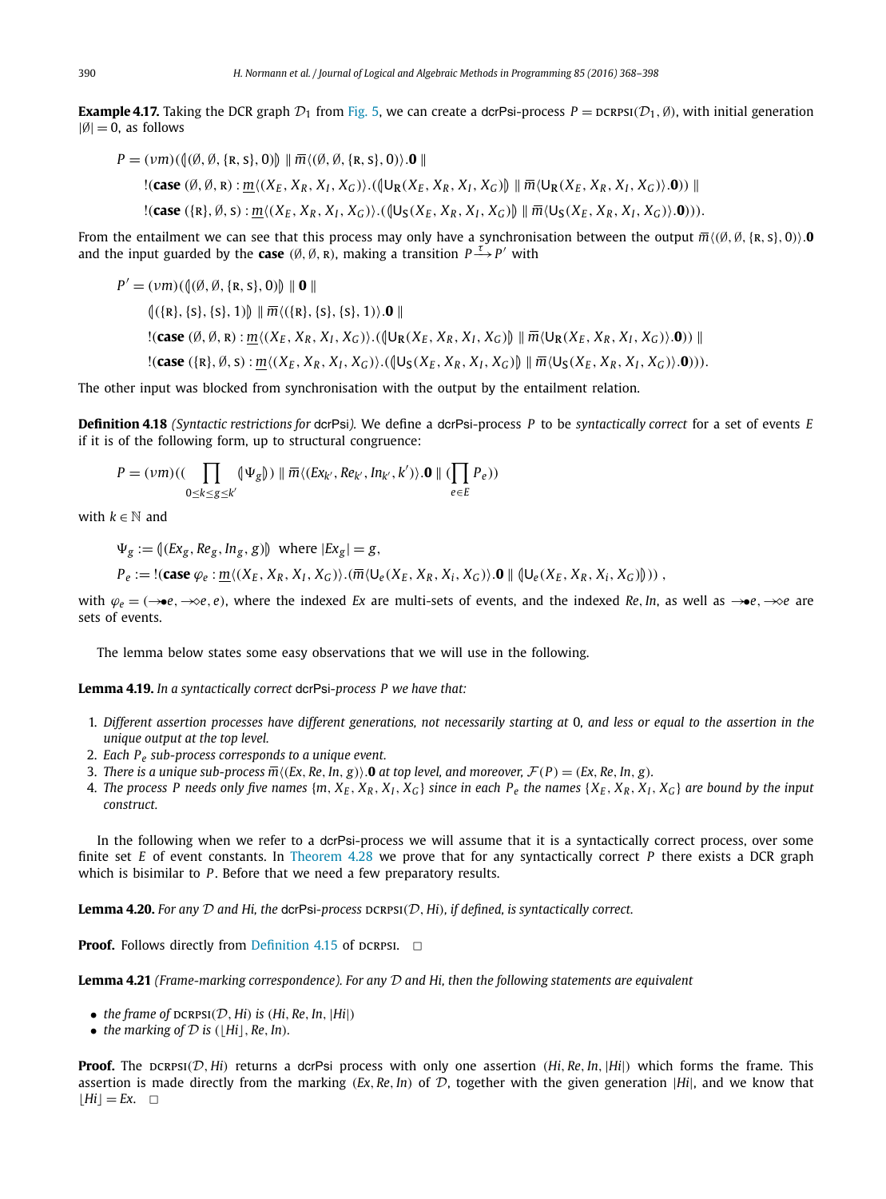**Example 4.17.** Taking the DCR graph $\mathcal{D}_1$ from Fig. 5, we can create a dcrPsi-process $P = \text{DCRPSI}(\mathcal{D}_1, \emptyset)$, with initial generation $|\emptyset| = 0$, as follows

$$
\begin{aligned}
P = (\nu m)(&(\!|(\emptyset, \emptyset, \{\text{R}, \text{S}\}, 0)|\!) \parallel \overline{m}\langle(\emptyset, \emptyset, \{\text{R}, \text{S}\}, 0)\rangle.\mathbf{0} \parallel \\
&!(\textbf{case } (\emptyset, \emptyset, \text{R}) : \underline{m}\langle(X_E, X_R, X_I, X_G)\rangle.((\!|\mathsf{U}_\text{R}(X_E, X_R, X_I, X_G)|\!) \parallel \overline{m}\langle\mathsf{U}_\text{R}(X_E, X_R, X_I, X_G)\rangle.\mathbf{0})) \parallel \\
&!(\textbf{case } (\{\text{R}\}, \emptyset, \text{S}) : \underline{m}\langle(X_E, X_R, X_I, X_G)\rangle.((\!|\mathsf{U}_\text{S}(X_E, X_R, X_I, X_G)|\!) \parallel \overline{m}\langle\mathsf{U}_\text{S}(X_E, X_R, X_I, X_G)\rangle.\mathbf{0}))).
\end{aligned}
$$

From the entailment we can see that this process may only have a synchronisation between the output $\overline{m}\langle(\emptyset, \emptyset, \{\text{R}, \text{S}\}, 0)\rangle.\mathbf{0}$ and the input guarded by the **case** $(\emptyset, \emptyset, \text{R})$, making a transition $P \xrightarrow{\tau} P'$ with

$$
\begin{aligned}
P' = (\nu m)(&(\!|(\emptyset, \emptyset, \{\text{R}, \text{S}\}, 0)|\!) \parallel \mathbf{0} \parallel \\
&(\!|(\{\text{R}\}, \{\text{S}\}, \{\text{S}\}, 1)|\!) \parallel \overline{m}\langle(\{\text{R}\}, \{\text{S}\}, \{\text{S}\}, 1)\rangle.\mathbf{0} \parallel \\
&!(\textbf{case } (\emptyset, \emptyset, \text{R}) : \underline{m}\langle(X_E, X_R, X_I, X_G)\rangle.((\!|\mathsf{U}_\text{R}(X_E, X_R, X_I, X_G)|\!) \parallel \overline{m}\langle\mathsf{U}_\text{R}(X_E, X_R, X_I, X_G)\rangle.\mathbf{0})) \parallel \\
&!(\textbf{case } (\{\text{R}\}, \emptyset, \text{S}) : \underline{m}\langle(X_E, X_R, X_I, X_G)\rangle.((\!|\mathsf{U}_\text{S}(X_E, X_R, X_I, X_G)|\!) \parallel \overline{m}\langle\mathsf{U}_\text{S}(X_E, X_R, X_I, X_G)\rangle.\mathbf{0}))).
\end{aligned}
$$

The other input was blocked from synchronisation with the output by the entailment relation.

**Definition 4.18** *(Syntactic restrictions for* dcrPsi*).* We define a dcrPsi-process $P$ to be *syntactically correct* for a set of events $E$ if it is of the following form, up to structural congruence:

$$
P = (\nu m)((\prod_{0 \le k \le g \le k'} (\!|\Psi_g|\!)) \parallel \overline{m}\langle(Ex_{k'}, Re_{k'}, In_{k'}, k')\rangle.\mathbf{0} \parallel (\prod_{e \in E} P_e))
$$

with $k \in \mathbb{N}$ and

$$
\begin{aligned}
&\Psi_g := (\!|(Ex_g, Re_g, In_g, g)|\!) \text{ where } |Ex_g| = g, \\
&P_e := !(\textbf{case } \varphi_e : \underline{m}\langle(X_E, X_R, X_I, X_G)\rangle.(\overline{m}\langle\mathsf{U}_e(X_E, X_R, X_i, X_G)\rangle.\mathbf{0} \parallel (\!|\mathsf{U}_e(X_E, X_R, X_i, X_G)|\!))) \,,
\end{aligned}
$$

with $\varphi_e = (\rightarrow\!\bullet e, \rightarrow\!\diamond e, e)$, where the indexed $Ex$ are multi-sets of events, and the indexed $Re, In$, as well as $\rightarrow\!\bullet e, \rightarrow\!\diamond e$ are sets of events.

The lemma below states some easy observations that we will use in the following.

**Lemma 4.19.** *In a syntactically correct* dcrPsi*-process $P$ we have that:*

1. *Different assertion processes have different generations, not necessarily starting at 0, and less or equal to the assertion in the unique output at the top level.*
2. *Each $P_e$ sub-process corresponds to a unique event.*
3. *There is a unique sub-process $\overline{m}\langle(Ex, Re, In, g)\rangle.\mathbf{0}$ at top level, and moreover, $\mathcal{F}(P) = (Ex, Re, In, g)$.*
4. *The process $P$ needs only five names $\{m, X_E, X_R, X_I, X_G\}$ since in each $P_e$ the names $\{X_E, X_R, X_I, X_G\}$ are bound by the input construct.*

In the following when we refer to a dcrPsi-process we will assume that it is a syntactically correct process, over some finite set $E$ of event constants. In Theorem 4.28 we prove that for any syntactically correct $P$ there exists a DCR graph which is bisimilar to $P$. Before that we need a few preparatory results.

**Lemma 4.20.** *For any $\mathcal{D}$ and Hi, the* dcrPsi*-process* $\text{DCRPSI}(\mathcal{D}, Hi)$*, if defined, is syntactically correct.*

**Proof.** Follows directly from Definition 4.15 of DCRPSI. $\square$

**Lemma 4.21** *(Frame-marking correspondence). For any $\mathcal{D}$ and Hi, then the following statements are equivalent*

- *the frame of* $\text{DCRPSI}(\mathcal{D}, Hi)$ *is* $(Hi, Re, In, |Hi|)$
- *the marking of $\mathcal{D}$ is* $(\lfloor Hi \rfloor, Re, In)$.

**Proof.** The $\text{DCRPSI}(\mathcal{D}, Hi)$ returns a dcrPsi process with only one assertion $(Hi, Re, In, |Hi|)$ which forms the frame. This assertion is made directly from the marking $(Ex, Re, In)$ of $\mathcal{D}$, together with the given generation $|Hi|$, and we know that $\lfloor Hi \rfloor = Ex$. $\square$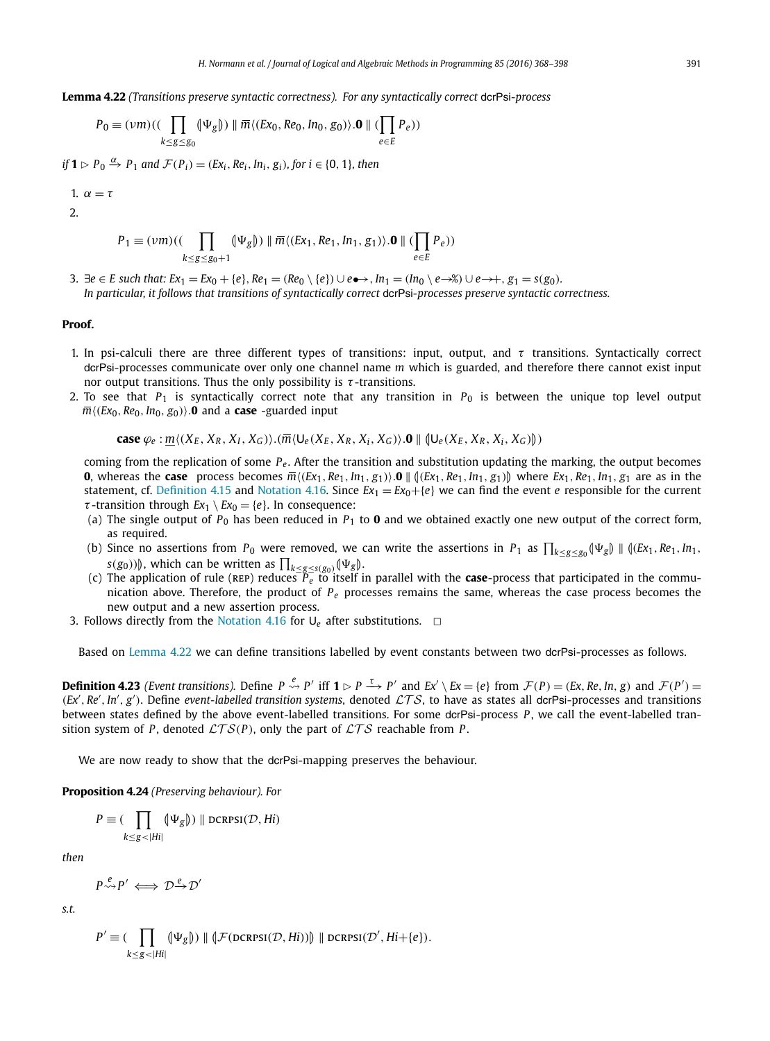**Lemma 4.22** *(Transitions preserve syntactic correctness). For any syntactically correct* dcrPsi*-process*

$$P_0 \equiv (\nu m)((\prod_{k \le g \le g_0} (\!|\Psi_g|\!)) \parallel \overline{m}\langle (Ex_0, Re_0, In_0, g_0)\rangle.\mathbf{0} \parallel (\prod_{e \in E} P_e))$$

*if* $\mathbf{1} \rhd P_0 \xrightarrow{\alpha} P_1$ *and* $\mathcal{F}(P_i) = (Ex_i, Re_i, In_i, g_i)$*, for* $i \in \{0, 1\}$*, then*

1. $\alpha = \tau$
2. $$P_1 \equiv (\nu m)((\prod_{k \le g \le g_0+1} (\!|\Psi_g|\!)) \parallel \overline{m}\langle (Ex_1, Re_1, In_1, g_1)\rangle.\mathbf{0} \parallel (\prod_{e \in E} P_e))$$
3. $\exists e \in E$ *such that:* $Ex_1 = Ex_0 + \{e\}$, $Re_1 = (Re_0 \setminus \{e\}) \cup e{\bullet\!\!\to}$, $In_1 = (In_0 \setminus e{\to\%}) \cup e{\to+}$, $g_1 = s(g_0)$.
   *In particular, it follows that transitions of syntactically correct* dcrPsi*-processes preserve syntactic correctness.*

**Proof.**

1. In psi-calculi there are three different types of transitions: input, output, and $\tau$ transitions. Syntactically correct dcrPsi-processes communicate over only one channel name $m$ which is guarded, and therefore there cannot exist input nor output transitions. Thus the only possibility is $\tau$-transitions.
2. To see that $P_1$ is syntactically correct note that any transition in $P_0$ is between the unique top level output $\overline{m}\langle (Ex_0, Re_0, In_0, g_0)\rangle.\mathbf{0}$ and a **case** -guarded input

   $$\mathbf{case}\ \varphi_e : \underline{m}\langle (X_E, X_R, X_I, X_G)\rangle.(\overline{m}\langle \mathsf{U}_e(X_E, X_R, X_i, X_G)\rangle.\mathbf{0} \parallel (\!|\mathsf{U}_e(X_E, X_R, X_i, X_G)|\!))$$

   coming from the replication of some $P_e$. After the transition and substitution updating the marking, the output becomes $\mathbf{0}$, whereas the **case** process becomes $\overline{m}\langle (Ex_1, Re_1, In_1, g_1)\rangle.\mathbf{0} \parallel (\!|(Ex_1, Re_1, In_1, g_1)|\!)$ where $Ex_1, Re_1, In_1, g_1$ are as in the statement, cf. Definition 4.15 and Notation 4.16. Since $Ex_1 = Ex_0 + \{e\}$ we can find the event $e$ responsible for the current $\tau$-transition through $Ex_1 \setminus Ex_0 = \{e\}$. In consequence:
   (a) The single output of $P_0$ has been reduced in $P_1$ to $\mathbf{0}$ and we obtained exactly one new output of the correct form, as required.
   (b) Since no assertions from $P_0$ were removed, we can write the assertions in $P_1$ as $\prod_{k \le g \le g_0} (\!|\Psi_g|\!) \parallel (\!|(Ex_1, Re_1, In_1, s(g_0))|\!)$, which can be written as $\prod_{k \le g \le s(g_0)} (\!|\Psi_g|\!)$.
   (c) The application of rule (REP) reduces $P_e$ to itself in parallel with the **case**-process that participated in the communication above. Therefore, the product of $P_e$ processes remains the same, whereas the case process becomes the new output and a new assertion process.
3. Follows directly from the Notation 4.16 for $\mathsf{U}_e$ after substitutions. $\square$

Based on Lemma 4.22 we can define transitions labelled by event constants between two dcrPsi-processes as follows.

**Definition 4.23** *(Event transitions).* Define $P \overset{e}{\rightsquigarrow} P'$ iff $\mathbf{1} \rhd P \xrightarrow{\tau} P'$ and $Ex' \setminus Ex = \{e\}$ from $\mathcal{F}(P) = (Ex, Re, In, g)$ and $\mathcal{F}(P') = (Ex', Re', In', g')$. Define *event-labelled transition systems*, denoted $\mathcal{LTS}$, to have as states all dcrPsi-processes and transitions between states defined by the above event-labelled transitions. For some dcrPsi-process $P$, we call the event-labelled transition system of $P$, denoted $\mathcal{LTS}(P)$, only the part of $\mathcal{LTS}$ reachable from $P$.

We are now ready to show that the dcrPsi-mapping preserves the behaviour.

**Proposition 4.24** *(Preserving behaviour). For*

$$P \equiv (\prod_{k \le g < |Hi|} (\!|\Psi_g|\!)) \parallel \text{DCRPSI}(\mathcal{D}, Hi)$$

*then*

$$P \overset{e}{\rightsquigarrow} P' \iff \mathcal{D} \xrightarrow{e} \mathcal{D}'$$

*s.t.*

$$P' \equiv (\prod_{k \le g < |Hi|} (\!|\Psi_g|\!)) \parallel (\!|\mathcal{F}(\text{DCRPSI}(\mathcal{D}, Hi))|\!) \parallel \text{DCRPSI}(\mathcal{D}', Hi + \{e\}).$$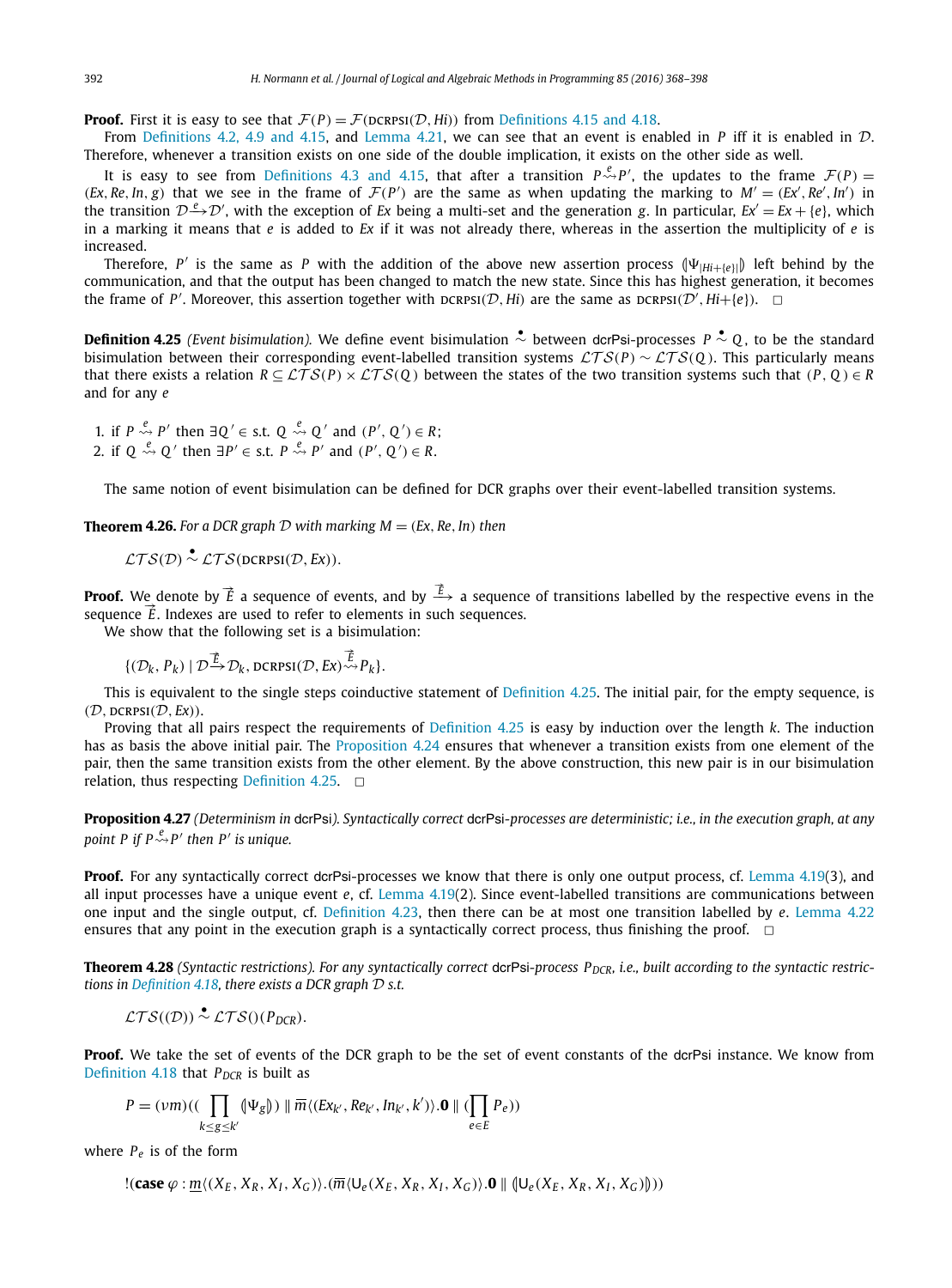**Proof.** First it is easy to see that $\mathcal{F}(P) = \mathcal{F}(\text{DCRPSI}(\mathcal{D}, Hi))$ from Definitions 4.15 and 4.18.

From Definitions 4.2, 4.9 and 4.15, and Lemma 4.21, we can see that an event is enabled in $P$ iff it is enabled in $\mathcal{D}$. Therefore, whenever a transition exists on one side of the double implication, it exists on the other side as well.

It is easy to see from Definitions 4.3 and 4.15, that after a transition $P \overset{e}{\rightsquigarrow} P'$, the updates to the frame $\mathcal{F}(P) = (Ex, Re, In, g)$ that we see in the frame of $\mathcal{F}(P')$ are the same as when updating the marking to $M' = (Ex', Re', In')$ in the transition $\mathcal{D} \xrightarrow{e} \mathcal{D}'$, with the exception of $Ex$ being a multi-set and the generation $g$. In particular, $Ex' = Ex + \{e\}$, which in a marking it means that $e$ is added to $Ex$ if it was not already there, whereas in the assertion the multiplicity of $e$ is increased.

Therefore, $P'$ is the same as $P$ with the addition of the above new assertion process $(\!|\Psi_{|Hi+\{e\}|}|\!)$ left behind by the communication, and that the output has been changed to match the new state. Since this has highest generation, it becomes the frame of $P'$. Moreover, this assertion together with $\text{DCRPSI}(\mathcal{D}, Hi)$ are the same as $\text{DCRPSI}(\mathcal{D}', Hi+\{e\})$. $\square$

**Definition 4.25** *(Event bisimulation).* We define event bisimulation $\overset{\bullet}{\sim}$ between dcrPsi-processes $P \overset{\bullet}{\sim} Q$, to be the standard bisimulation between their corresponding event-labelled transition systems $\mathcal{LTS}(P) \sim \mathcal{LTS}(Q)$. This particularly means that there exists a relation $R \subseteq \mathcal{LTS}(P) \times \mathcal{LTS}(Q)$ between the states of the two transition systems such that $(P, Q) \in R$ and for any $e$

1. if $P \overset{e}{\rightsquigarrow} P'$ then $\exists Q' \in$ s.t. $Q \overset{e}{\rightsquigarrow} Q'$ and $(P', Q') \in R$;
2. if $Q \overset{e}{\rightsquigarrow} Q'$ then $\exists P' \in$ s.t. $P \overset{e}{\rightsquigarrow} P'$ and $(P', Q') \in R$.

The same notion of event bisimulation can be defined for DCR graphs over their event-labelled transition systems.

**Theorem 4.26.** *For a DCR graph $\mathcal{D}$ with marking $M = (Ex, Re, In)$ then*

$$\mathcal{LTS}(\mathcal{D}) \overset{\bullet}{\sim} \mathcal{LTS}(\text{DCRPSI}(\mathcal{D}, Ex)).$$

**Proof.** We denote by $\vec{E}$ a sequence of events, and by $\xrightarrow{\vec{E}}$ a sequence of transitions labelled by the respective evens in the sequence $\vec{E}$. Indexes are used to refer to elements in such sequences.

We show that the following set is a bisimulation:

$$\{(\mathcal{D}_k, P_k) \mid \mathcal{D} \xrightarrow{\vec{E}} \mathcal{D}_k, \text{DCRPSI}(\mathcal{D}, Ex) \overset{\vec{E}}{\rightsquigarrow} P_k\}.$$

This is equivalent to the single steps coinductive statement of Definition 4.25. The initial pair, for the empty sequence, is $(\mathcal{D}, \text{DCRPSI}(\mathcal{D}, Ex))$.

Proving that all pairs respect the requirements of Definition 4.25 is easy by induction over the length $k$. The induction has as basis the above initial pair. The Proposition 4.24 ensures that whenever a transition exists from one element of the pair, then the same transition exists from the other element. By the above construction, this new pair is in our bisimulation relation, thus respecting Definition 4.25. $\square$

**Proposition 4.27** *(Determinism in dcrPsi). Syntactically correct dcrPsi-processes are deterministic; i.e., in the execution graph, at any point $P$ if $P \overset{e}{\rightsquigarrow} P'$ then $P'$ is unique.*

**Proof.** For any syntactically correct dcrPsi-processes we know that there is only one output process, cf. Lemma 4.19(3), and all input processes have a unique event $e$, cf. Lemma 4.19(2). Since event-labelled transitions are communications between one input and the single output, cf. Definition 4.23, then there can be at most one transition labelled by $e$. Lemma 4.22 ensures that any point in the execution graph is a syntactically correct process, thus finishing the proof. $\square$

**Theorem 4.28** *(Syntactic restrictions). For any syntactically correct dcrPsi-process $P_{DCR}$, i.e., built according to the syntactic restrictions in Definition 4.18, there exists a DCR graph $\mathcal{D}$ s.t.*

$$\mathcal{LTS}((\mathcal{D})) \overset{\bullet}{\sim} \mathcal{LTS}()(P_{DCR}).$$

**Proof.** We take the set of events of the DCR graph to be the set of event constants of the dcrPsi instance. We know from Definition 4.18 that $P_{DCR}$ is built as

$$P = (\nu m)((\prod_{k \leq g \leq k'} (\!|\Psi_g|\!)) \parallel \overline{m}\langle (Ex_{k'}, Re_{k'}, In_{k'}, k')\rangle.\mathbf{0} \parallel (\prod_{e \in E} P_e))$$

where $P_e$ is of the form

$$!(\textbf{case}\ \varphi : \underline{m}\langle (X_E, X_R, X_I, X_G)\rangle.(\overline{m}\langle \mathsf{U}_e(X_E, X_R, X_I, X_G)\rangle.\mathbf{0} \parallel (\!|\mathsf{U}_e(X_E, X_R, X_I, X_G)|\!)))$$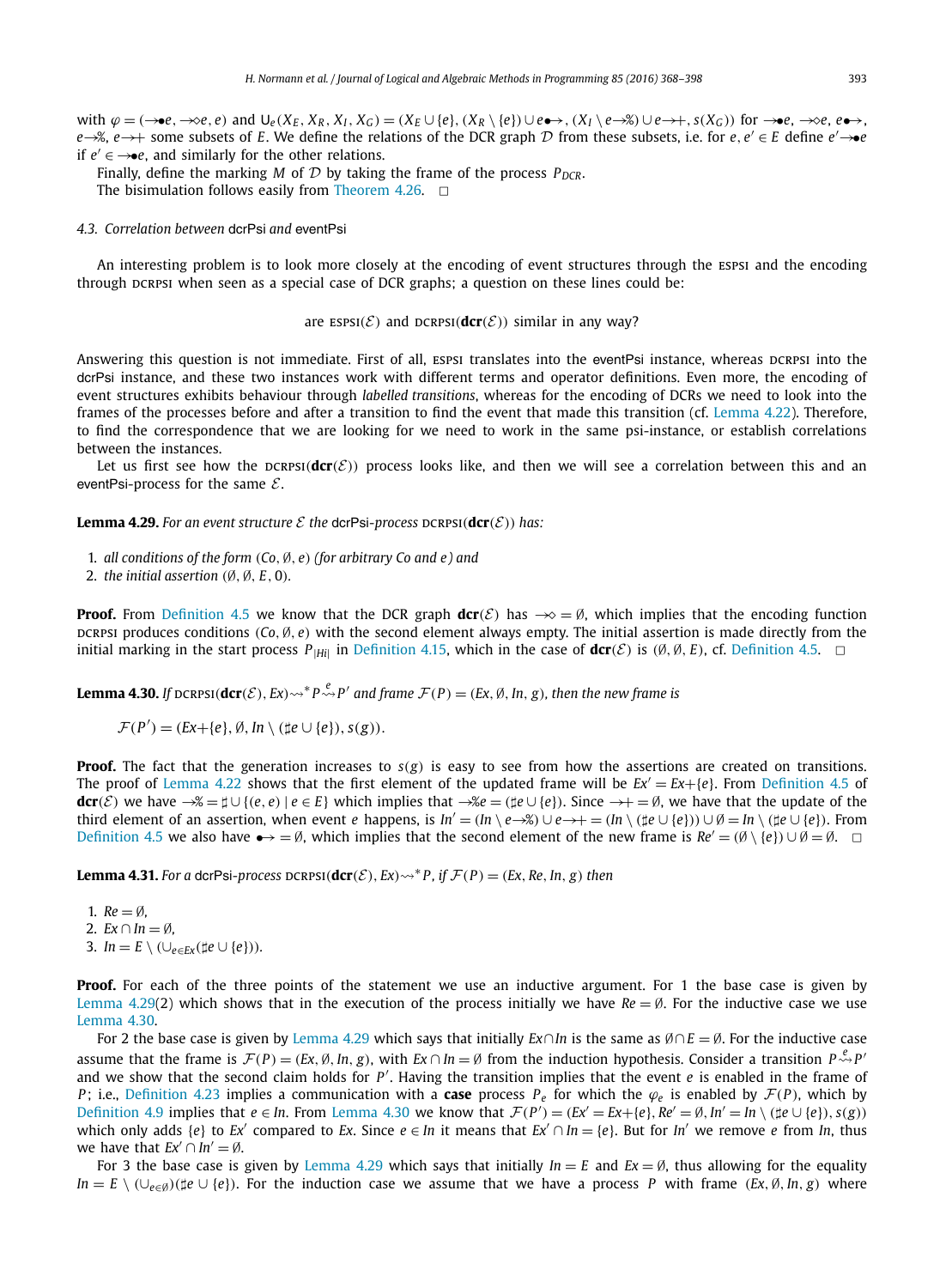with $\varphi = (\rightarrow\!\!\bullet e, \rightarrow\!\!\diamond e, e)$ and $\mathsf{U}_e(X_E, X_R, X_I, X_G) = (X_E \cup \{e\}, (X_R \setminus \{e\}) \cup e\!\bullet\!\!\rightarrow, (X_I \setminus e\!\rightarrow\!\%) \cup e\!\rightarrow\!+, s(X_G))$ for $\rightarrow\!\!\bullet e$, $\rightarrow\!\!\diamond e$, $e\!\bullet\!\!\rightarrow$, $e\!\rightarrow\!\%$, $e\!\rightarrow\!+$ some subsets of $E$. We define the relations of the DCR graph $\mathcal{D}$ from these subsets, i.e. for $e, e' \in E$ define $e' \rightarrow\!\!\bullet e$ if $e' \in \rightarrow\!\!\bullet e$, and similarly for the other relations.

Finally, define the marking $M$ of $\mathcal{D}$ by taking the frame of the process $P_{DCR}$.

The bisimulation follows easily from Theorem 4.26. $\square$

### 4.3. Correlation between dcrPsi and eventPsi

An interesting problem is to look more closely at the encoding of event structures through the ESPSI and the encoding through DCRPSI when seen as a special case of DCR graphs; a question on these lines could be:

$$\text{are } \textsc{espsi}(\mathcal{E}) \text{ and } \textsc{dcrpsi}(\mathbf{dcr}(\mathcal{E})) \text{ similar in any way?}$$

Answering this question is not immediate. First of all, ESPSI translates into the eventPsi instance, whereas DCRPSI into the dcrPsi instance, and these two instances work with different terms and operator definitions. Even more, the encoding of event structures exhibits behaviour through *labelled transitions*, whereas for the encoding of DCRs we need to look into the frames of the processes before and after a transition to find the event that made this transition (cf. Lemma 4.22). Therefore, to find the correspondence that we are looking for we need to work in the same psi-instance, or establish correlations between the instances.

Let us first see how the $\textsc{dcrpsi}(\mathbf{dcr}(\mathcal{E}))$ process looks like, and then we will see a correlation between this and an eventPsi-process for the same $\mathcal{E}$.

**Lemma 4.29.** *For an event structure $\mathcal{E}$ the dcrPsi-process $\textsc{dcrpsi}(\mathbf{dcr}(\mathcal{E}))$ has:*

1. *all conditions of the form $(Co, \emptyset, e)$ (for arbitrary $Co$ and $e$) and*
2. *the initial assertion $(\emptyset, \emptyset, E, 0)$.*

**Proof.** From Definition 4.5 we know that the DCR graph $\mathbf{dcr}(\mathcal{E})$ has $\rightarrow\!\!\diamond = \emptyset$, which implies that the encoding function DCRPSI produces conditions $(Co, \emptyset, e)$ with the second element always empty. The initial assertion is made directly from the initial marking in the start process $P_{|Hi|}$ in Definition 4.15, which in the case of $\mathbf{dcr}(\mathcal{E})$ is $(\emptyset, \emptyset, E)$, cf. Definition 4.5. $\square$

**Lemma 4.30.** *If $\textsc{dcrpsi}(\mathbf{dcr}(\mathcal{E}), Ex) \rightsquigarrow^* P \overset{e}{\rightsquigarrow} P'$ and frame $\mathcal{F}(P) = (Ex, \emptyset, In, g)$, then the new frame is*

$$\mathcal{F}(P') = (Ex{+}\{e\}, \emptyset, In \setminus (\sharp e \cup \{e\}), s(g)).$$

**Proof.** The fact that the generation increases to $s(g)$ is easy to see from how the assertions are created on transitions. The proof of Lemma 4.22 shows that the first element of the updated frame will be $Ex' = Ex{+}\{e\}$. From Definition 4.5 of $\mathbf{dcr}(\mathcal{E})$ we have $\rightarrow\!\% = \sharp \cup \{(e, e) \mid e \in E\}$ which implies that $\rightarrow\!\% e = (\sharp e \cup \{e\})$. Since $\rightarrow\!+ = \emptyset$, we have that the update of the third element of an assertion, when event $e$ happens, is $In' = (In \setminus e\!\rightarrow\!\%) \cup e\!\rightarrow\!+ = (In \setminus (\sharp e \cup \{e\})) \cup \emptyset = In \setminus (\sharp e \cup \{e\})$. From Definition 4.5 we also have $\bullet\!\!\rightarrow = \emptyset$, which implies that the second element of the new frame is $Re' = (\emptyset \setminus \{e\}) \cup \emptyset = \emptyset$. $\square$

**Lemma 4.31.** *For a dcrPsi-process $\textsc{dcrpsi}(\mathbf{dcr}(\mathcal{E}), Ex) \rightsquigarrow^* P$, if $\mathcal{F}(P) = (Ex, Re, In, g)$ then*

1. *$Re = \emptyset$,*
2. *$Ex \cap In = \emptyset$,*
3. *$In = E \setminus (\cup_{e \in Ex}(\sharp e \cup \{e\}))$.*

**Proof.** For each of the three points of the statement we use an inductive argument. For 1 the base case is given by Lemma 4.29(2) which shows that in the execution of the process initially we have $Re = \emptyset$. For the inductive case we use Lemma 4.30.

For 2 the base case is given by Lemma 4.29 which says that initially $Ex \cap In$ is the same as $\emptyset \cap E = \emptyset$. For the inductive case assume that the frame is $\mathcal{F}(P) = (Ex, \emptyset, In, g)$, with $Ex \cap In = \emptyset$ from the induction hypothesis. Consider a transition $P \overset{e}{\rightsquigarrow} P'$ and we show that the second claim holds for $P'$. Having the transition implies that the event $e$ is enabled in the frame of $P$; i.e., Definition 4.23 implies a communication with a **case** process $P_e$ for which the $\varphi_e$ is enabled by $\mathcal{F}(P)$, which by Definition 4.9 implies that $e \in In$. From Lemma 4.30 we know that $\mathcal{F}(P') = (Ex' = Ex{+}\{e\}, Re' = \emptyset, In' = In \setminus (\sharp e \cup \{e\}), s(g))$ which only adds $\{e\}$ to $Ex'$ compared to $Ex$. Since $e \in In$ it means that $Ex' \cap In = \{e\}$. But for $In'$ we remove $e$ from $In$, thus we have that $Ex' \cap In' = \emptyset$.

For 3 the base case is given by Lemma 4.29 which says that initially $In = E$ and $Ex = \emptyset$, thus allowing for the equality $In = E \setminus (\cup_{e \in \emptyset})(\sharp e \cup \{e\})$. For the induction case we assume that we have a process $P$ with frame $(Ex, \emptyset, In, g)$ where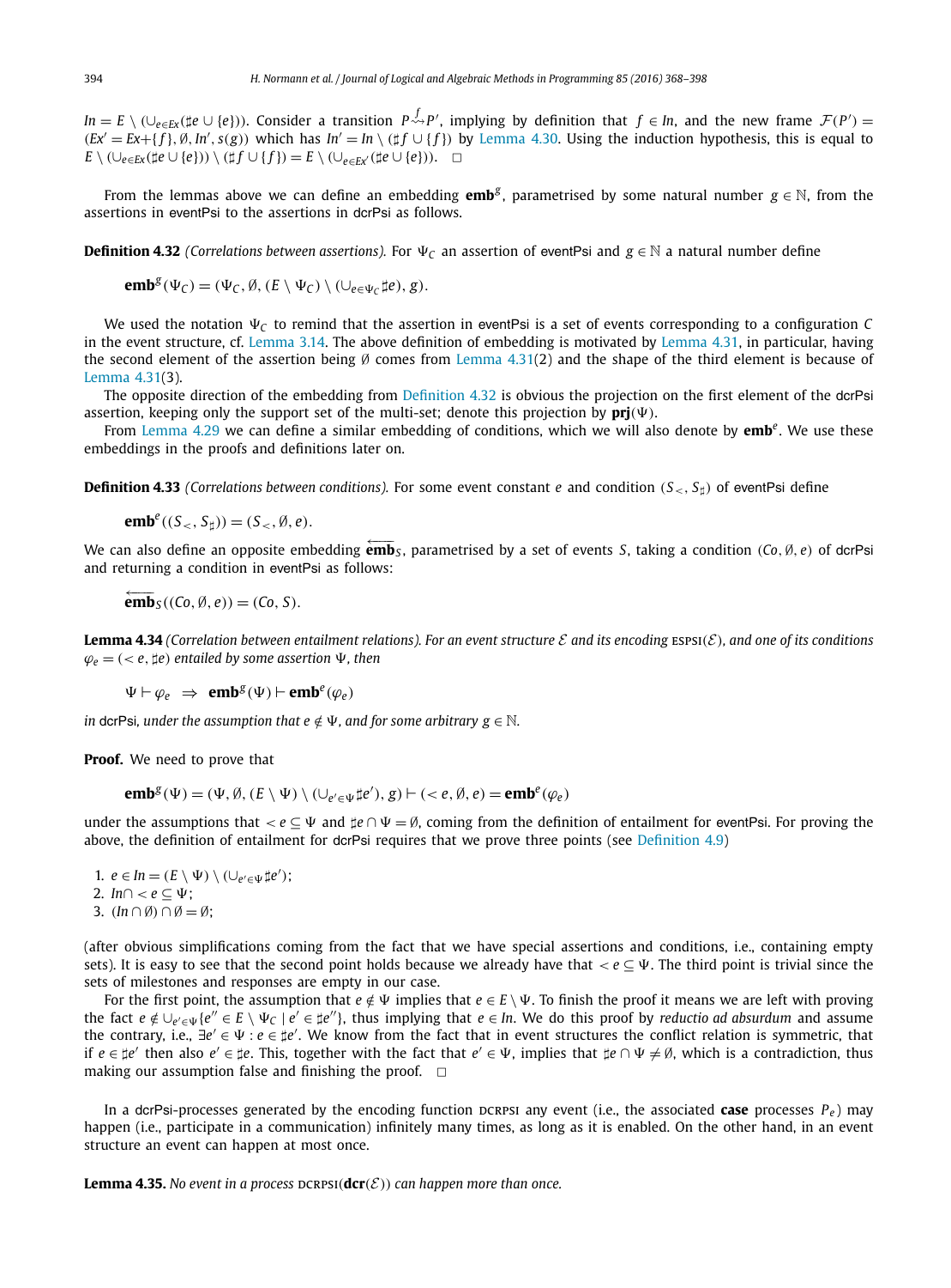$In = E \setminus (\cup_{e \in Ex}(\sharp e \cup \{e\}))$. Consider a transition $P \overset{f}{\rightsquigarrow} P'$, implying by definition that $f \in In$, and the new frame $\mathcal{F}(P') = (Ex' = Ex + \{f\}, \emptyset, In', s(g))$ which has $In' = In \setminus (\sharp f \cup \{f\})$ by Lemma 4.30. Using the induction hypothesis, this is equal to $E \setminus (\cup_{e \in Ex}(\sharp e \cup \{e\})) \setminus (\sharp f \cup \{f\}) = E \setminus (\cup_{e \in Ex'}(\sharp e \cup \{e\}))$. $\square$

From the lemmas above we can define an embedding $\mathbf{emb}^g$, parametrised by some natural number $g \in \mathbb{N}$, from the assertions in eventPsi to the assertions in dcrPsi as follows.

**Definition 4.32** *(Correlations between assertions).* For $\Psi_C$ an assertion of eventPsi and $g \in \mathbb{N}$ a natural number define

$$\mathbf{emb}^g(\Psi_C) = (\Psi_C, \emptyset, (E \setminus \Psi_C) \setminus (\cup_{e \in \Psi_C} \sharp e), g).$$

We used the notation $\Psi_C$ to remind that the assertion in eventPsi is a set of events corresponding to a configuration $C$ in the event structure, cf. Lemma 3.14. The above definition of embedding is motivated by Lemma 4.31, in particular, having the second element of the assertion being $\emptyset$ comes from Lemma 4.31(2) and the shape of the third element is because of Lemma 4.31(3).

The opposite direction of the embedding from Definition 4.32 is obvious the projection on the first element of the dcrPsi assertion, keeping only the support set of the multi-set; denote this projection by $\mathbf{prj}(\Psi)$.

From Lemma 4.29 we can define a similar embedding of conditions, which we will also denote by $\mathbf{emb}^e$. We use these embeddings in the proofs and definitions later on.

**Definition 4.33** *(Correlations between conditions).* For some event constant $e$ and condition $(S_<, S_\sharp)$ of eventPsi define

$$\mathbf{emb}^e((S_<, S_\sharp)) = (S_<, \emptyset, e).$$

We can also define an opposite embedding $\overleftarrow{\mathbf{emb}}_S$, parametrised by a set of events $S$, taking a condition $(Co, \emptyset, e)$ of dcrPsi and returning a condition in eventPsi as follows:

$$\overleftarrow{\mathbf{emb}}_S((Co, \emptyset, e)) = (Co, S).$$

**Lemma 4.34** *(Correlation between entailment relations). For an event structure $\mathcal{E}$ and its encoding* ESPSI$(\mathcal{E})$*, and one of its conditions $\varphi_e = (< e, \sharp e)$ entailed by some assertion $\Psi$, then*

$$\Psi \vdash \varphi_e \;\Rightarrow\; \mathbf{emb}^g(\Psi) \vdash \mathbf{emb}^e(\varphi_e)$$

*in* dcrPsi*, under the assumption that $e \notin \Psi$, and for some arbitrary $g \in \mathbb{N}$.*

**Proof.** We need to prove that

$$\mathbf{emb}^g(\Psi) = (\Psi, \emptyset, (E \setminus \Psi) \setminus (\cup_{e' \in \Psi} \sharp e'), g) \vdash (< e, \emptyset, e) = \mathbf{emb}^e(\varphi_e)$$

under the assumptions that $< e \subseteq \Psi$ and $\sharp e \cap \Psi = \emptyset$, coming from the definition of entailment for eventPsi. For proving the above, the definition of entailment for dcrPsi requires that we prove three points (see Definition 4.9)

1. $e \in In = (E \setminus \Psi) \setminus (\cup_{e' \in \Psi} \sharp e')$;
2. $In \cap < e \subseteq \Psi$;
3. $(In \cap \emptyset) \cap \emptyset = \emptyset$;

(after obvious simplifications coming from the fact that we have special assertions and conditions, i.e., containing empty sets). It is easy to see that the second point holds because we already have that $< e \subseteq \Psi$. The third point is trivial since the sets of milestones and responses are empty in our case.

For the first point, the assumption that $e \notin \Psi$ implies that $e \in E \setminus \Psi$. To finish the proof it means we are left with proving the fact $e \notin \cup_{e' \in \Psi}\{e'' \in E \setminus \Psi_C \mid e' \in \sharp e''\}$, thus implying that $e \in In$. We do this proof by *reductio ad absurdum* and assume the contrary, i.e., $\exists e' \in \Psi : e \in \sharp e'$. We know from the fact that in event structures the conflict relation is symmetric, that if $e \in \sharp e'$ then also $e' \in \sharp e$. This, together with the fact that $e' \in \Psi$, implies that $\sharp e \cap \Psi \neq \emptyset$, which is a contradiction, thus making our assumption false and finishing the proof. $\square$

In a dcrPsi-processes generated by the encoding function DCRPSI any event (i.e., the associated **case** processes $P_e$) may happen (i.e., participate in a communication) infinitely many times, as long as it is enabled. On the other hand, in an event structure an event can happen at most once.

**Lemma 4.35.** *No event in a process* DCRPSI$(\mathbf{dcr}(\mathcal{E}))$ *can happen more than once.*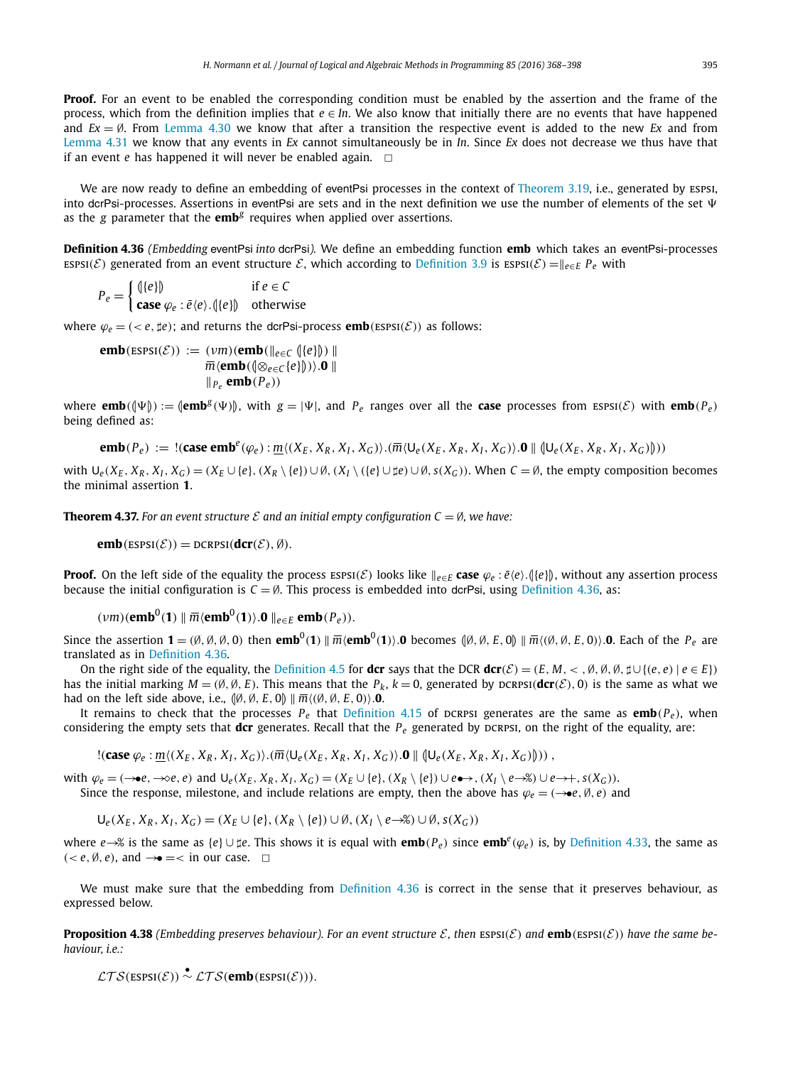**Proof.** For an event to be enabled the corresponding condition must be enabled by the assertion and the frame of the process, which from the definition implies that $e \in In$. We also know that initially there are no events that have happened and $Ex = \emptyset$. From Lemma 4.30 we know that after a transition the respective event is added to the new $Ex$ and from Lemma 4.31 we know that any events in $Ex$ cannot simultaneously be in $In$. Since $Ex$ does not decrease we thus have that if an event $e$ has happened it will never be enabled again. $\square$

We are now ready to define an embedding of eventPsi processes in the context of Theorem 3.19, i.e., generated by ESPSI, into dcrPsi-processes. Assertions in eventPsi are sets and in the next definition we use the number of elements of the set $\Psi$ as the $g$ parameter that the $\mathbf{emb}^g$ requires when applied over assertions.

**Definition 4.36** *(Embedding eventPsi into dcrPsi).* We define an embedding function **emb** which takes an eventPsi-processes $\textsc{espsi}(\mathcal{E})$ generated from an event structure $\mathcal{E}$, which according to Definition 3.9 is $\textsc{espsi}(\mathcal{E}) = \|_{e \in E} P_e$ with

$$P_e = \begin{cases} (\!|\{e\}|\!) & \text{if } e \in C \\ \mathbf{case}\ \varphi_e : \bar{e}\langle e\rangle.(\!|\{e\}|\!) & \text{otherwise} \end{cases}$$

where $\varphi_e = (<e, \sharp e)$; and returns the dcrPsi-process $\mathbf{emb}(\textsc{espsi}(\mathcal{E}))$ as follows:

$$\begin{aligned}\mathbf{emb}(\textsc{espsi}(\mathcal{E})) \;:=\; & (\nu m)(\mathbf{emb}(\|_{e \in C}\, (\!|\{e\}|\!)) \;\| \\ & \overline{m}\langle \mathbf{emb}((\!|\otimes_{e \in C}\{e\}|\!))\rangle.\mathbf{0} \;\| \\ & \|_{P_e}\, \mathbf{emb}(P_e))\end{aligned}$$

where $\mathbf{emb}((\!|\Psi|\!)) := (\!|\mathbf{emb}^g(\Psi)|\!)$, with $g = |\Psi|$, and $P_e$ ranges over all the **case** processes from $\textsc{espsi}(\mathcal{E})$ with $\mathbf{emb}(P_e)$ being defined as:

$$\mathbf{emb}(P_e) \;:=\; !(\mathbf{case}\ \mathbf{emb}^e(\varphi_e) : \underline{m}\langle (X_E, X_R, X_I, X_G)\rangle.(\overline{m}\langle \mathsf{U}_e(X_E, X_R, X_I, X_G)\rangle.\mathbf{0} \;\|\; (\!|\mathsf{U}_e(X_E, X_R, X_I, X_G)|\!)))$$

with $\mathsf{U}_e(X_E, X_R, X_I, X_G) = (X_E \cup \{e\}, (X_R \setminus \{e\}) \cup \emptyset, (X_I \setminus (\{e\} \cup \sharp e) \cup \emptyset, s(X_G))$. When $C = \emptyset$, the empty composition becomes the minimal assertion $\mathbf{1}$.

**Theorem 4.37.** *For an event structure $\mathcal{E}$ and an initial empty configuration $C = \emptyset$, we have:*

$$\mathbf{emb}(\textsc{espsi}(\mathcal{E})) = \textsc{dcrpsi}(\mathbf{dcr}(\mathcal{E}), \emptyset).$$

**Proof.** On the left side of the equality the process $\textsc{espsi}(\mathcal{E})$ looks like $\|_{e \in E}\, \mathbf{case}\ \varphi_e : \bar{e}\langle e\rangle.(\!|\{e\}|\!)$, without any assertion process because the initial configuration is $C = \emptyset$. This process is embedded into dcrPsi, using Definition 4.36, as:

$$(\nu m)(\mathbf{emb}^0(\mathbf{1}) \;\|\; \overline{m}\langle \mathbf{emb}^0(\mathbf{1})\rangle.\mathbf{0} \;\|_{e \in E}\, \mathbf{emb}(P_e)).$$

Since the assertion $\mathbf{1} = (\emptyset, \emptyset, \emptyset, 0)$ then $\mathbf{emb}^0(\mathbf{1}) \;\|\; \overline{m}\langle \mathbf{emb}^0(\mathbf{1})\rangle.\mathbf{0}$ becomes $(\!|\emptyset, \emptyset, E, 0|\!) \;\|\; \overline{m}\langle (\emptyset, \emptyset, E, 0)\rangle.\mathbf{0}$. Each of the $P_e$ are translated as in Definition 4.36.

On the right side of the equality, the Definition 4.5 for **dcr** says that the DCR $\mathbf{dcr}(\mathcal{E}) = (E, M, <, \emptyset, \emptyset, \emptyset, \sharp \cup \{(e, e) \mid e \in E\})$ has the initial marking $M = (\emptyset, \emptyset, E)$. This means that the $P_k$, $k = 0$, generated by $\textsc{dcrpsi}(\mathbf{dcr}(\mathcal{E}), 0)$ is the same as what we had on the left side above, i.e., $(\!|\emptyset, \emptyset, E, 0|\!) \;\|\; \overline{m}\langle (\emptyset, \emptyset, E, 0)\rangle.\mathbf{0}$.

It remains to check that the processes $P_e$ that Definition 4.15 of DCRPSI generates are the same as $\mathbf{emb}(P_e)$, when considering the empty sets that **dcr** generates. Recall that the $P_e$ generated by DCRPSI, on the right of the equality, are:

$$!(\mathbf{case}\ \varphi_e : \underline{m}\langle (X_E, X_R, X_I, X_G)\rangle.(\overline{m}\langle \mathsf{U}_e(X_E, X_R, X_I, X_G)\rangle.\mathbf{0} \;\|\; (\!|\mathsf{U}_e(X_E, X_R, X_I, X_G)|\!)))\ ,$$

with $\varphi_e = (\rightarrow\!\!\bullet e, \rightarrow\!\!\diamond e, e)$ and $\mathsf{U}_e(X_E, X_R, X_I, X_G) = (X_E \cup \{e\}, (X_R \setminus \{e\}) \cup e\!\bullet\!\!\rightarrow, (X_I \setminus e\!\rightarrow\!\!\%) \cup e\!\rightarrow\!\!+, s(X_G))$.

Since the response, milestone, and include relations are empty, then the above has $\varphi_e = (\rightarrow\!\!\bullet e, \emptyset, e)$ and

$$\mathsf{U}_e(X_E, X_R, X_I, X_G) = (X_E \cup \{e\}, (X_R \setminus \{e\}) \cup \emptyset, (X_I \setminus e\!\rightarrow\!\!\%) \cup \emptyset, s(X_G))$$

where $e\!\rightarrow\!\!\%$ is the same as $\{e\} \cup \sharp e$. This shows it is equal with $\mathbf{emb}(P_e)$ since $\mathbf{emb}^e(\varphi_e)$ is, by Definition 4.33, the same as $(<e, \emptyset, e)$, and $\rightarrow\!\!\bullet\; = \;<$ in our case. $\square$

We must make sure that the embedding from Definition 4.36 is correct in the sense that it preserves behaviour, as expressed below.

**Proposition 4.38** *(Embedding preserves behaviour). For an event structure $\mathcal{E}$, then $\textsc{espsi}(\mathcal{E})$ and $\mathbf{emb}(\textsc{espsi}(\mathcal{E}))$ have the same behaviour, i.e.:*

$$\mathcal{LTS}(\textsc{espsi}(\mathcal{E})) \overset{\bullet}{\sim} \mathcal{LTS}(\mathbf{emb}(\textsc{espsi}(\mathcal{E}))).$$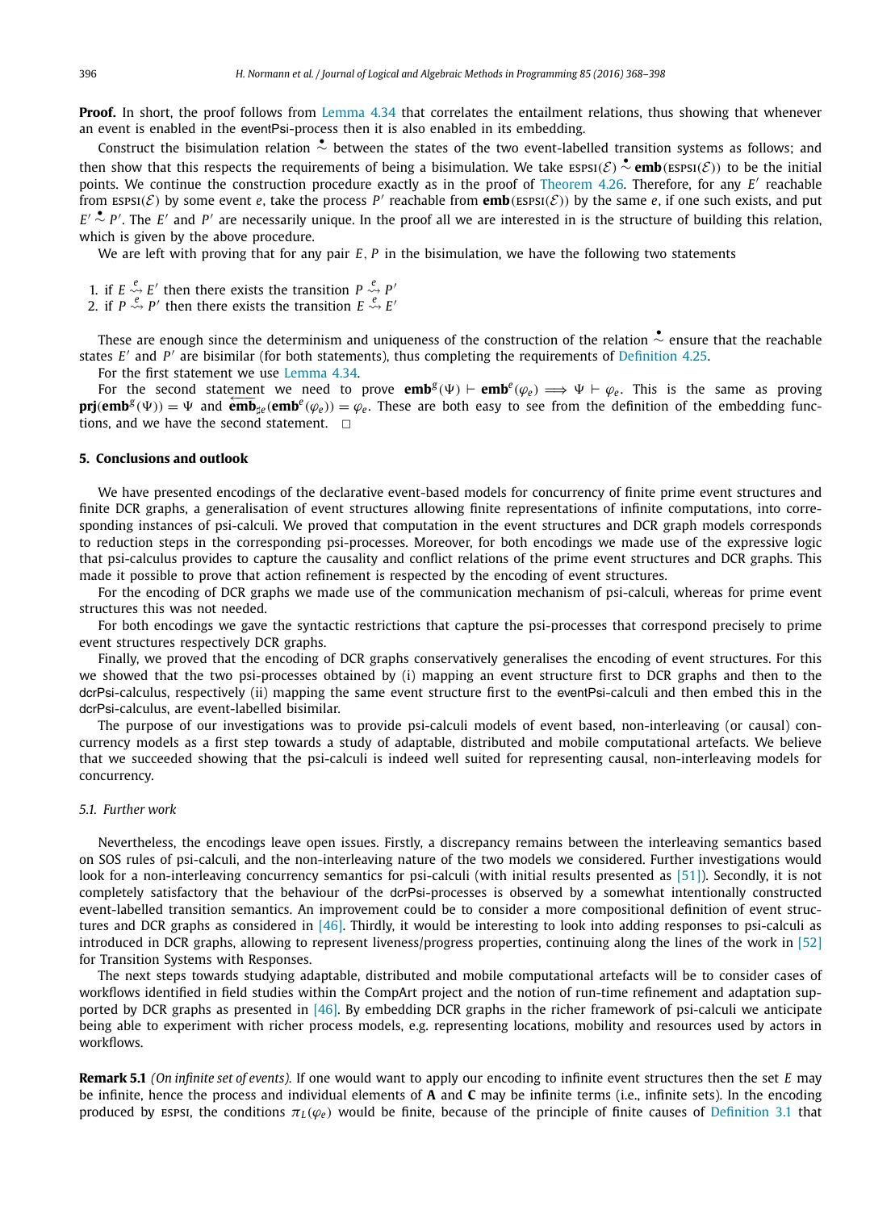**Proof.** In short, the proof follows from Lemma 4.34 that correlates the entailment relations, thus showing that whenever an event is enabled in the eventPsi-process then it is also enabled in its embedding.

Construct the bisimulation relation $\overset{\bullet}{\sim}$ between the states of the two event-labelled transition systems as follows; and then show that this respects the requirements of being a bisimulation. We take $\text{ESPSI}(\mathcal{E}) \overset{\bullet}{\sim} \mathbf{emb}(\text{ESPSI}(\mathcal{E}))$ to be the initial points. We continue the construction procedure exactly as in the proof of Theorem 4.26. Therefore, for any $E'$ reachable from $\text{ESPSI}(\mathcal{E})$ by some event $e$, take the process $P'$ reachable from $\mathbf{emb}(\text{ESPSI}(\mathcal{E}))$ by the same $e$, if one such exists, and put $E' \overset{\bullet}{\sim} P'$. The $E'$ and $P'$ are necessarily unique. In the proof all we are interested in is the structure of building this relation, which is given by the above procedure.

We are left with proving that for any pair $E, P$ in the bisimulation, we have the following two statements

1. if $E \overset{e}{\rightsquigarrow} E'$ then there exists the transition $P \overset{e}{\rightsquigarrow} P'$
2. if $P \overset{e}{\rightsquigarrow} P'$ then there exists the transition $E \overset{e}{\rightsquigarrow} E'$

These are enough since the determinism and uniqueness of the construction of the relation $\overset{\bullet}{\sim}$ ensure that the reachable states $E'$ and $P'$ are bisimilar (for both statements), thus completing the requirements of Definition 4.25.

For the first statement we use Lemma 4.34.

For the second statement we need to prove $\mathbf{emb}^g(\Psi) \vdash \mathbf{emb}^e(\varphi_e) \implies \Psi \vdash \varphi_e$. This is the same as proving $\mathbf{prj}(\mathbf{emb}^g(\Psi)) = \Psi$ and $\overleftarrow{\mathbf{emb}}_{\sharp e}(\mathbf{emb}^e(\varphi_e)) = \varphi_e$. These are both easy to see from the definition of the embedding functions, and we have the second statement. $\square$

## 5. Conclusions and outlook

We have presented encodings of the declarative event-based models for concurrency of finite prime event structures and finite DCR graphs, a generalisation of event structures allowing finite representations of infinite computations, into corresponding instances of psi-calculi. We proved that computation in the event structures and DCR graph models corresponds to reduction steps in the corresponding psi-processes. Moreover, for both encodings we made use of the expressive logic that psi-calculus provides to capture the causality and conflict relations of the prime event structures and DCR graphs. This made it possible to prove that action refinement is respected by the encoding of event structures.

For the encoding of DCR graphs we made use of the communication mechanism of psi-calculi, whereas for prime event structures this was not needed.

For both encodings we gave the syntactic restrictions that capture the psi-processes that correspond precisely to prime event structures respectively DCR graphs.

Finally, we proved that the encoding of DCR graphs conservatively generalises the encoding of event structures. For this we showed that the two psi-processes obtained by (i) mapping an event structure first to DCR graphs and then to the dcrPsi-calculus, respectively (ii) mapping the same event structure first to the eventPsi-calculi and then embed this in the dcrPsi-calculus, are event-labelled bisimilar.

The purpose of our investigations was to provide psi-calculi models of event based, non-interleaving (or causal) concurrency models as a first step towards a study of adaptable, distributed and mobile computational artefacts. We believe that we succeeded showing that the psi-calculi is indeed well suited for representing causal, non-interleaving models for concurrency.

### 5.1. Further work

Nevertheless, the encodings leave open issues. Firstly, a discrepancy remains between the interleaving semantics based on SOS rules of psi-calculi, and the non-interleaving nature of the two models we considered. Further investigations would look for a non-interleaving concurrency semantics for psi-calculi (with initial results presented as [51]). Secondly, it is not completely satisfactory that the behaviour of the dcrPsi-processes is observed by a somewhat intentionally constructed event-labelled transition semantics. An improvement could be to consider a more compositional definition of event structures and DCR graphs as considered in [46]. Thirdly, it would be interesting to look into adding responses to psi-calculi as introduced in DCR graphs, allowing to represent liveness/progress properties, continuing along the lines of the work in [52] for Transition Systems with Responses.

The next steps towards studying adaptable, distributed and mobile computational artefacts will be to consider cases of workflows identified in field studies within the CompArt project and the notion of run-time refinement and adaptation supported by DCR graphs as presented in [46]. By embedding DCR graphs in the richer framework of psi-calculi we anticipate being able to experiment with richer process models, e.g. representing locations, mobility and resources used by actors in workflows.

**Remark 5.1** *(On infinite set of events).* If one would want to apply our encoding to infinite event structures then the set $E$ may be infinite, hence the process and individual elements of $\mathbf{A}$ and $\mathbf{C}$ may be infinite terms (i.e., infinite sets). In the encoding produced by ESPSI, the conditions $\pi_L(\varphi_e)$ would be finite, because of the principle of finite causes of Definition 3.1 that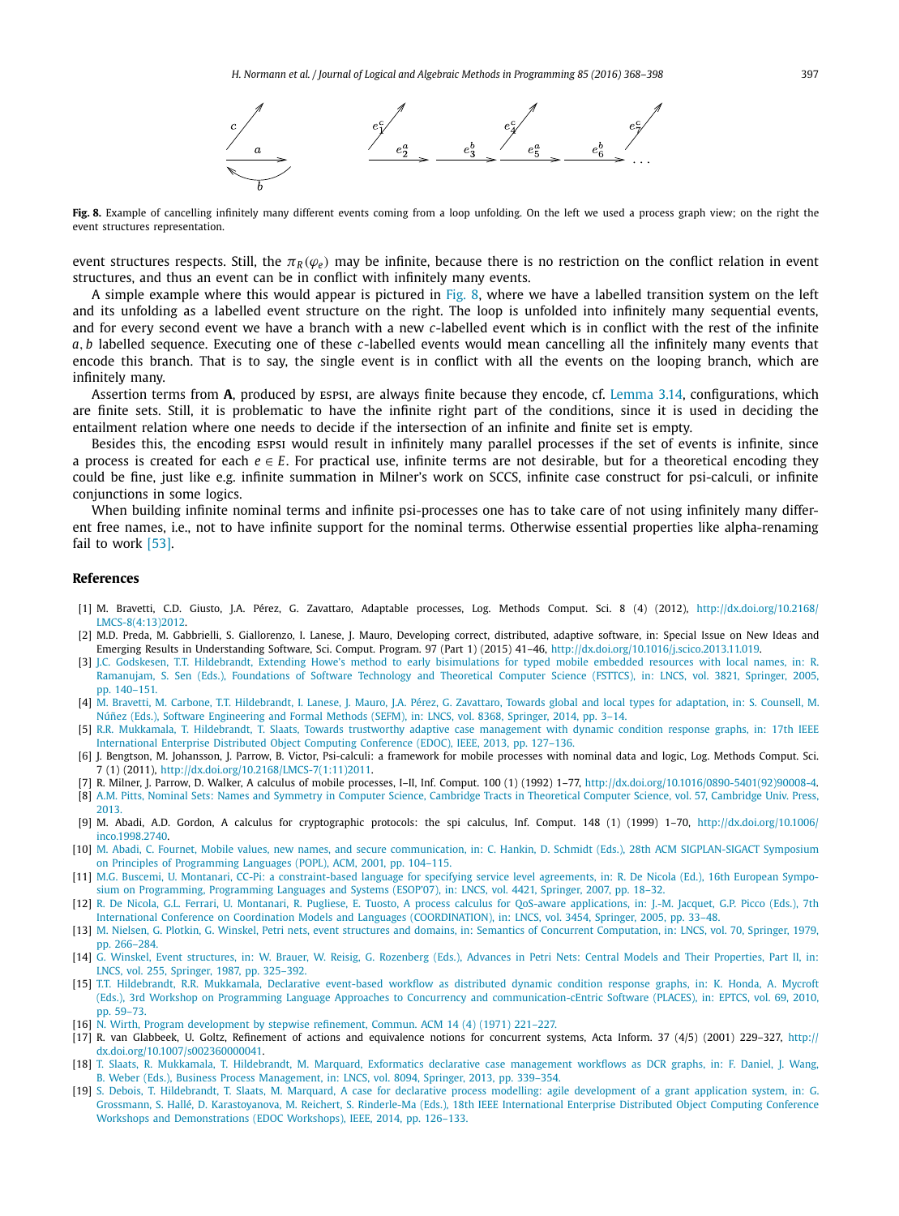**Fig. 8.** Example of cancelling infinitely many different events coming from a loop unfolding. On the left we used a process graph view; on the right the event structures representation.

event structures respects. Still, the $\pi_R(\varphi_e)$ may be infinite, because there is no restriction on the conflict relation in event structures, and thus an event can be in conflict with infinitely many events.

A simple example where this would appear is pictured in Fig. 8, where we have a labelled transition system on the left and its unfolding as a labelled event structure on the right. The loop is unfolded into infinitely many sequential events, and for every second event we have a branch with a new $c$-labelled event which is in conflict with the rest of the infinite $a, b$ labelled sequence. Executing one of these $c$-labelled events would mean cancelling all the infinitely many events that encode this branch. That is to say, the single event is in conflict with all the events on the looping branch, which are infinitely many.

Assertion terms from **A**, produced by ESPSI, are always finite because they encode, cf. Lemma 3.14, configurations, which are finite sets. Still, it is problematic to have the infinite right part of the conditions, since it is used in deciding the entailment relation where one needs to decide if the intersection of an infinite and finite set is empty.

Besides this, the encoding ESPSI would result in infinitely many parallel processes if the set of events is infinite, since a process is created for each $e \in E$. For practical use, infinite terms are not desirable, but for a theoretical encoding they could be fine, just like e.g. infinite summation in Milner's work on SCCS, infinite case construct for psi-calculi, or infinite conjunctions in some logics.

When building infinite nominal terms and infinite psi-processes one has to take care of not using infinitely many different free names, i.e., not to have infinite support for the nominal terms. Otherwise essential properties like alpha-renaming fail to work [53].

## References

[1] M. Bravetti, C.D. Giusto, J.A. Pérez, G. Zavattaro, Adaptable processes, Log. Methods Comput. Sci. 8 (4) (2012), http://dx.doi.org/10.2168/LMCS-8(4:13)2012.

[2] M.D. Preda, M. Gabbrielli, S. Giallorenzo, I. Lanese, J. Mauro, Developing correct, distributed, adaptive software, in: Special Issue on New Ideas and Emerging Results in Understanding Software, Sci. Comput. Program. 97 (Part 1) (2015) 41–46, http://dx.doi.org/10.1016/j.scico.2013.11.019.

[3] J.C. Godskesen, T.T. Hildebrandt, Extending Howe's method to early bisimulations for typed mobile embedded resources with local names, in: R. Ramanujam, S. Sen (Eds.), Foundations of Software Technology and Theoretical Computer Science (FSTTCS), in: LNCS, vol. 3821, Springer, 2005, pp. 140–151.

[4] M. Bravetti, M. Carbone, T.T. Hildebrandt, I. Lanese, J. Mauro, J.A. Pérez, G. Zavattaro, Towards global and local types for adaptation, in: S. Counsell, M. Núñez (Eds.), Software Engineering and Formal Methods (SEFM), in: LNCS, vol. 8368, Springer, 2014, pp. 3–14.

[5] R.R. Mukkamala, T. Hildebrandt, T. Slaats, Towards trustworthy adaptive case management with dynamic condition response graphs, in: 17th IEEE International Enterprise Distributed Object Computing Conference (EDOC), IEEE, 2013, pp. 127–136.

[6] J. Bengtson, M. Johansson, J. Parrow, B. Victor, Psi-calculi: a framework for mobile processes with nominal data and logic, Log. Methods Comput. Sci. 7 (1) (2011), http://dx.doi.org/10.2168/LMCS-7(1:11)2011.

[7] R. Milner, J. Parrow, D. Walker, A calculus of mobile processes, I–II, Inf. Comput. 100 (1) (1992) 1–77, http://dx.doi.org/10.1016/0890-5401(92)90008-4.

[8] A.M. Pitts, Nominal Sets: Names and Symmetry in Computer Science, Cambridge Tracts in Theoretical Computer Science, vol. 57, Cambridge Univ. Press, 2013.

[9] M. Abadi, A.D. Gordon, A calculus for cryptographic protocols: the spi calculus, Inf. Comput. 148 (1) (1999) 1–70, http://dx.doi.org/10.1006/inco.1998.2740.

[10] M. Abadi, C. Fournet, Mobile values, new names, and secure communication, in: C. Hankin, D. Schmidt (Eds.), 28th ACM SIGPLAN-SIGACT Symposium on Principles of Programming Languages (POPL), ACM, 2001, pp. 104–115.

[11] M.G. Buscemi, U. Montanari, CC-Pi: a constraint-based language for specifying service level agreements, in: R. De Nicola (Ed.), 16th European Symposium on Programming, Programming Languages and Systems (ESOP'07), in: LNCS, vol. 4421, Springer, 2007, pp. 18–32.

[12] R. De Nicola, G.L. Ferrari, U. Montanari, R. Pugliese, E. Tuosto, A process calculus for QoS-aware applications, in: J.-M. Jacquet, G.P. Picco (Eds.), 7th International Conference on Coordination Models and Languages (COORDINATION), in: LNCS, vol. 3454, Springer, 2005, pp. 33–48.

[13] M. Nielsen, G. Plotkin, G. Winskel, Petri nets, event structures and domains, in: Semantics of Concurrent Computation, in: LNCS, vol. 70, Springer, 1979, pp. 266–284.

[14] G. Winskel, Event structures, in: W. Brauer, W. Reisig, G. Rozenberg (Eds.), Advances in Petri Nets: Central Models and Their Properties, Part II, in: LNCS, vol. 255, Springer, 1987, pp. 325–392.

[15] T.T. Hildebrandt, R.R. Mukkamala, Declarative event-based workflow as distributed dynamic condition response graphs, in: K. Honda, A. Mycroft (Eds.), 3rd Workshop on Programming Language Approaches to Concurrency and communication-cEntric Software (PLACES), in: EPTCS, vol. 69, 2010, pp. 59–73.

[16] N. Wirth, Program development by stepwise refinement, Commun. ACM 14 (4) (1971) 221–227.

[17] R. van Glabbeek, U. Goltz, Refinement of actions and equivalence notions for concurrent systems, Acta Inform. 37 (4/5) (2001) 229–327, http://dx.doi.org/10.1007/s002360000041.

[18] T. Slaats, R. Mukkamala, T. Hildebrandt, M. Marquard, Exformatics declarative case management workflows as DCR graphs, in: F. Daniel, J. Wang, B. Weber (Eds.), Business Process Management, in: LNCS, vol. 8094, Springer, 2013, pp. 339–354.

[19] S. Debois, T. Hildebrandt, T. Slaats, M. Marquard, A case for declarative process modelling: agile development of a grant application system, in: G. Grossmann, S. Hallé, D. Karastoyanova, M. Reichert, S. Rinderle-Ma (Eds.), 18th IEEE International Enterprise Distributed Object Computing Conference Workshops and Demonstrations (EDOC Workshops), IEEE, 2014, pp. 126–133.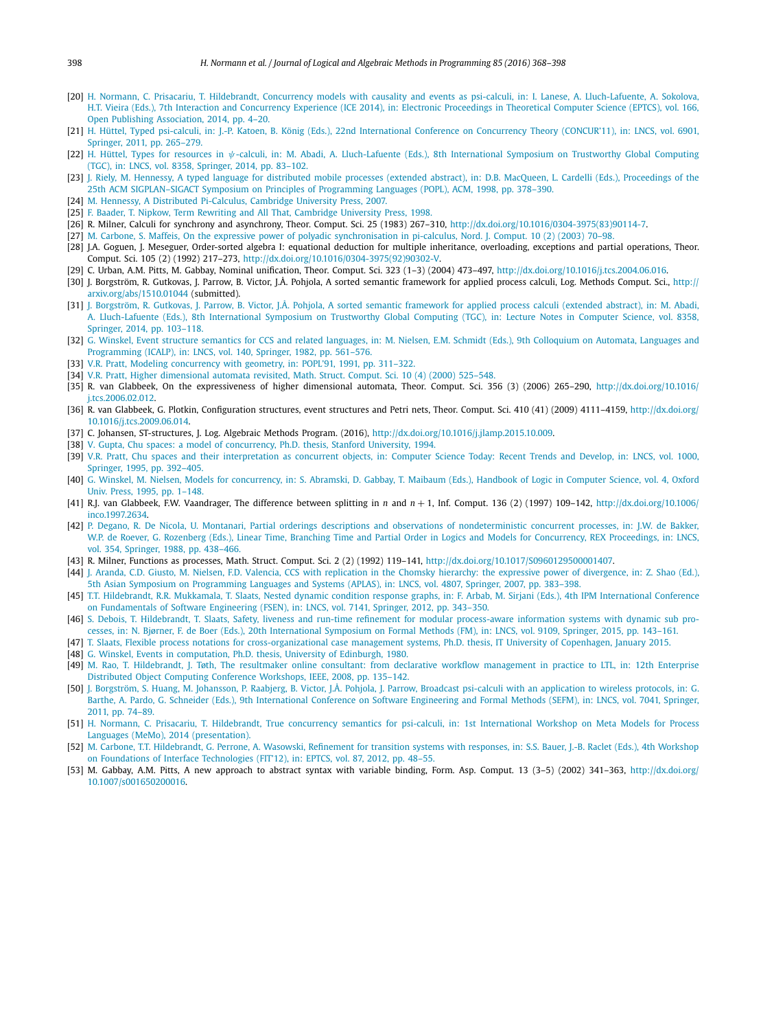[20] H. Normann, C. Prisacariu, T. Hildebrandt, Concurrency models with causality and events as psi-calculi, in: I. Lanese, A. Lluch-Lafuente, A. Sokolova, H.T. Vieira (Eds.), 7th Interaction and Concurrency Experience (ICE 2014), in: Electronic Proceedings in Theoretical Computer Science (EPTCS), vol. 166, Open Publishing Association, 2014, pp. 4–20.

[21] H. Hüttel, Typed psi-calculi, in: J.-P. Katoen, B. König (Eds.), 22nd International Conference on Concurrency Theory (CONCUR'11), in: LNCS, vol. 6901, Springer, 2011, pp. 265–279.

[22] H. Hüttel, Types for resources in $\psi$-calculi, in: M. Abadi, A. Lluch-Lafuente (Eds.), 8th International Symposium on Trustworthy Global Computing (TGC), in: LNCS, vol. 8358, Springer, 2014, pp. 83–102.

[23] J. Riely, M. Hennessy, A typed language for distributed mobile processes (extended abstract), in: D.B. MacQueen, L. Cardelli (Eds.), Proceedings of the 25th ACM SIGPLAN–SIGACT Symposium on Principles of Programming Languages (POPL), ACM, 1998, pp. 378–390.

[24] M. Hennessy, A Distributed Pi-Calculus, Cambridge University Press, 2007.

[25] F. Baader, T. Nipkow, Term Rewriting and All That, Cambridge University Press, 1998.

[26] R. Milner, Calculi for synchrony and asynchrony, Theor. Comput. Sci. 25 (1983) 267–310, http://dx.doi.org/10.1016/0304-3975(83)90114-7.

[27] M. Carbone, S. Maffeis, On the expressive power of polyadic synchronisation in pi-calculus, Nord. J. Comput. 10 (2) (2003) 70–98.

[28] J.A. Goguen, J. Meseguer, Order-sorted algebra I: equational deduction for multiple inheritance, overloading, exceptions and partial operations, Theor. Comput. Sci. 105 (2) (1992) 217–273, http://dx.doi.org/10.1016/0304-3975(92)90302-V.

[29] C. Urban, A.M. Pitts, M. Gabbay, Nominal unification, Theor. Comput. Sci. 323 (1–3) (2004) 473–497, http://dx.doi.org/10.1016/j.tcs.2004.06.016.

[30] J. Borgström, R. Gutkovas, J. Parrow, B. Victor, J.Å. Pohjola, A sorted semantic framework for applied process calculi, Log. Methods Comput. Sci., http://arxiv.org/abs/1510.01044 (submitted).

[31] J. Borgström, R. Gutkovas, J. Parrow, B. Victor, J.Å. Pohjola, A sorted semantic framework for applied process calculi (extended abstract), in: M. Abadi, A. Lluch-Lafuente (Eds.), 8th International Symposium on Trustworthy Global Computing (TGC), in: Lecture Notes in Computer Science, vol. 8358, Springer, 2014, pp. 103–118.

[32] G. Winskel, Event structure semantics for CCS and related languages, in: M. Nielsen, E.M. Schmidt (Eds.), 9th Colloquium on Automata, Languages and Programming (ICALP), in: LNCS, vol. 140, Springer, 1982, pp. 561–576.

[33] V.R. Pratt, Modeling concurrency with geometry, in: POPL'91, 1991, pp. 311–322.

[34] V.R. Pratt, Higher dimensional automata revisited, Math. Struct. Comput. Sci. 10 (4) (2000) 525–548.

[35] R. van Glabbeek, On the expressiveness of higher dimensional automata, Theor. Comput. Sci. 356 (3) (2006) 265–290, http://dx.doi.org/10.1016/j.tcs.2006.02.012.

[36] R. van Glabbeek, G. Plotkin, Configuration structures, event structures and Petri nets, Theor. Comput. Sci. 410 (41) (2009) 4111–4159, http://dx.doi.org/10.1016/j.tcs.2009.06.014.

[37] C. Johansen, ST-structures, J. Log. Algebraic Methods Program. (2016), http://dx.doi.org/10.1016/j.jlamp.2015.10.009.

[38] V. Gupta, Chu spaces: a model of concurrency, Ph.D. thesis, Stanford University, 1994.

[39] V.R. Pratt, Chu spaces and their interpretation as concurrent objects, in: Computer Science Today: Recent Trends and Develop, in: LNCS, vol. 1000, Springer, 1995, pp. 392–405.

[40] G. Winskel, M. Nielsen, Models for concurrency, in: S. Abramski, D. Gabbay, T. Maibaum (Eds.), Handbook of Logic in Computer Science, vol. 4, Oxford Univ. Press, 1995, pp. 1–148.

[41] R.J. van Glabbeek, F.W. Vaandrager, The difference between splitting in $n$ and $n + 1$, Inf. Comput. 136 (2) (1997) 109–142, http://dx.doi.org/10.1006/inco.1997.2634.

[42] P. Degano, R. De Nicola, U. Montanari, Partial orderings descriptions and observations of nondeterministic concurrent processes, in: J.W. de Bakker, W.P. de Roever, G. Rozenberg (Eds.), Linear Time, Branching Time and Partial Order in Logics and Models for Concurrency, REX Proceedings, in: LNCS, vol. 354, Springer, 1988, pp. 438–466.

[43] R. Milner, Functions as processes, Math. Struct. Comput. Sci. 2 (2) (1992) 119–141, http://dx.doi.org/10.1017/S0960129500001407.

[44] J. Aranda, C.D. Giusto, M. Nielsen, F.D. Valencia, CCS with replication in the Chomsky hierarchy: the expressive power of divergence, in: Z. Shao (Ed.), 5th Asian Symposium on Programming Languages and Systems (APLAS), in: LNCS, vol. 4807, Springer, 2007, pp. 383–398.

[45] T.T. Hildebrandt, R.R. Mukkamala, T. Slaats, Nested dynamic condition response graphs, in: F. Arbab, M. Sirjani (Eds.), 4th IPM International Conference on Fundamentals of Software Engineering (FSEN), in: LNCS, vol. 7141, Springer, 2012, pp. 343–350.

[46] S. Debois, T. Hildebrandt, T. Slaats, Safety, liveness and run-time refinement for modular process-aware information systems with dynamic sub processes, in: N. Bjørner, F. de Boer (Eds.), 20th International Symposium on Formal Methods (FM), in: LNCS, vol. 9109, Springer, 2015, pp. 143–161.

[47] T. Slaats, Flexible process notations for cross-organizational case management systems, Ph.D. thesis, IT University of Copenhagen, January 2015.

[48] G. Winskel, Events in computation, Ph.D. thesis, University of Edinburgh, 1980.

[49] M. Rao, T. Hildebrandt, J. Tøth, The resultmaker online consultant: from declarative workflow management in practice to LTL, in: 12th Enterprise Distributed Object Computing Conference Workshops, IEEE, 2008, pp. 135–142.

[50] J. Borgström, S. Huang, M. Johansson, P. Raabjerg, B. Victor, J.Å. Pohjola, J. Parrow, Broadcast psi-calculi with an application to wireless protocols, in: G. Barthe, A. Pardo, G. Schneider (Eds.), 9th International Conference on Software Engineering and Formal Methods (SEFM), in: LNCS, vol. 7041, Springer, 2011, pp. 74–89.

[51] H. Normann, C. Prisacariu, T. Hildebrandt, True concurrency semantics for psi-calculi, in: 1st International Workshop on Meta Models for Process Languages (MeMo), 2014 (presentation).

[52] M. Carbone, T.T. Hildebrandt, G. Perrone, A. Wasowski, Refinement for transition systems with responses, in: S.S. Bauer, J.-B. Raclet (Eds.), 4th Workshop on Foundations of Interface Technologies (FIT'12), in: EPTCS, vol. 87, 2012, pp. 48–55.

[53] M. Gabbay, A.M. Pitts, A new approach to abstract syntax with variable binding, Form. Asp. Comput. 13 (3–5) (2002) 341–363, http://dx.doi.org/10.1007/s001650200016.